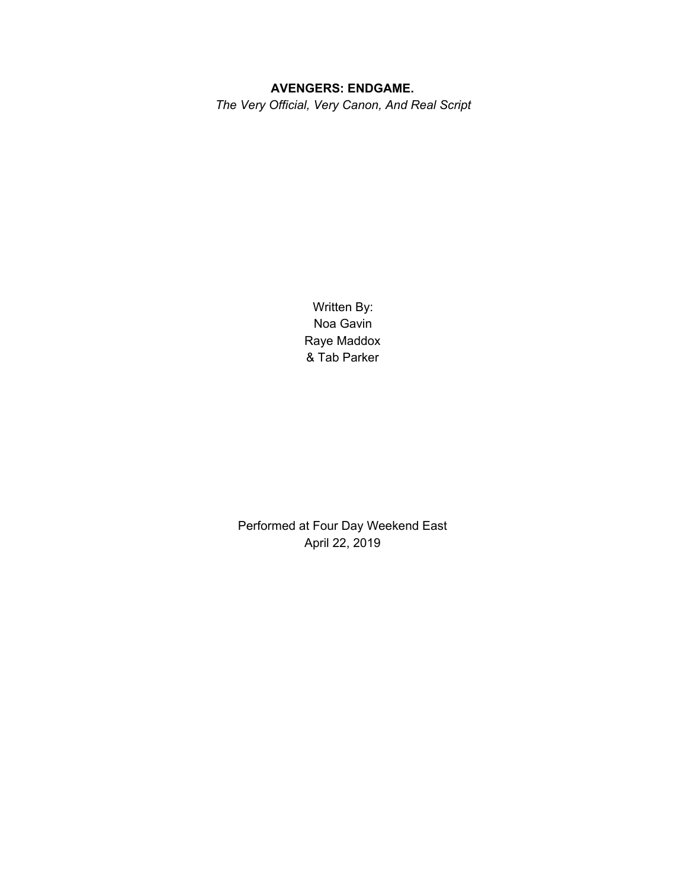# AVENGERS: ENDGAME.

*The Very Official, Very Canon, And Real Script*

Written By:
Noa Gavin
Raye Maddox
& Tab Parker

Performed at Four Day Weekend East
April 22, 2019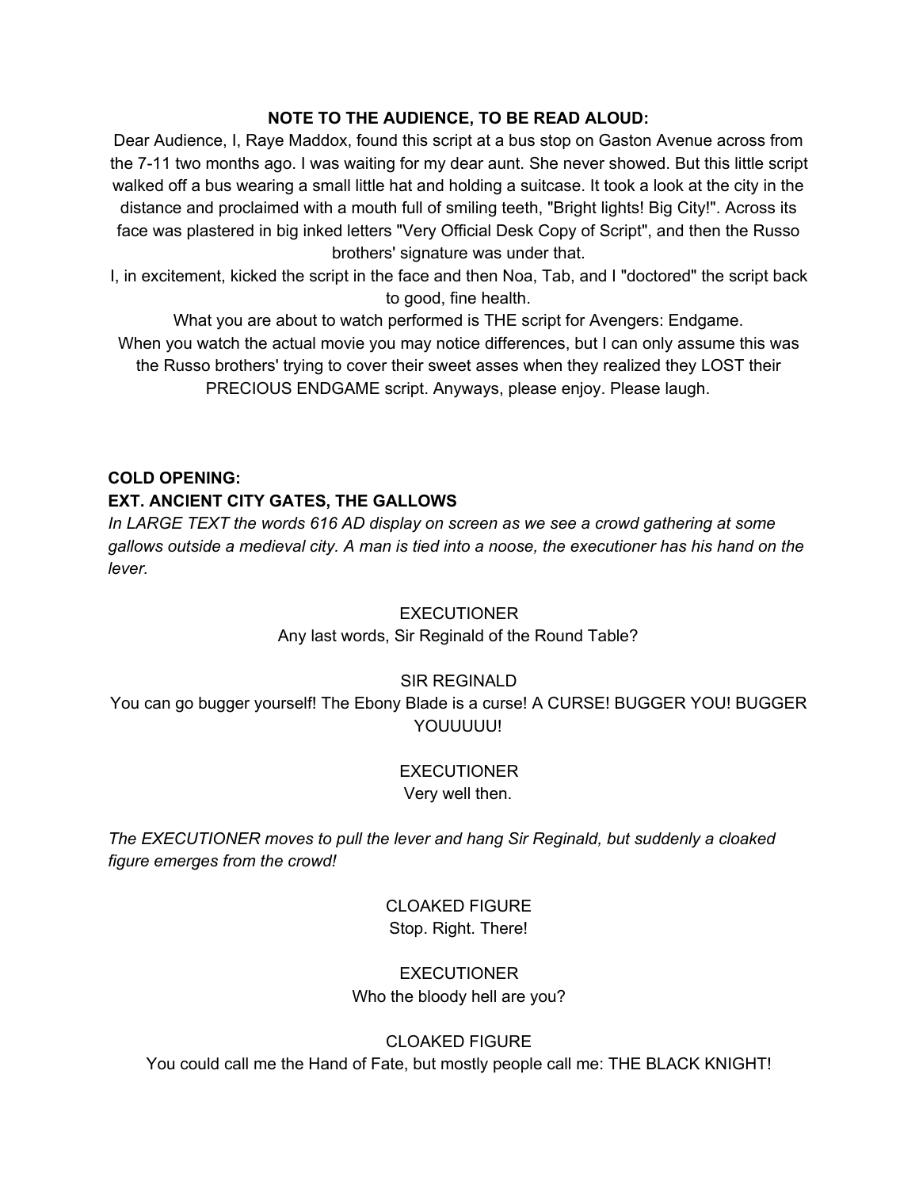**NOTE TO THE AUDIENCE, TO BE READ ALOUD:**

Dear Audience, I, Raye Maddox, found this script at a bus stop on Gaston Avenue across from the 7-11 two months ago. I was waiting for my dear aunt. She never showed. But this little script walked off a bus wearing a small little hat and holding a suitcase. It took a look at the city in the distance and proclaimed with a mouth full of smiling teeth, "Bright lights! Big City!". Across its face was plastered in big inked letters "Very Official Desk Copy of Script", and then the Russo brothers' signature was under that.

I, in excitement, kicked the script in the face and then Noa, Tab, and I "doctored" the script back to good, fine health.

What you are about to watch performed is THE script for Avengers: Endgame.

When you watch the actual movie you may notice differences, but I can only assume this was the Russo brothers' trying to cover their sweet asses when they realized they LOST their PRECIOUS ENDGAME script. Anyways, please enjoy. Please laugh.

**COLD OPENING:**

**EXT. ANCIENT CITY GATES, THE GALLOWS**

*In LARGE TEXT the words 616 AD display on screen as we see a crowd gathering at some gallows outside a medieval city. A man is tied into a noose, the executioner has his hand on the lever.*

EXECUTIONER

Any last words, Sir Reginald of the Round Table?

SIR REGINALD

You can go bugger yourself! The Ebony Blade is a curse! A CURSE! BUGGER YOU! BUGGER YOUUUUU!

EXECUTIONER

Very well then.

*The EXECUTIONER moves to pull the lever and hang Sir Reginald, but suddenly a cloaked figure emerges from the crowd!*

CLOAKED FIGURE

Stop. Right. There!

EXECUTIONER

Who the bloody hell are you?

CLOAKED FIGURE

You could call me the Hand of Fate, but mostly people call me: THE BLACK KNIGHT!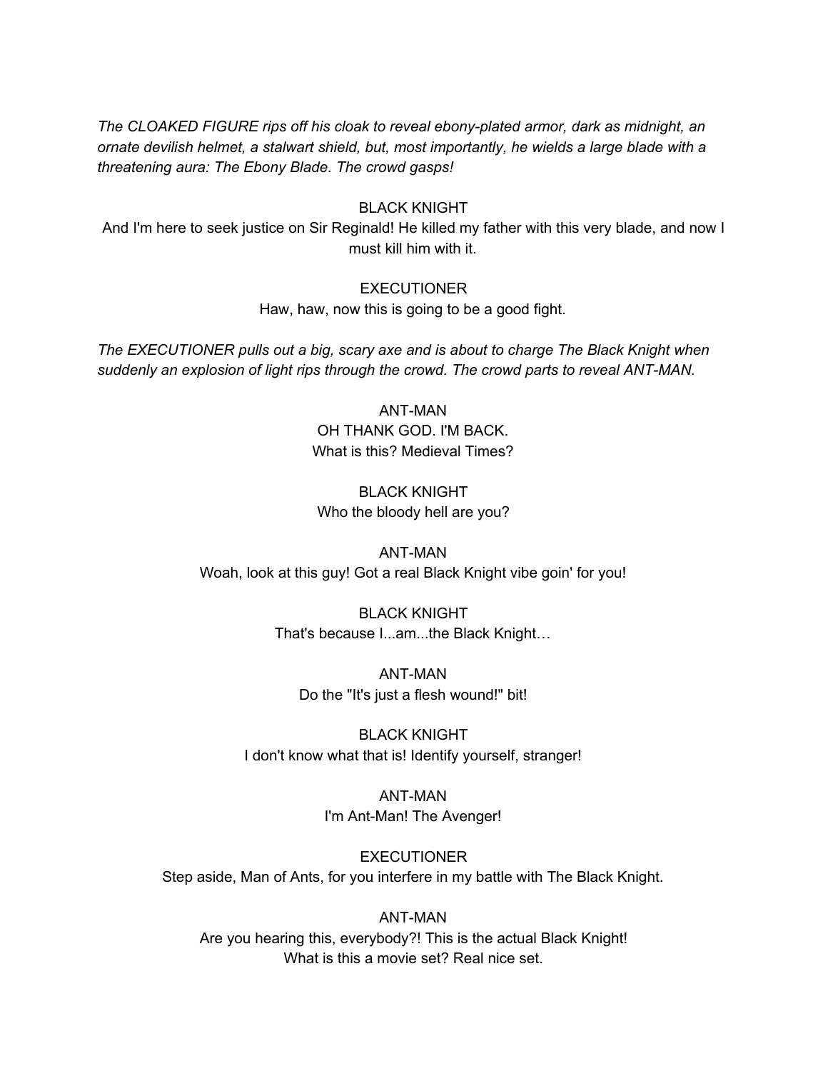*The CLOAKED FIGURE rips off his cloak to reveal ebony-plated armor, dark as midnight, an ornate devilish helmet, a stalwart shield, but, most importantly, he wields a large blade with a threatening aura: The Ebony Blade. The crowd gasps!*

BLACK KNIGHT
And I'm here to seek justice on Sir Reginald! He killed my father with this very blade, and now I must kill him with it.

EXECUTIONER
Haw, haw, now this is going to be a good fight.

*The EXECUTIONER pulls out a big, scary axe and is about to charge The Black Knight when suddenly an explosion of light rips through the crowd. The crowd parts to reveal ANT-MAN.*

ANT-MAN
OH THANK GOD. I'M BACK.
What is this? Medieval Times?

BLACK KNIGHT
Who the bloody hell are you?

ANT-MAN
Woah, look at this guy! Got a real Black Knight vibe goin' for you!

BLACK KNIGHT
That's because I...am...the Black Knight…

ANT-MAN
Do the "It's just a flesh wound!" bit!

BLACK KNIGHT
I don't know what that is! Identify yourself, stranger!

ANT-MAN
I'm Ant-Man! The Avenger!

EXECUTIONER
Step aside, Man of Ants, for you interfere in my battle with The Black Knight.

ANT-MAN
Are you hearing this, everybody?! This is the actual Black Knight!
What is this a movie set? Real nice set.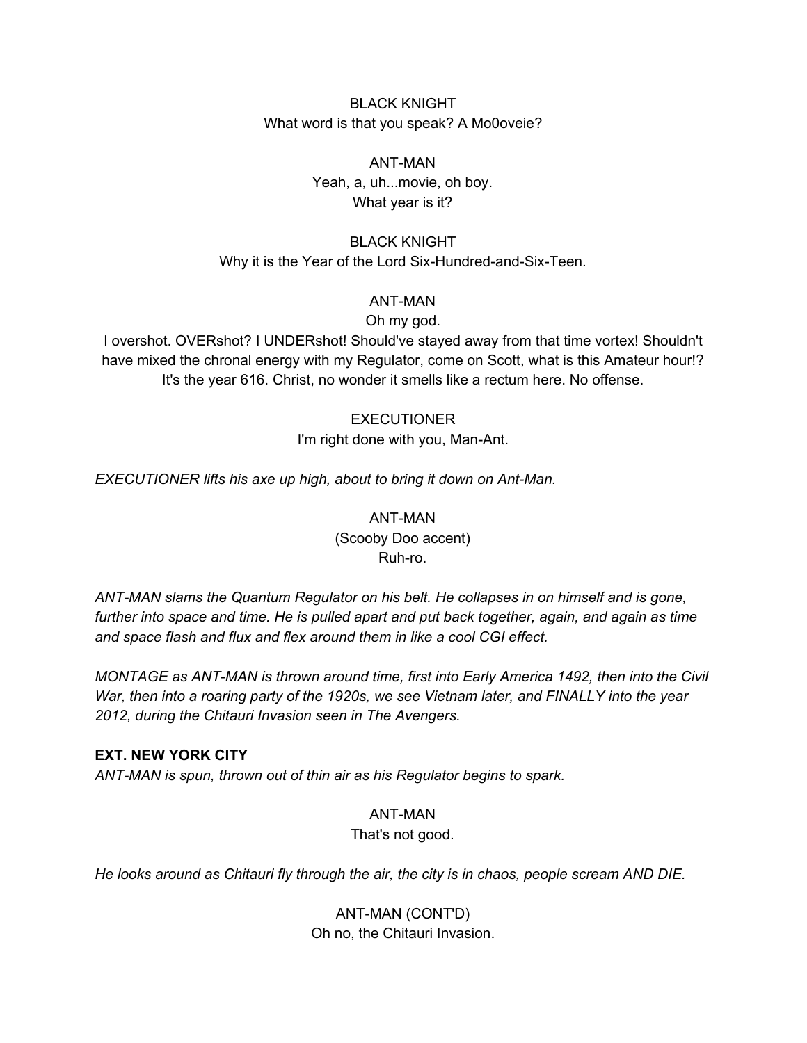BLACK KNIGHT
What word is that you speak? A Mo0oveie?

ANT-MAN
Yeah, a, uh...movie, oh boy.
What year is it?

BLACK KNIGHT
Why it is the Year of the Lord Six-Hundred-and-Six-Teen.

ANT-MAN
Oh my god.
I overshot. OVERshot? I UNDERshot! Should've stayed away from that time vortex! Shouldn't have mixed the chronal energy with my Regulator, come on Scott, what is this Amateur hour!? It's the year 616. Christ, no wonder it smells like a rectum here. No offense.

EXECUTIONER
I'm right done with you, Man-Ant.

*EXECUTIONER lifts his axe up high, about to bring it down on Ant-Man.*

ANT-MAN
(Scooby Doo accent)
Ruh-ro.

*ANT-MAN slams the Quantum Regulator on his belt. He collapses in on himself and is gone, further into space and time. He is pulled apart and put back together, again, and again as time and space flash and flux and flex around them in like a cool CGI effect.*

*MONTAGE as ANT-MAN is thrown around time, first into Early America 1492, then into the Civil War, then into a roaring party of the 1920s, we see Vietnam later, and FINALLY into the year 2012, during the Chitauri Invasion seen in The Avengers.*

**EXT. NEW YORK CITY**

*ANT-MAN is spun, thrown out of thin air as his Regulator begins to spark.*

ANT-MAN
That's not good.

*He looks around as Chitauri fly through the air, the city is in chaos, people scream AND DIE.*

ANT-MAN (CONT'D)
Oh no, the Chitauri Invasion.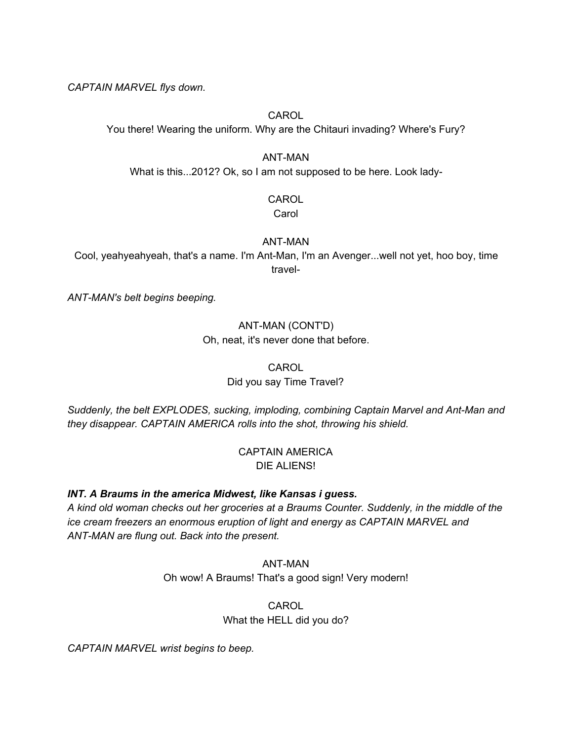*CAPTAIN MARVEL flys down.*

CAROL
You there! Wearing the uniform. Why are the Chitauri invading? Where's Fury?

ANT-MAN
What is this...2012? Ok, so I am not supposed to be here. Look lady-

CAROL
Carol

ANT-MAN
Cool, yeahyeahyeah, that's a name. I'm Ant-Man, I'm an Avenger...well not yet, hoo boy, time travel-

*ANT-MAN's belt begins beeping.*

ANT-MAN (CONT'D)
Oh, neat, it's never done that before.

CAROL
Did you say Time Travel?

*Suddenly, the belt EXPLODES, sucking, imploding, combining Captain Marvel and Ant-Man and they disappear. CAPTAIN AMERICA rolls into the shot, throwing his shield.*

CAPTAIN AMERICA
DIE ALIENS!

***INT. A Braums in the america Midwest, like Kansas i guess.***
*A kind old woman checks out her groceries at a Braums Counter. Suddenly, in the middle of the ice cream freezers an enormous eruption of light and energy as CAPTAIN MARVEL and ANT-MAN are flung out. Back into the present.*

ANT-MAN
Oh wow! A Braums! That's a good sign! Very modern!

CAROL
What the HELL did you do?

*CAPTAIN MARVEL wrist begins to beep.*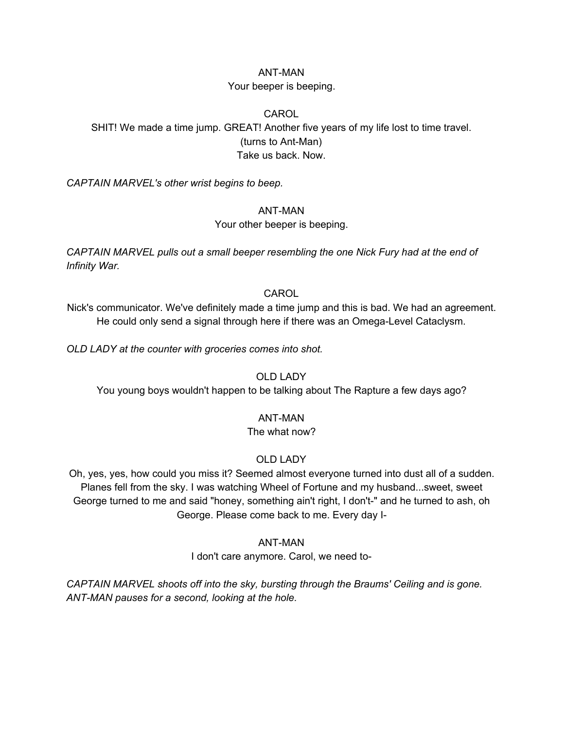ANT-MAN

Your beeper is beeping.

CAROL

SHIT! We made a time jump. GREAT! Another five years of my life lost to time travel.

(turns to Ant-Man)

Take us back. Now.

*CAPTAIN MARVEL's other wrist begins to beep.*

ANT-MAN

Your other beeper is beeping.

*CAPTAIN MARVEL pulls out a small beeper resembling the one Nick Fury had at the end of Infinity War.*

CAROL

Nick's communicator. We've definitely made a time jump and this is bad. We had an agreement. He could only send a signal through here if there was an Omega-Level Cataclysm.

*OLD LADY at the counter with groceries comes into shot.*

OLD LADY

You young boys wouldn't happen to be talking about The Rapture a few days ago?

ANT-MAN

The what now?

OLD LADY

Oh, yes, yes, how could you miss it? Seemed almost everyone turned into dust all of a sudden. Planes fell from the sky. I was watching Wheel of Fortune and my husband...sweet, sweet George turned to me and said "honey, something ain't right, I don't-" and he turned to ash, oh George. Please come back to me. Every day I-

ANT-MAN

I don't care anymore. Carol, we need to-

*CAPTAIN MARVEL shoots off into the sky, bursting through the Braums' Ceiling and is gone. ANT-MAN pauses for a second, looking at the hole.*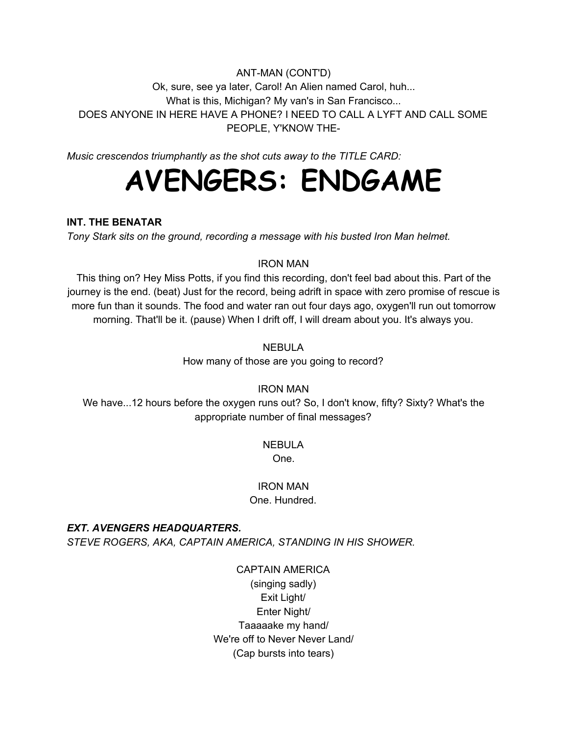ANT-MAN (CONT'D)
Ok, sure, see ya later, Carol! An Alien named Carol, huh...
What is this, Michigan? My van's in San Francisco...
DOES ANYONE IN HERE HAVE A PHONE? I NEED TO CALL A LYFT AND CALL SOME PEOPLE, Y'KNOW THE-

*Music crescendos triumphantly as the shot cuts away to the TITLE CARD:*

# AVENGERS: ENDGAME

**INT. THE BENATAR**
*Tony Stark sits on the ground, recording a message with his busted Iron Man helmet.*

IRON MAN
This thing on? Hey Miss Potts, if you find this recording, don't feel bad about this. Part of the journey is the end. (beat) Just for the record, being adrift in space with zero promise of rescue is more fun than it sounds. The food and water ran out four days ago, oxygen'll run out tomorrow morning. That'll be it. (pause) When I drift off, I will dream about you. It's always you.

NEBULA
How many of those are you going to record?

IRON MAN
We have...12 hours before the oxygen runs out? So, I don't know, fifty? Sixty? What's the appropriate number of final messages?

NEBULA
One.

IRON MAN
One. Hundred.

***EXT. AVENGERS HEADQUARTERS.***
*STEVE ROGERS, AKA, CAPTAIN AMERICA, STANDING IN HIS SHOWER.*

CAPTAIN AMERICA
(singing sadly)
Exit Light/
Enter Night/
Taaaaake my hand/
We're off to Never Never Land/
(Cap bursts into tears)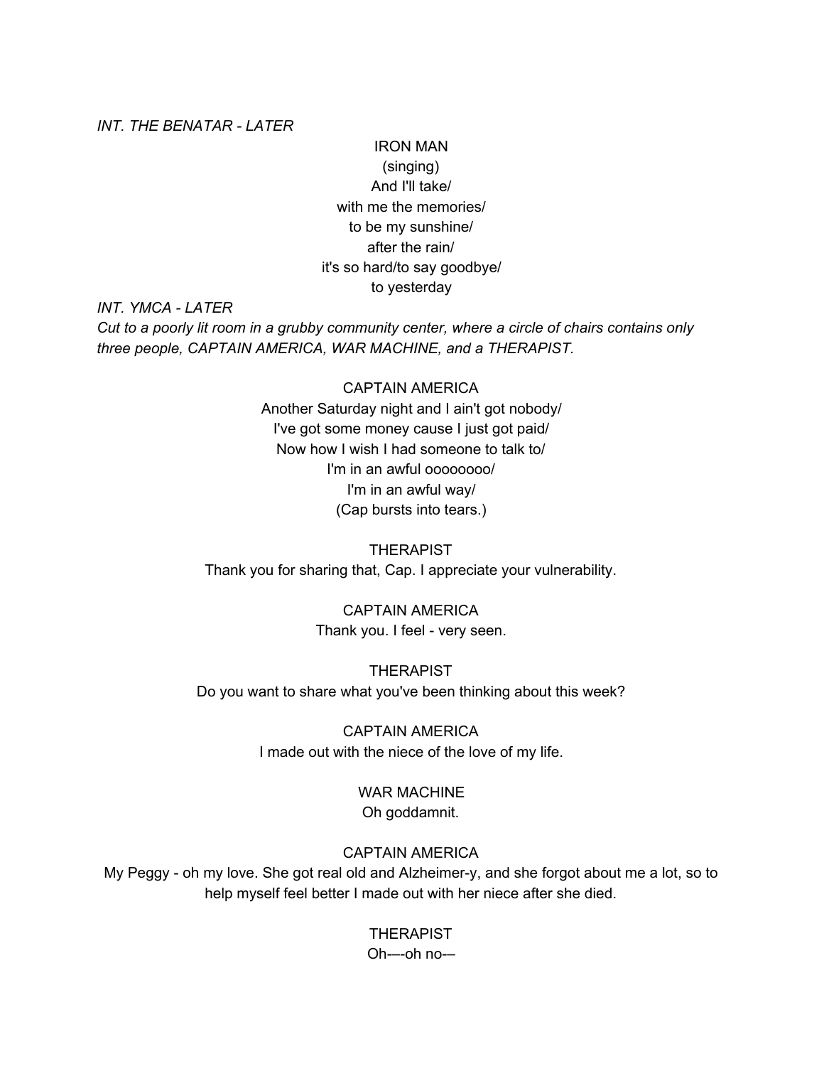*INT. THE BENATAR - LATER*

IRON MAN
(singing)
And I'll take/
with me the memories/
to be my sunshine/
after the rain/
it's so hard/to say goodbye/
to yesterday

*INT. YMCA - LATER*

*Cut to a poorly lit room in a grubby community center, where a circle of chairs contains only three people, CAPTAIN AMERICA, WAR MACHINE, and a THERAPIST.*

CAPTAIN AMERICA
Another Saturday night and I ain't got nobody/
I've got some money cause I just got paid/
Now how I wish I had someone to talk to/
I'm in an awful oooooooo/
I'm in an awful way/
(Cap bursts into tears.)

THERAPIST
Thank you for sharing that, Cap. I appreciate your vulnerability.

CAPTAIN AMERICA
Thank you. I feel - very seen.

THERAPIST
Do you want to share what you've been thinking about this week?

CAPTAIN AMERICA
I made out with the niece of the love of my life.

WAR MACHINE
Oh goddamnit.

CAPTAIN AMERICA
My Peggy - oh my love. She got real old and Alzheimer-y, and she forgot about me a lot, so to help myself feel better I made out with her niece after she died.

THERAPIST
Oh-—-oh no-—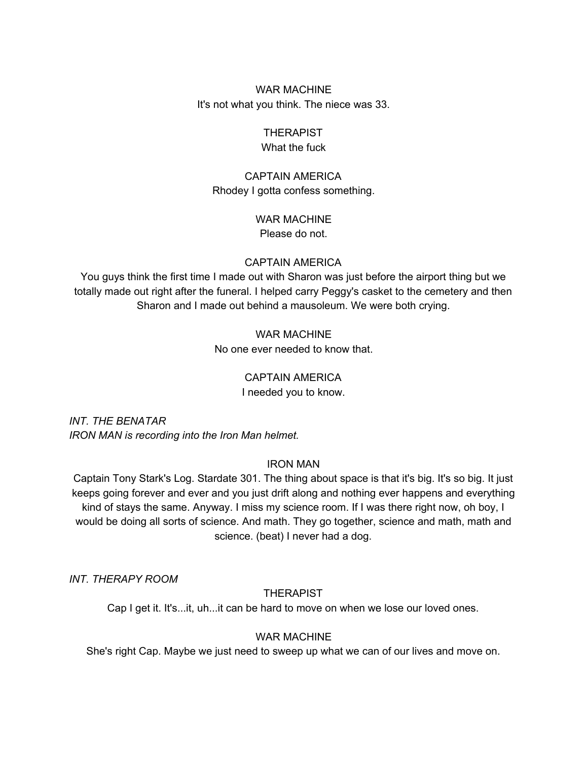WAR MACHINE
It's not what you think. The niece was 33.

THERAPIST
What the fuck

CAPTAIN AMERICA
Rhodey I gotta confess something.

WAR MACHINE
Please do not.

CAPTAIN AMERICA
You guys think the first time I made out with Sharon was just before the airport thing but we totally made out right after the funeral. I helped carry Peggy's casket to the cemetery and then Sharon and I made out behind a mausoleum. We were both crying.

WAR MACHINE
No one ever needed to know that.

CAPTAIN AMERICA
I needed you to know.

*INT. THE BENATAR*
*IRON MAN is recording into the Iron Man helmet.*

IRON MAN
Captain Tony Stark's Log. Stardate 301. The thing about space is that it's big. It's so big. It just keeps going forever and ever and you just drift along and nothing ever happens and everything kind of stays the same. Anyway. I miss my science room. If I was there right now, oh boy, I would be doing all sorts of science. And math. They go together, science and math, math and science. (beat) I never had a dog.

*INT. THERAPY ROOM*

THERAPIST
Cap I get it. It's...it, uh...it can be hard to move on when we lose our loved ones.

WAR MACHINE
She's right Cap. Maybe we just need to sweep up what we can of our lives and move on.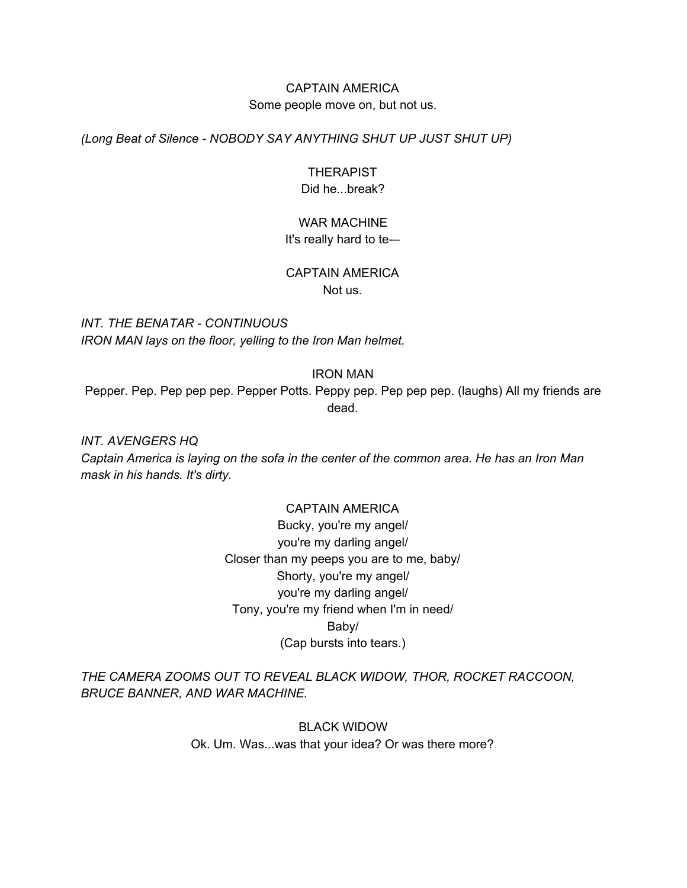CAPTAIN AMERICA
Some people move on, but not us.

*(Long Beat of Silence - NOBODY SAY ANYTHING SHUT UP JUST SHUT UP)*

THERAPIST
Did he...break?

WAR MACHINE
It's really hard to te-–

CAPTAIN AMERICA
Not us.

*INT. THE BENATAR - CONTINUOUS*
*IRON MAN lays on the floor, yelling to the Iron Man helmet.*

IRON MAN
Pepper. Pep. Pep pep pep. Pepper Potts. Peppy pep. Pep pep pep. (laughs) All my friends are dead.

*INT. AVENGERS HQ*
*Captain America is laying on the sofa in the center of the common area. He has an Iron Man mask in his hands. It's dirty.*

CAPTAIN AMERICA
Bucky, you're my angel/
you're my darling angel/
Closer than my peeps you are to me, baby/
Shorty, you're my angel/
you're my darling angel/
Tony, you're my friend when I'm in need/
Baby/
(Cap bursts into tears.)

*THE CAMERA ZOOMS OUT TO REVEAL BLACK WIDOW, THOR, ROCKET RACCOON, BRUCE BANNER, AND WAR MACHINE.*

BLACK WIDOW
Ok. Um. Was...was that your idea? Or was there more?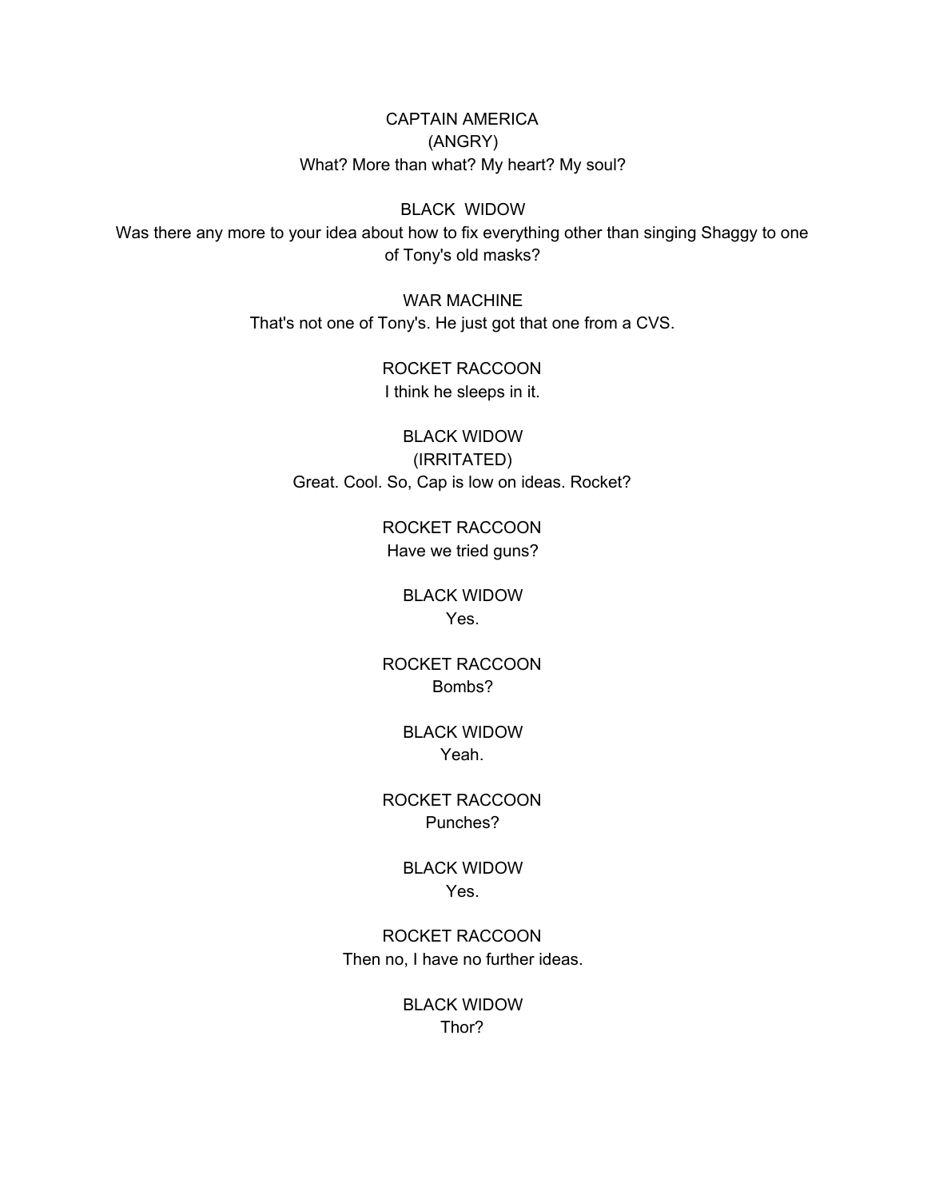CAPTAIN AMERICA
(ANGRY)
What? More than what? My heart? My soul?

BLACK  WIDOW
Was there any more to your idea about how to fix everything other than singing Shaggy to one of Tony's old masks?

WAR MACHINE
That's not one of Tony's. He just got that one from a CVS.

ROCKET RACCOON
I think he sleeps in it.

BLACK WIDOW
(IRRITATED)
Great. Cool. So, Cap is low on ideas. Rocket?

ROCKET RACCOON
Have we tried guns?

BLACK WIDOW
Yes.

ROCKET RACCOON
Bombs?

BLACK WIDOW
Yeah.

ROCKET RACCOON
Punches?

BLACK WIDOW
Yes.

ROCKET RACCOON
Then no, I have no further ideas.

BLACK WIDOW
Thor?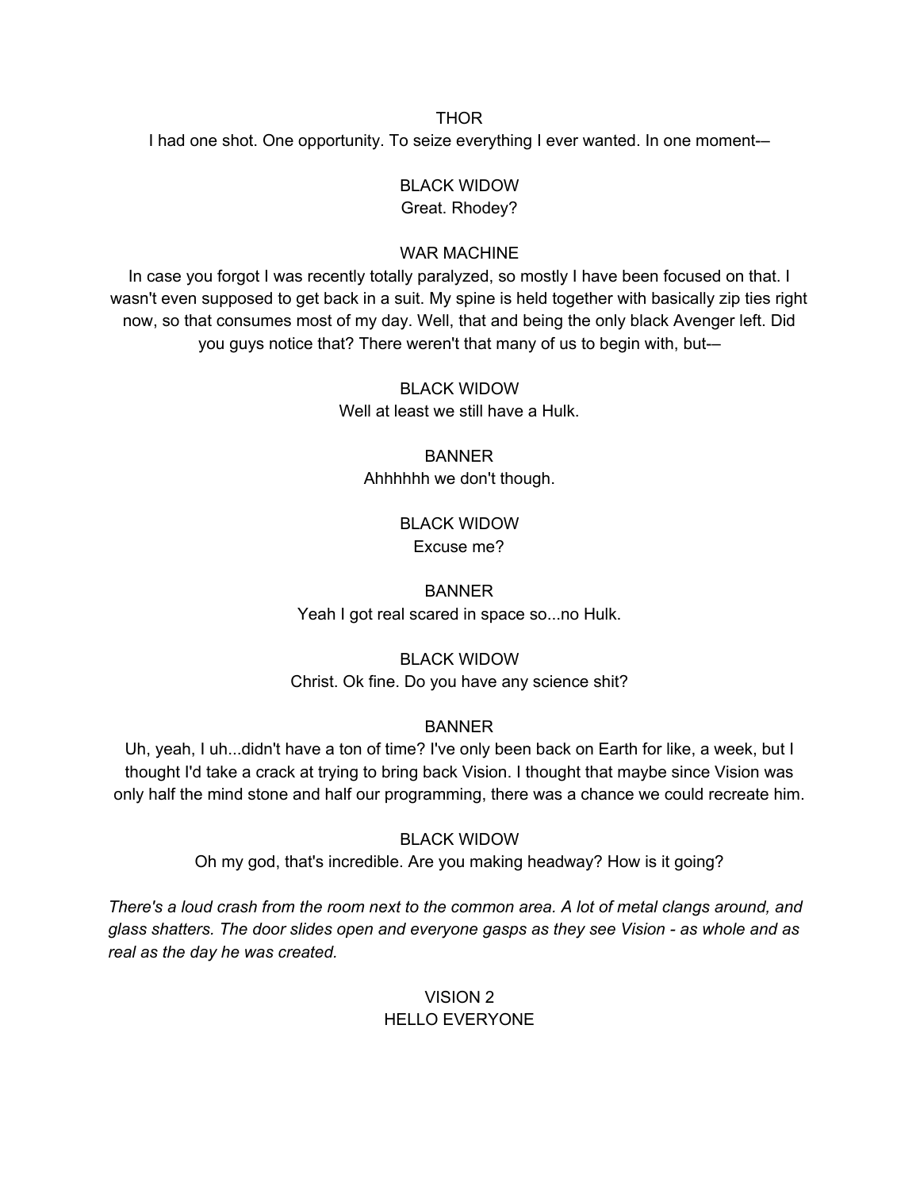THOR

I had one shot. One opportunity. To seize everything I ever wanted. In one moment-—

BLACK WIDOW

Great. Rhodey?

WAR MACHINE

In case you forgot I was recently totally paralyzed, so mostly I have been focused on that. I wasn't even supposed to get back in a suit. My spine is held together with basically zip ties right now, so that consumes most of my day. Well, that and being the only black Avenger left. Did you guys notice that? There weren't that many of us to begin with, but-—

BLACK WIDOW

Well at least we still have a Hulk.

BANNER

Ahhhhhh we don't though.

BLACK WIDOW

Excuse me?

BANNER

Yeah I got real scared in space so...no Hulk.

BLACK WIDOW

Christ. Ok fine. Do you have any science shit?

BANNER

Uh, yeah, I uh...didn't have a ton of time? I've only been back on Earth for like, a week, but I thought I'd take a crack at trying to bring back Vision. I thought that maybe since Vision was only half the mind stone and half our programming, there was a chance we could recreate him.

BLACK WIDOW

Oh my god, that's incredible. Are you making headway? How is it going?

*There's a loud crash from the room next to the common area. A lot of metal clangs around, and glass shatters. The door slides open and everyone gasps as they see Vision - as whole and as real as the day he was created.*

VISION 2

HELLO EVERYONE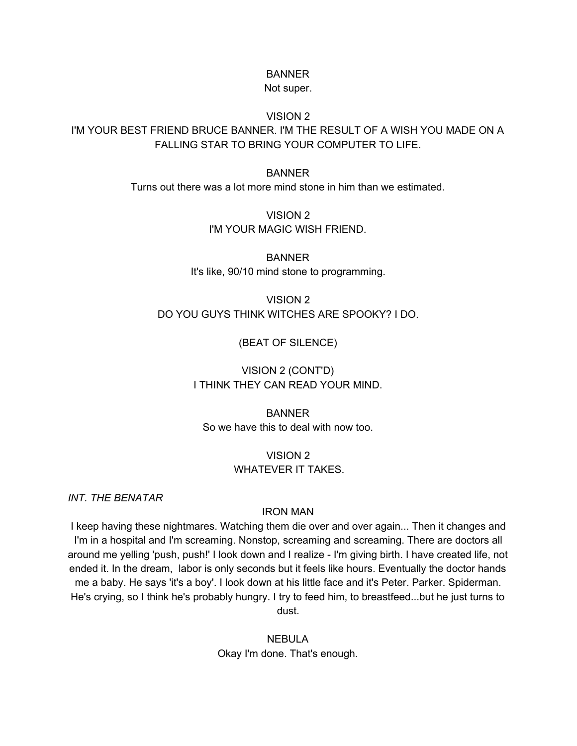BANNER
Not super.

VISION 2
I'M YOUR BEST FRIEND BRUCE BANNER. I'M THE RESULT OF A WISH YOU MADE ON A FALLING STAR TO BRING YOUR COMPUTER TO LIFE.

BANNER
Turns out there was a lot more mind stone in him than we estimated.

VISION 2
I'M YOUR MAGIC WISH FRIEND.

BANNER
It's like, 90/10 mind stone to programming.

VISION 2
DO YOU GUYS THINK WITCHES ARE SPOOKY? I DO.

(BEAT OF SILENCE)

VISION 2 (CONT'D)
I THINK THEY CAN READ YOUR MIND.

BANNER
So we have this to deal with now too.

VISION 2
WHATEVER IT TAKES.

*INT. THE BENATAR*

IRON MAN
I keep having these nightmares. Watching them die over and over again... Then it changes and I'm in a hospital and I'm screaming. Nonstop, screaming and screaming. There are doctors all around me yelling 'push, push!' I look down and I realize - I'm giving birth. I have created life, not ended it. In the dream, labor is only seconds but it feels like hours. Eventually the doctor hands me a baby. He says 'it's a boy'. I look down at his little face and it's Peter. Parker. Spiderman. He's crying, so I think he's probably hungry. I try to feed him, to breastfeed...but he just turns to dust.

NEBULA
Okay I'm done. That's enough.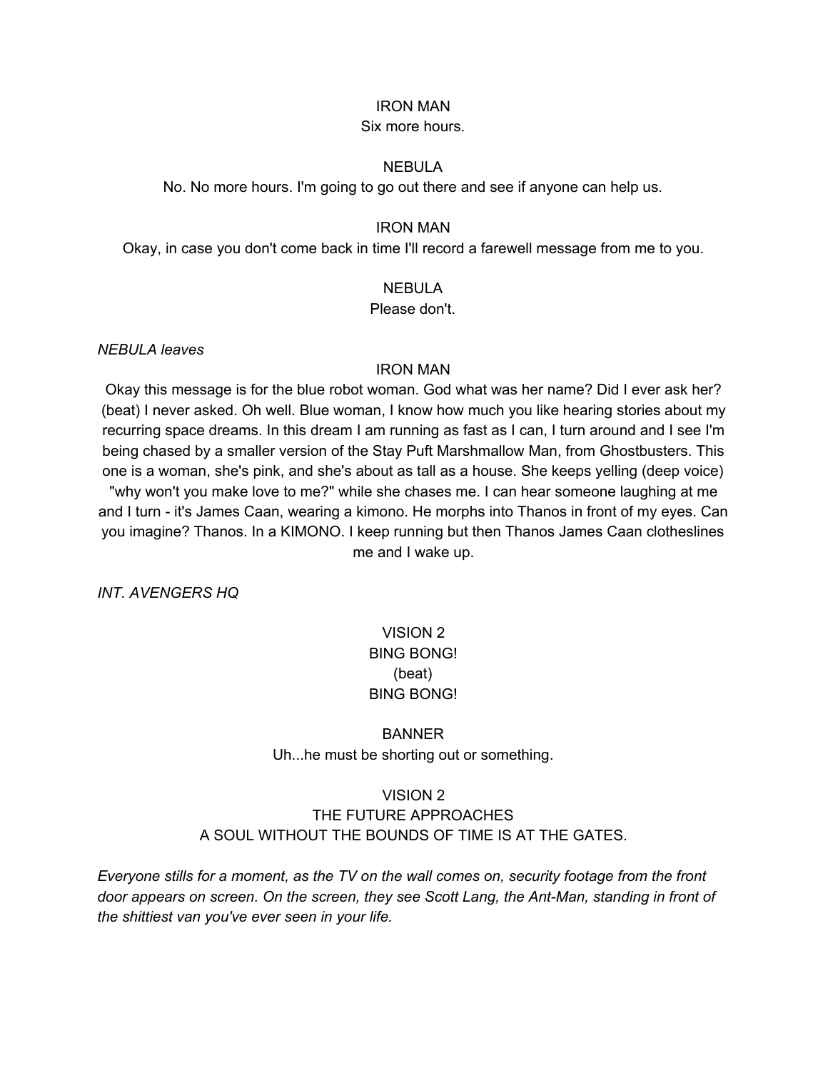IRON MAN

Six more hours.

NEBULA

No. No more hours. I'm going to go out there and see if anyone can help us.

IRON MAN

Okay, in case you don't come back in time I'll record a farewell message from me to you.

NEBULA

Please don't.

*NEBULA leaves*

IRON MAN

Okay this message is for the blue robot woman. God what was her name? Did I ever ask her? (beat) I never asked. Oh well. Blue woman, I know how much you like hearing stories about my recurring space dreams. In this dream I am running as fast as I can, I turn around and I see I'm being chased by a smaller version of the Stay Puft Marshmallow Man, from Ghostbusters. This one is a woman, she's pink, and she's about as tall as a house. She keeps yelling (deep voice) "why won't you make love to me?" while she chases me. I can hear someone laughing at me and I turn - it's James Caan, wearing a kimono. He morphs into Thanos in front of my eyes. Can you imagine? Thanos. In a KIMONO. I keep running but then Thanos James Caan clotheslines me and I wake up.

*INT. AVENGERS HQ*

VISION 2

BING BONG!

(beat)

BING BONG!

BANNER

Uh...he must be shorting out or something.

VISION 2

THE FUTURE APPROACHES

A SOUL WITHOUT THE BOUNDS OF TIME IS AT THE GATES.

*Everyone stills for a moment, as the TV on the wall comes on, security footage from the front door appears on screen. On the screen, they see Scott Lang, the Ant-Man, standing in front of the shittiest van you've ever seen in your life.*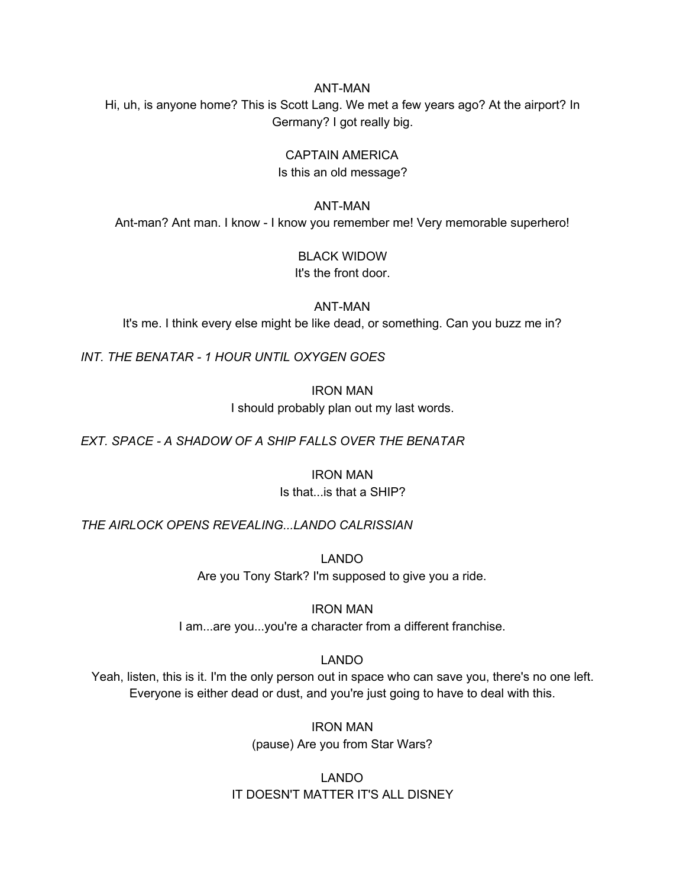ANT-MAN

Hi, uh, is anyone home? This is Scott Lang. We met a few years ago? At the airport? In Germany? I got really big.

CAPTAIN AMERICA

Is this an old message?

ANT-MAN

Ant-man? Ant man. I know - I know you remember me! Very memorable superhero!

BLACK WIDOW

It's the front door.

ANT-MAN

It's me. I think every else might be like dead, or something. Can you buzz me in?

*INT. THE BENATAR - 1 HOUR UNTIL OXYGEN GOES*

IRON MAN

I should probably plan out my last words.

*EXT. SPACE - A SHADOW OF A SHIP FALLS OVER THE BENATAR*

IRON MAN

Is that...is that a SHIP?

*THE AIRLOCK OPENS REVEALING...LANDO CALRISSIAN*

LANDO

Are you Tony Stark? I'm supposed to give you a ride.

IRON MAN

I am...are you...you're a character from a different franchise.

LANDO

Yeah, listen, this is it. I'm the only person out in space who can save you, there's no one left. Everyone is either dead or dust, and you're just going to have to deal with this.

IRON MAN

(pause) Are you from Star Wars?

LANDO

IT DOESN'T MATTER IT'S ALL DISNEY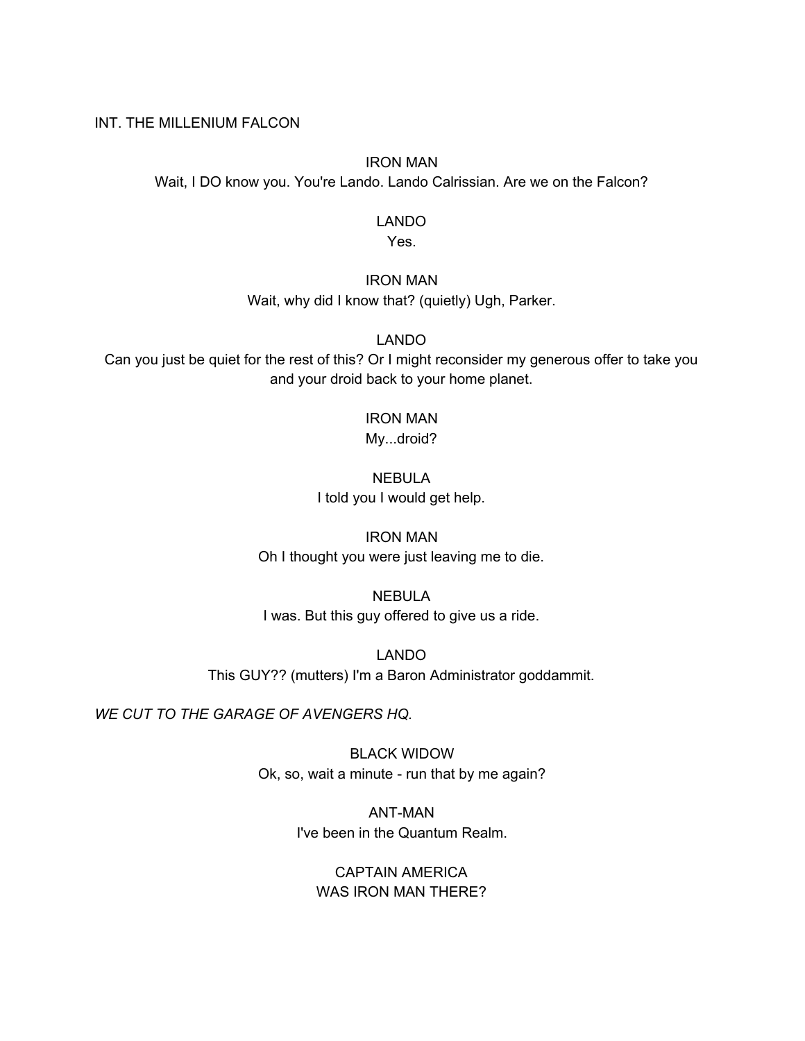INT. THE MILLENIUM FALCON

IRON MAN
Wait, I DO know you. You're Lando. Lando Calrissian. Are we on the Falcon?

LANDO
Yes.

IRON MAN
Wait, why did I know that? (quietly) Ugh, Parker.

LANDO
Can you just be quiet for the rest of this? Or I might reconsider my generous offer to take you and your droid back to your home planet.

IRON MAN
My...droid?

NEBULA
I told you I would get help.

IRON MAN
Oh I thought you were just leaving me to die.

NEBULA
I was. But this guy offered to give us a ride.

LANDO
This GUY?? (mutters) I'm a Baron Administrator goddammit.

*WE CUT TO THE GARAGE OF AVENGERS HQ.*

BLACK WIDOW
Ok, so, wait a minute - run that by me again?

ANT-MAN
I've been in the Quantum Realm.

CAPTAIN AMERICA
WAS IRON MAN THERE?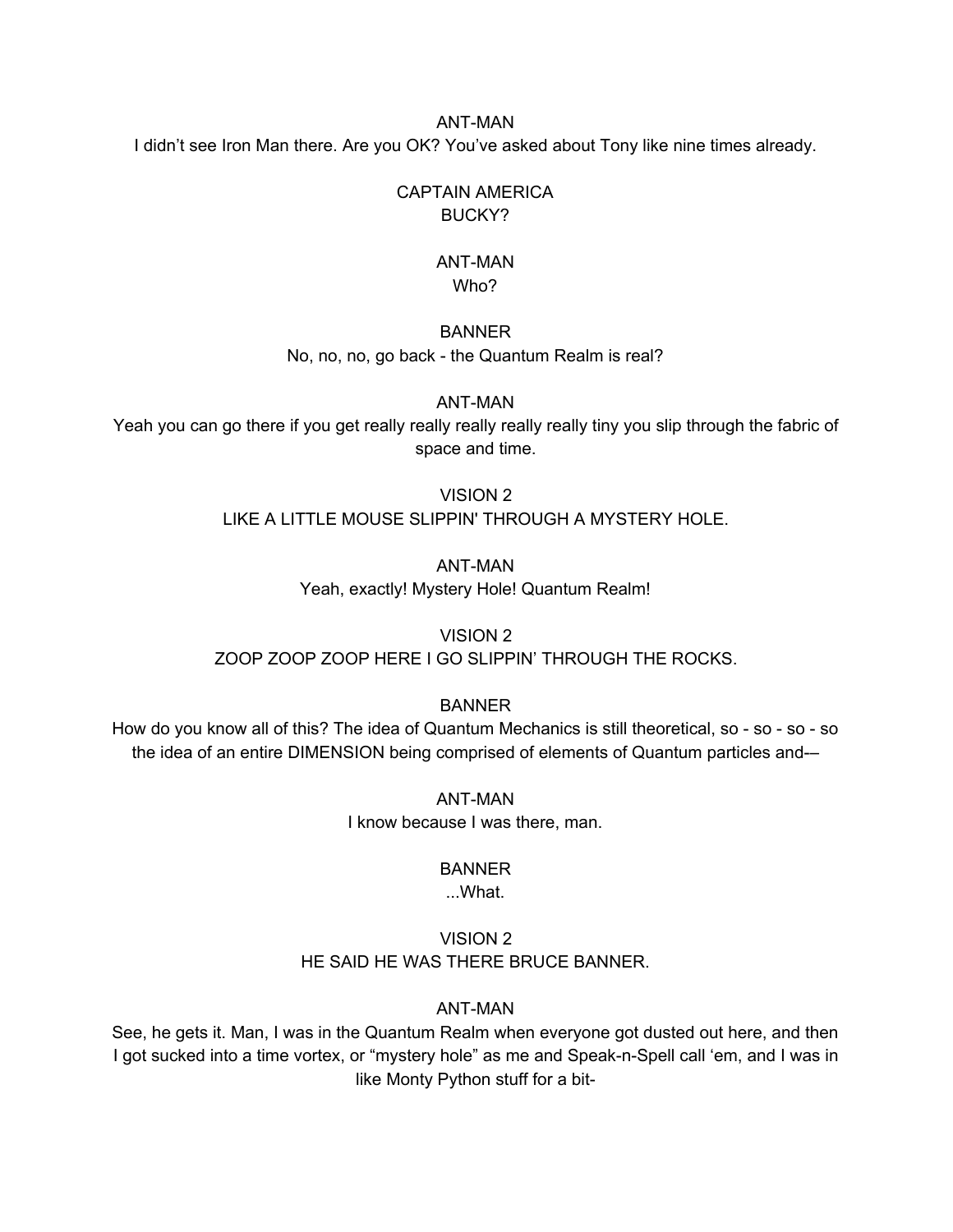ANT-MAN
I didn’t see Iron Man there. Are you OK? You’ve asked about Tony like nine times already.

CAPTAIN AMERICA
BUCKY?

ANT-MAN
Who?

BANNER
No, no, no, go back - the Quantum Realm is real?

ANT-MAN
Yeah you can go there if you get really really really really really tiny you slip through the fabric of space and time.

VISION 2
LIKE A LITTLE MOUSE SLIPPIN' THROUGH A MYSTERY HOLE.

ANT-MAN
Yeah, exactly! Mystery Hole! Quantum Realm!

VISION 2
ZOOP ZOOP ZOOP HERE I GO SLIPPIN’ THROUGH THE ROCKS.

BANNER
How do you know all of this? The idea of Quantum Mechanics is still theoretical, so - so - so - so the idea of an entire DIMENSION being comprised of elements of Quantum particles and-–

ANT-MAN
I know because I was there, man.

BANNER
...What.

VISION 2
HE SAID HE WAS THERE BRUCE BANNER.

ANT-MAN
See, he gets it. Man, I was in the Quantum Realm when everyone got dusted out here, and then I got sucked into a time vortex, or “mystery hole” as me and Speak-n-Spell call ‘em, and I was in like Monty Python stuff for a bit-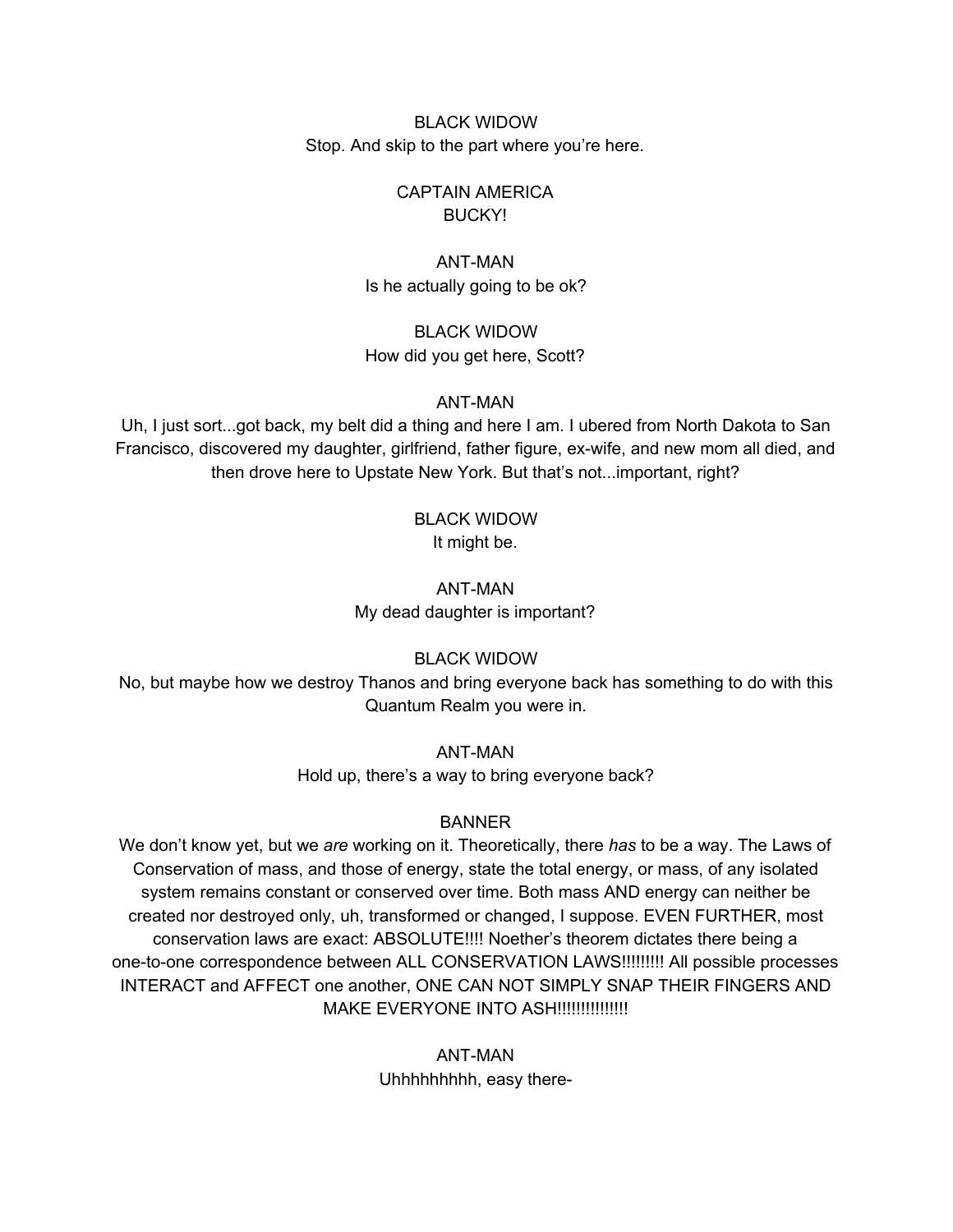BLACK WIDOW
Stop. And skip to the part where you're here.

CAPTAIN AMERICA
BUCKY!

ANT-MAN
Is he actually going to be ok?

BLACK WIDOW
How did you get here, Scott?

ANT-MAN
Uh, I just sort...got back, my belt did a thing and here I am. I ubered from North Dakota to San Francisco, discovered my daughter, girlfriend, father figure, ex-wife, and new mom all died, and then drove here to Upstate New York. But that's not...important, right?

BLACK WIDOW
It might be.

ANT-MAN
My dead daughter is important?

BLACK WIDOW
No, but maybe how we destroy Thanos and bring everyone back has something to do with this Quantum Realm you were in.

ANT-MAN
Hold up, there's a way to bring everyone back?

BANNER
We don't know yet, but we *are* working on it. Theoretically, there *has* to be a way. The Laws of Conservation of mass, and those of energy, state the total energy, or mass, of any isolated system remains constant or conserved over time. Both mass AND energy can neither be created nor destroyed only, uh, transformed or changed, I suppose. EVEN FURTHER, most conservation laws are exact: ABSOLUTE!!!! Noether's theorem dictates there being a one-to-one correspondence between ALL CONSERVATION LAWS!!!!!!!!! All possible processes INTERACT and AFFECT one another, ONE CAN NOT SIMPLY SNAP THEIR FINGERS AND MAKE EVERYONE INTO ASH!!!!!!!!!!!!!!

ANT-MAN
Uhhhhhhhhh, easy there-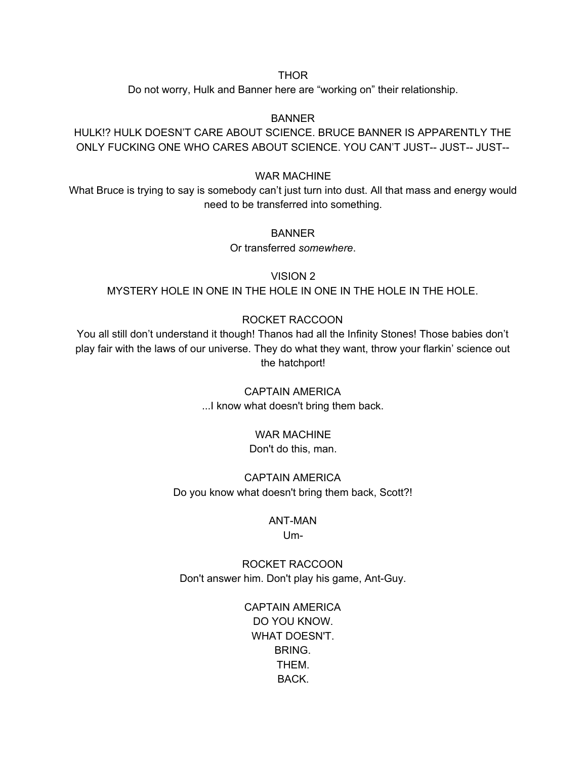THOR

Do not worry, Hulk and Banner here are “working on” their relationship.

BANNER

HULK!? HULK DOESN’T CARE ABOUT SCIENCE. BRUCE BANNER IS APPARENTLY THE ONLY FUCKING ONE WHO CARES ABOUT SCIENCE. YOU CAN’T JUST-- JUST-- JUST--

WAR MACHINE

What Bruce is trying to say is somebody can’t just turn into dust. All that mass and energy would need to be transferred into something.

BANNER

Or transferred *somewhere*.

VISION 2

MYSTERY HOLE IN ONE IN THE HOLE IN ONE IN THE HOLE IN THE HOLE.

ROCKET RACCOON

You all still don’t understand it though! Thanos had all the Infinity Stones! Those babies don’t play fair with the laws of our universe. They do what they want, throw your flarkin’ science out the hatchport!

CAPTAIN AMERICA

...I know what doesn't bring them back.

WAR MACHINE

Don't do this, man.

CAPTAIN AMERICA

Do you know what doesn't bring them back, Scott?!

ANT-MAN

Um-

ROCKET RACCOON

Don't answer him. Don't play his game, Ant-Guy.

CAPTAIN AMERICA

DO YOU KNOW.
WHAT DOESN'T.
BRING.
THEM.
BACK.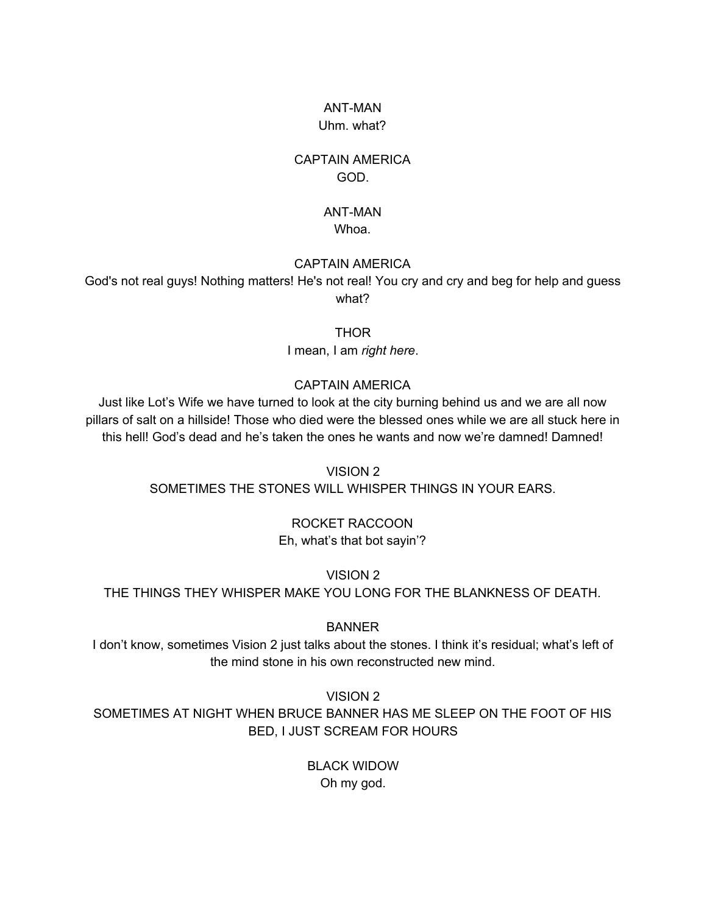ANT-MAN
Uhm. what?

CAPTAIN AMERICA
GOD.

ANT-MAN
Whoa.

CAPTAIN AMERICA
God's not real guys! Nothing matters! He's not real! You cry and cry and beg for help and guess what?

THOR
I mean, I am *right here*.

CAPTAIN AMERICA
Just like Lot's Wife we have turned to look at the city burning behind us and we are all now pillars of salt on a hillside! Those who died were the blessed ones while we are all stuck here in this hell! God's dead and he's taken the ones he wants and now we're damned! Damned!

VISION 2
SOMETIMES THE STONES WILL WHISPER THINGS IN YOUR EARS.

ROCKET RACCOON
Eh, what's that bot sayin'?

VISION 2
THE THINGS THEY WHISPER MAKE YOU LONG FOR THE BLANKNESS OF DEATH.

BANNER
I don't know, sometimes Vision 2 just talks about the stones. I think it's residual; what's left of the mind stone in his own reconstructed new mind.

VISION 2
SOMETIMES AT NIGHT WHEN BRUCE BANNER HAS ME SLEEP ON THE FOOT OF HIS BED, I JUST SCREAM FOR HOURS

BLACK WIDOW
Oh my god.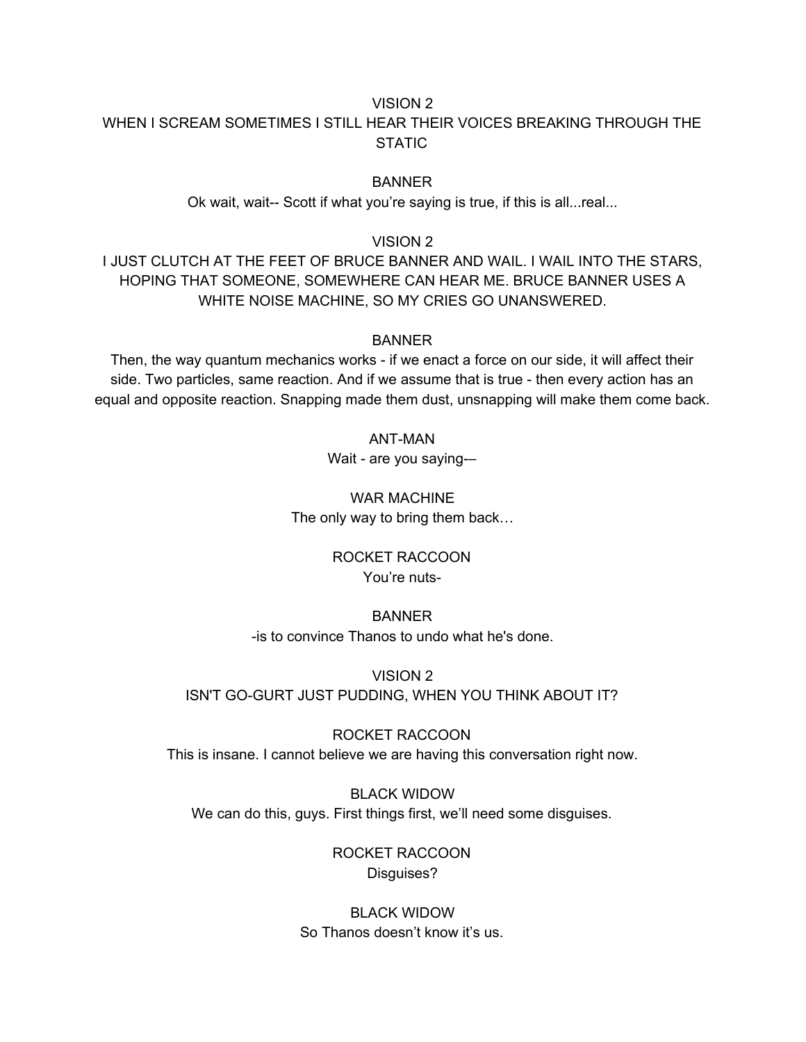VISION 2
WHEN I SCREAM SOMETIMES I STILL HEAR THEIR VOICES BREAKING THROUGH THE STATIC

BANNER
Ok wait, wait-- Scott if what you're saying is true, if this is all...real...

VISION 2
I JUST CLUTCH AT THE FEET OF BRUCE BANNER AND WAIL. I WAIL INTO THE STARS, HOPING THAT SOMEONE, SOMEWHERE CAN HEAR ME. BRUCE BANNER USES A WHITE NOISE MACHINE, SO MY CRIES GO UNANSWERED.

BANNER
Then, the way quantum mechanics works - if we enact a force on our side, it will affect their side. Two particles, same reaction. And if we assume that is true - then every action has an equal and opposite reaction. Snapping made them dust, unsnapping will make them come back.

ANT-MAN
Wait - are you saying-–

WAR MACHINE
The only way to bring them back…

ROCKET RACCOON
You're nuts-

BANNER
-is to convince Thanos to undo what he's done.

VISION 2
ISN'T GO-GURT JUST PUDDING, WHEN YOU THINK ABOUT IT?

ROCKET RACCOON
This is insane. I cannot believe we are having this conversation right now.

BLACK WIDOW
We can do this, guys. First things first, we'll need some disguises.

ROCKET RACCOON
Disguises?

BLACK WIDOW
So Thanos doesn't know it's us.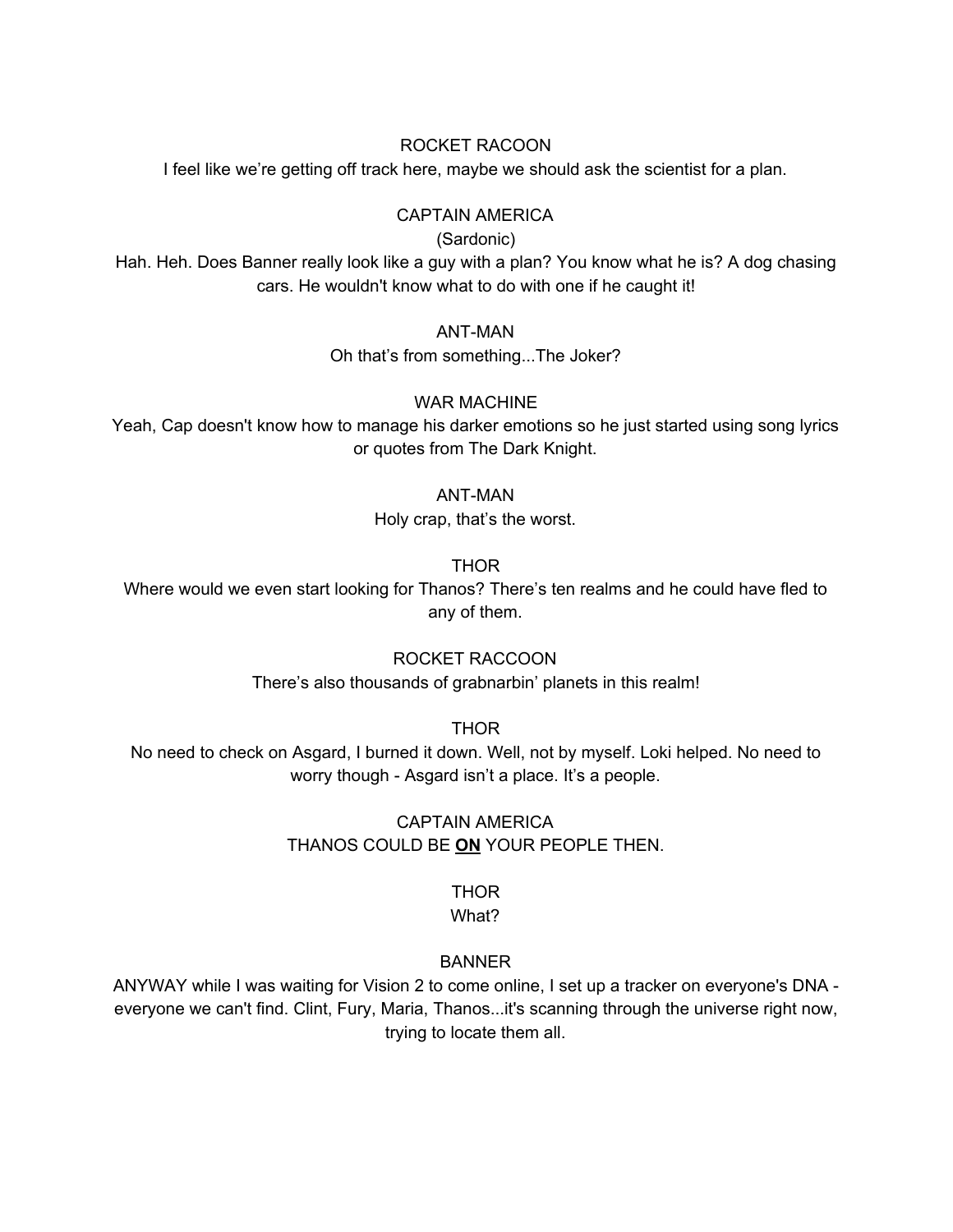ROCKET RACOON

I feel like we're getting off track here, maybe we should ask the scientist for a plan.

CAPTAIN AMERICA

(Sardonic)

Hah. Heh. Does Banner really look like a guy with a plan? You know what he is? A dog chasing cars. He wouldn't know what to do with one if he caught it!

ANT-MAN

Oh that's from something...The Joker?

WAR MACHINE

Yeah, Cap doesn't know how to manage his darker emotions so he just started using song lyrics or quotes from The Dark Knight.

ANT-MAN

Holy crap, that's the worst.

THOR

Where would we even start looking for Thanos? There's ten realms and he could have fled to any of them.

ROCKET RACCOON

There's also thousands of grabnarbin' planets in this realm!

THOR

No need to check on Asgard, I burned it down. Well, not by myself. Loki helped. No need to worry though - Asgard isn't a place. It's a people.

CAPTAIN AMERICA

THANOS COULD BE **ON** YOUR PEOPLE THEN.

THOR

What?

BANNER

ANYWAY while I was waiting for Vision 2 to come online, I set up a tracker on everyone's DNA - everyone we can't find. Clint, Fury, Maria, Thanos...it's scanning through the universe right now, trying to locate them all.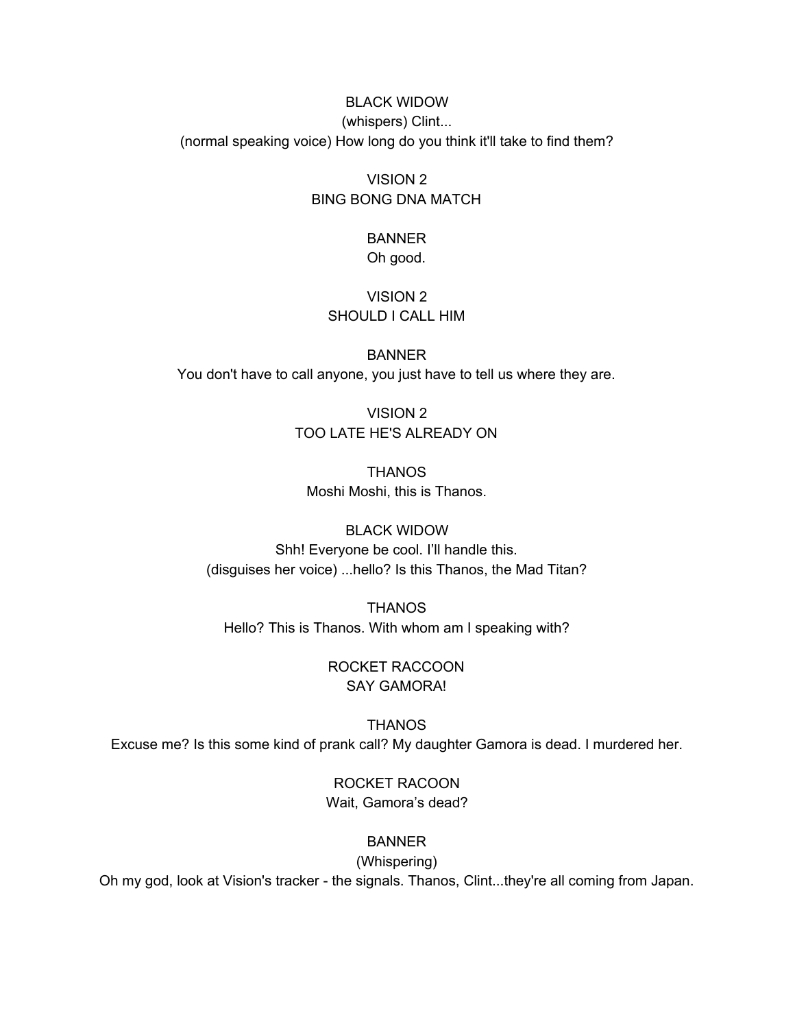BLACK WIDOW

(whispers) Clint...

(normal speaking voice) How long do you think it'll take to find them?

VISION 2

BING BONG DNA MATCH

BANNER

Oh good.

VISION 2

SHOULD I CALL HIM

BANNER

You don't have to call anyone, you just have to tell us where they are.

VISION 2

TOO LATE HE'S ALREADY ON

THANOS

Moshi Moshi, this is Thanos.

BLACK WIDOW

Shh! Everyone be cool. I'll handle this.

(disguises her voice) ...hello? Is this Thanos, the Mad Titan?

THANOS

Hello? This is Thanos. With whom am I speaking with?

ROCKET RACCOON

SAY GAMORA!

THANOS

Excuse me? Is this some kind of prank call? My daughter Gamora is dead. I murdered her.

ROCKET RACOON

Wait, Gamora's dead?

BANNER

(Whispering)

Oh my god, look at Vision's tracker - the signals. Thanos, Clint...they're all coming from Japan.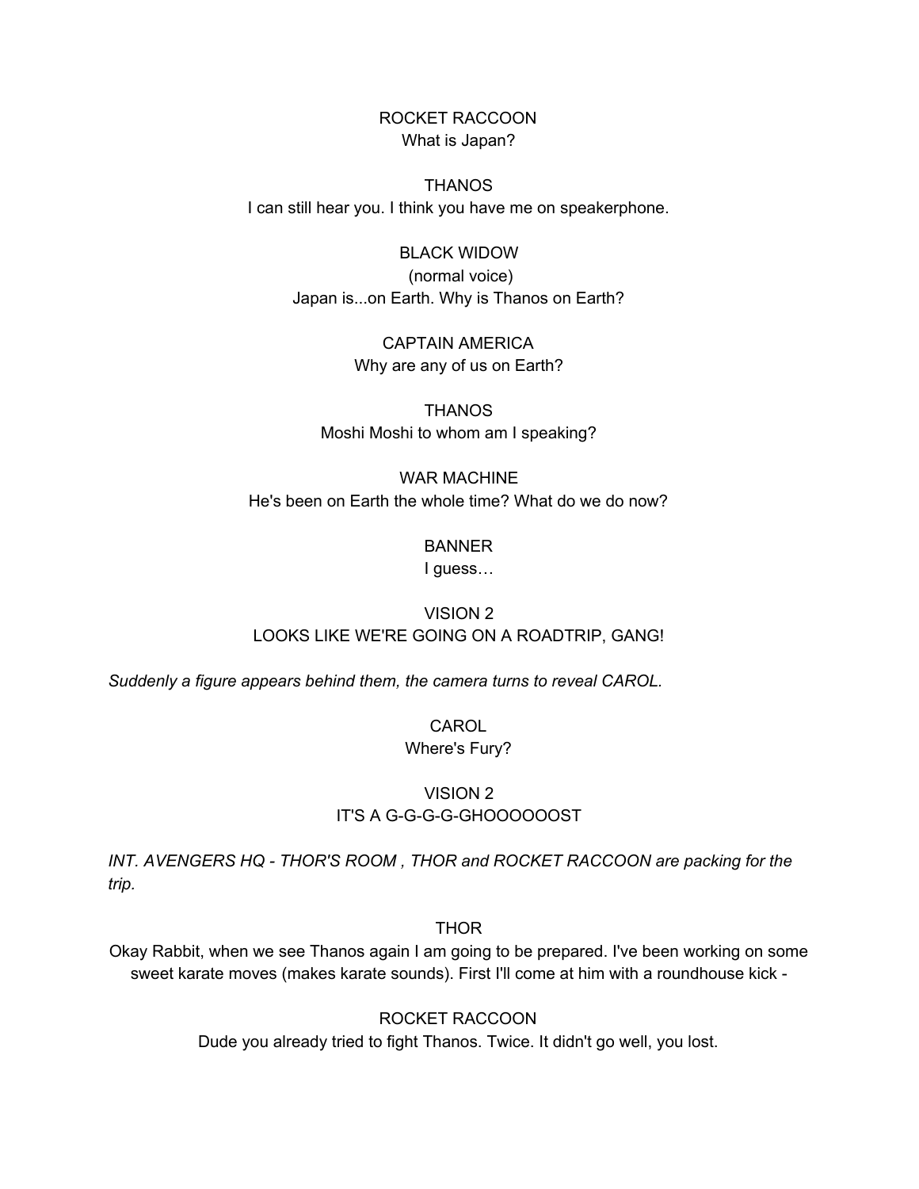ROCKET RACCOON
What is Japan?

THANOS
I can still hear you. I think you have me on speakerphone.

BLACK WIDOW
(normal voice)
Japan is...on Earth. Why is Thanos on Earth?

CAPTAIN AMERICA
Why are any of us on Earth?

THANOS
Moshi Moshi to whom am I speaking?

WAR MACHINE
He's been on Earth the whole time? What do we do now?

BANNER
I guess…

VISION 2
LOOKS LIKE WE'RE GOING ON A ROADTRIP, GANG!

*Suddenly a figure appears behind them, the camera turns to reveal CAROL.*

CAROL
Where's Fury?

VISION 2
IT'S A G-G-G-G-GHOOOOOOST

*INT. AVENGERS HQ - THOR'S ROOM , THOR and ROCKET RACCOON are packing for the trip.*

THOR
Okay Rabbit, when we see Thanos again I am going to be prepared. I've been working on some sweet karate moves (makes karate sounds). First I'll come at him with a roundhouse kick -

ROCKET RACCOON
Dude you already tried to fight Thanos. Twice. It didn't go well, you lost.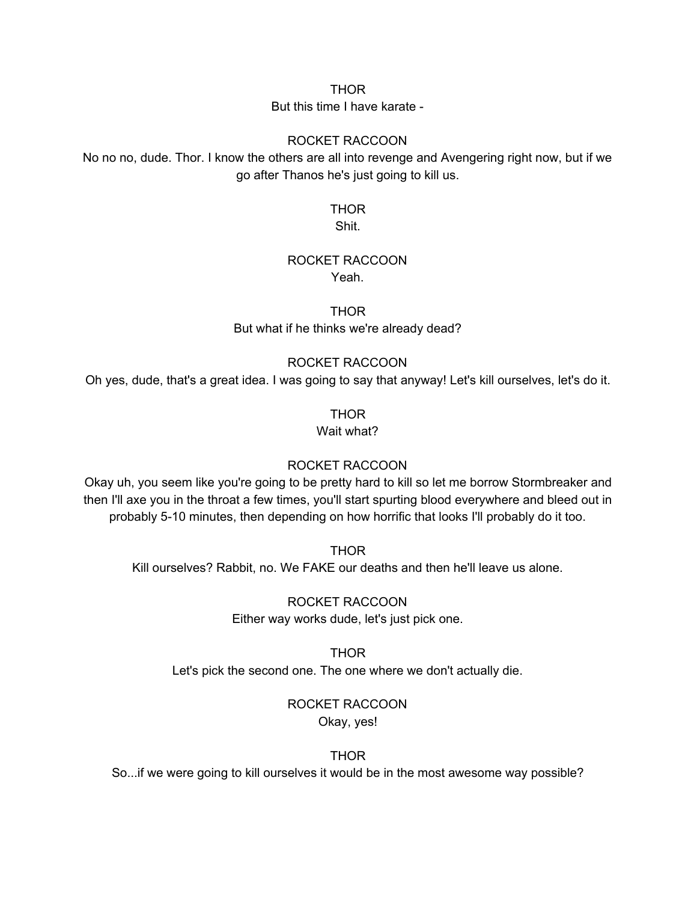THOR

But this time I have karate -

ROCKET RACCOON

No no no, dude. Thor. I know the others are all into revenge and Avengering right now, but if we go after Thanos he's just going to kill us.

THOR

Shit.

ROCKET RACCOON

Yeah.

THOR

But what if he thinks we're already dead?

ROCKET RACCOON

Oh yes, dude, that's a great idea. I was going to say that anyway! Let's kill ourselves, let's do it.

THOR

Wait what?

ROCKET RACCOON

Okay uh, you seem like you're going to be pretty hard to kill so let me borrow Stormbreaker and then I'll axe you in the throat a few times, you'll start spurting blood everywhere and bleed out in probably 5-10 minutes, then depending on how horrific that looks I'll probably do it too.

THOR

Kill ourselves? Rabbit, no. We FAKE our deaths and then he'll leave us alone.

ROCKET RACCOON

Either way works dude, let's just pick one.

THOR

Let's pick the second one. The one where we don't actually die.

ROCKET RACCOON

Okay, yes!

THOR

So...if we were going to kill ourselves it would be in the most awesome way possible?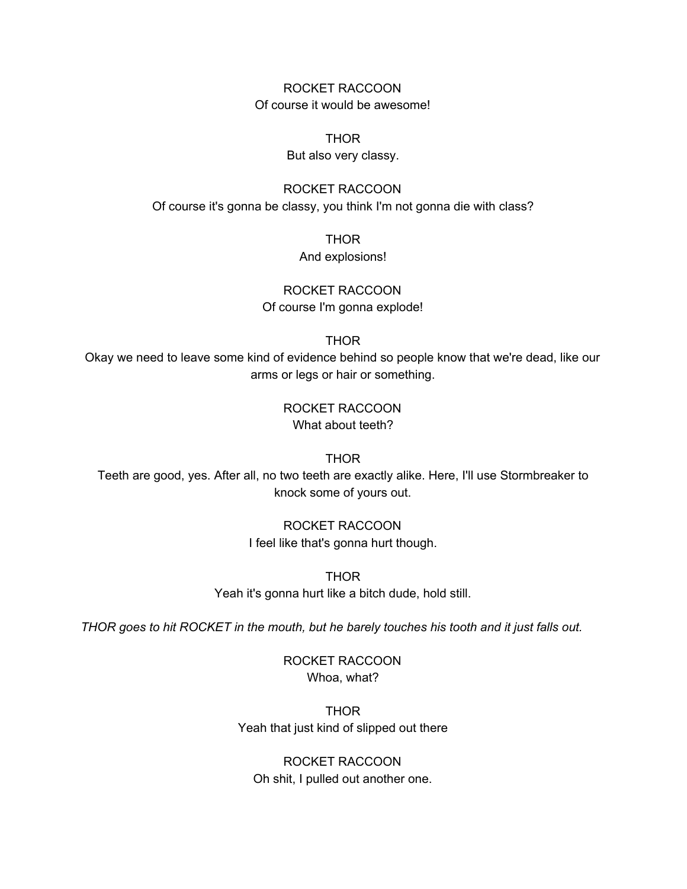ROCKET RACCOON
Of course it would be awesome!

THOR
But also very classy.

ROCKET RACCOON
Of course it's gonna be classy, you think I'm not gonna die with class?

THOR
And explosions!

ROCKET RACCOON
Of course I'm gonna explode!

THOR
Okay we need to leave some kind of evidence behind so people know that we're dead, like our arms or legs or hair or something.

ROCKET RACCOON
What about teeth?

THOR
Teeth are good, yes. After all, no two teeth are exactly alike. Here, I'll use Stormbreaker to knock some of yours out.

ROCKET RACCOON
I feel like that's gonna hurt though.

THOR
Yeah it's gonna hurt like a bitch dude, hold still.

*THOR goes to hit ROCKET in the mouth, but he barely touches his tooth and it just falls out.*

ROCKET RACCOON
Whoa, what?

THOR
Yeah that just kind of slipped out there

ROCKET RACCOON
Oh shit, I pulled out another one.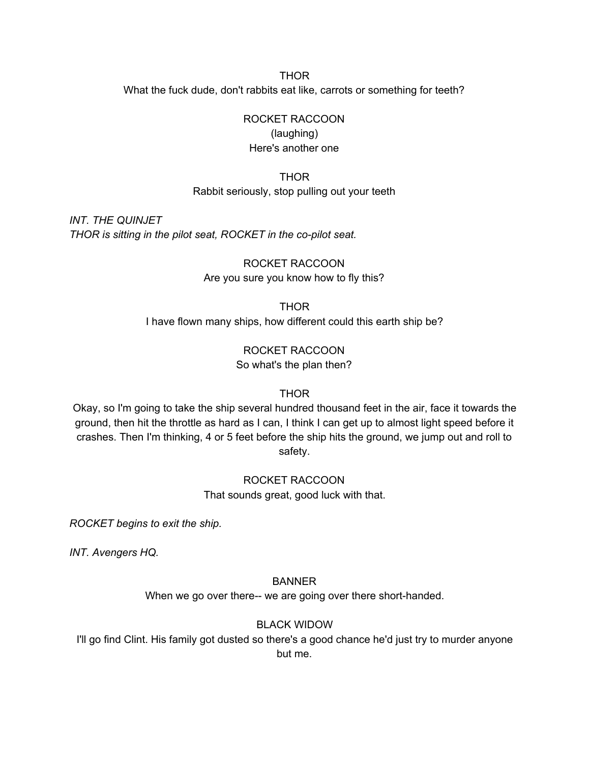THOR

What the fuck dude, don't rabbits eat like, carrots or something for teeth?

ROCKET RACCOON

(laughing)

Here's another one

THOR

Rabbit seriously, stop pulling out your teeth

*INT. THE QUINJET*

*THOR is sitting in the pilot seat, ROCKET in the co-pilot seat.*

ROCKET RACCOON

Are you sure you know how to fly this?

THOR

I have flown many ships, how different could this earth ship be?

ROCKET RACCOON

So what's the plan then?

THOR

Okay, so I'm going to take the ship several hundred thousand feet in the air, face it towards the ground, then hit the throttle as hard as I can, I think I can get up to almost light speed before it crashes. Then I'm thinking, 4 or 5 feet before the ship hits the ground, we jump out and roll to safety.

ROCKET RACCOON

That sounds great, good luck with that.

*ROCKET begins to exit the ship.*

*INT. Avengers HQ.*

BANNER

When we go over there-- we are going over there short-handed.

BLACK WIDOW

I'll go find Clint. His family got dusted so there's a good chance he'd just try to murder anyone but me.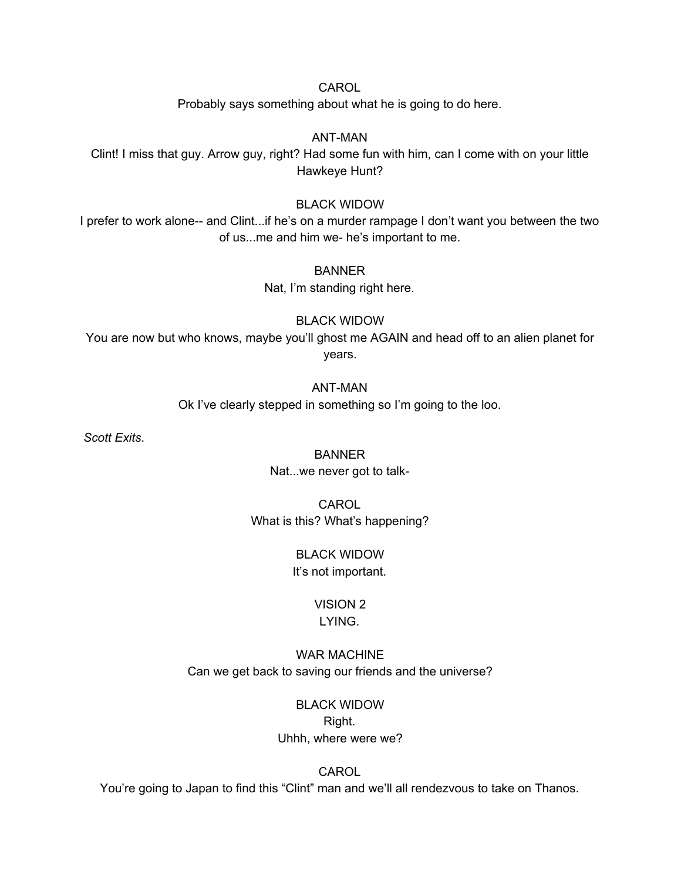CAROL

Probably says something about what he is going to do here.

ANT-MAN

Clint! I miss that guy. Arrow guy, right? Had some fun with him, can I come with on your little Hawkeye Hunt?

BLACK WIDOW

I prefer to work alone-- and Clint...if he's on a murder rampage I don't want you between the two of us...me and him we- he's important to me.

BANNER

Nat, I'm standing right here.

BLACK WIDOW

You are now but who knows, maybe you'll ghost me AGAIN and head off to an alien planet for years.

ANT-MAN

Ok I've clearly stepped in something so I'm going to the loo.

*Scott Exits*.

BANNER

Nat...we never got to talk-

CAROL

What is this? What's happening?

BLACK WIDOW

It's not important.

VISION 2

LYING.

WAR MACHINE

Can we get back to saving our friends and the universe?

BLACK WIDOW

Right.
Uhhh, where were we?

CAROL

You're going to Japan to find this "Clint" man and we'll all rendezvous to take on Thanos.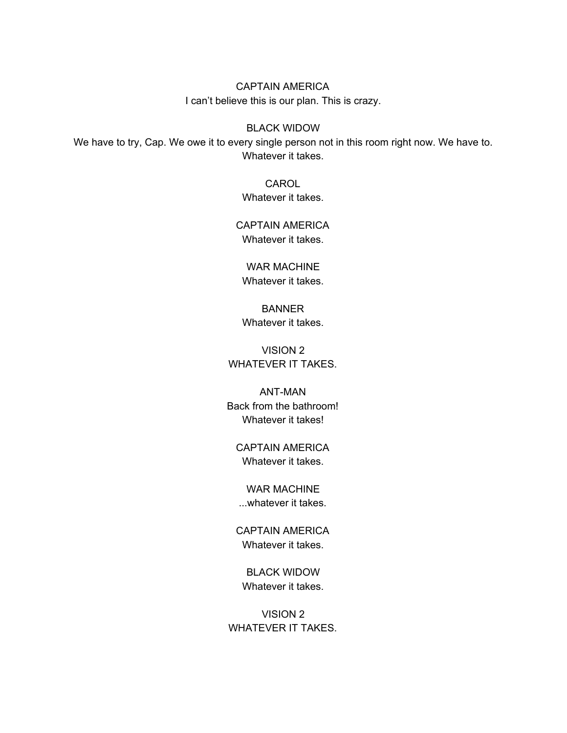CAPTAIN AMERICA
I can't believe this is our plan. This is crazy.

BLACK WIDOW
We have to try, Cap. We owe it to every single person not in this room right now. We have to. Whatever it takes.

CAROL
Whatever it takes.

CAPTAIN AMERICA
Whatever it takes.

WAR MACHINE
Whatever it takes.

BANNER
Whatever it takes.

VISION 2
WHATEVER IT TAKES.

ANT-MAN
Back from the bathroom!
Whatever it takes!

CAPTAIN AMERICA
Whatever it takes.

WAR MACHINE
...whatever it takes.

CAPTAIN AMERICA
Whatever it takes.

BLACK WIDOW
Whatever it takes.

VISION 2
WHATEVER IT TAKES.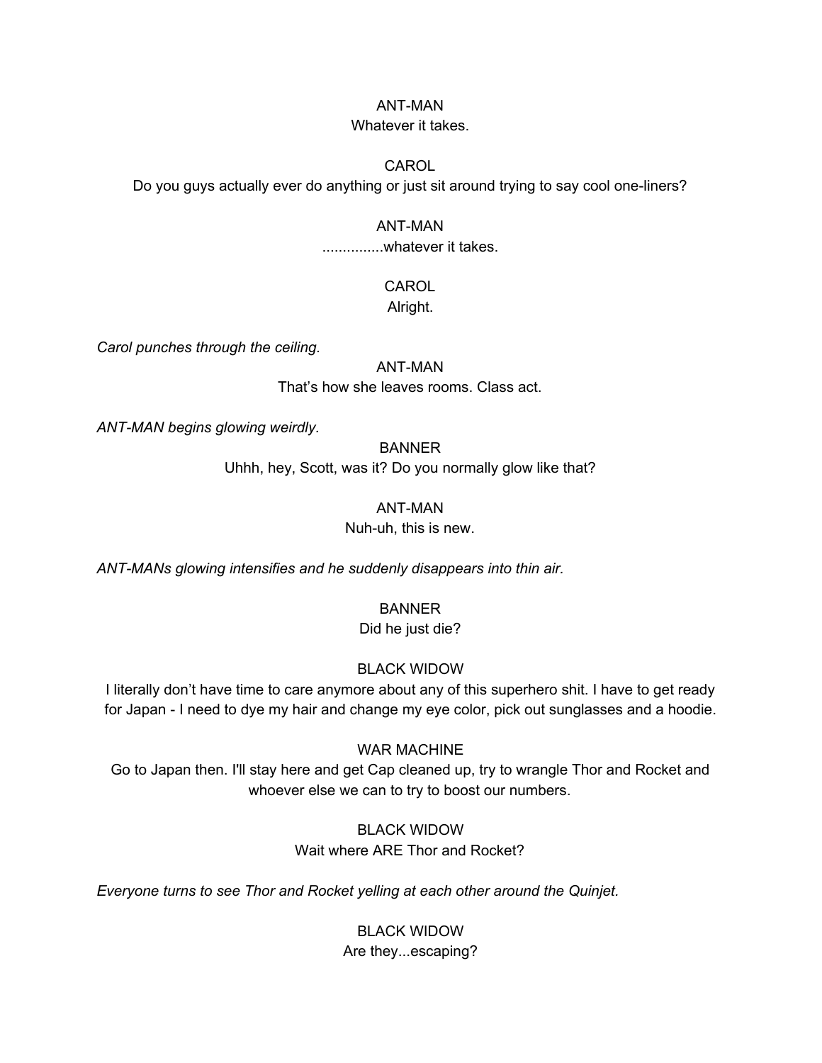ANT-MAN
Whatever it takes.

CAROL
Do you guys actually ever do anything or just sit around trying to say cool one-liners?

ANT-MAN
...............whatever it takes.

CAROL
Alright.

*Carol punches through the ceiling.*

ANT-MAN
That's how she leaves rooms. Class act.

*ANT-MAN begins glowing weirdly.*

BANNER
Uhhh, hey, Scott, was it? Do you normally glow like that?

ANT-MAN
Nuh-uh, this is new.

*ANT-MANs glowing intensifies and he suddenly disappears into thin air.*

BANNER
Did he just die?

BLACK WIDOW
I literally don't have time to care anymore about any of this superhero shit. I have to get ready for Japan - I need to dye my hair and change my eye color, pick out sunglasses and a hoodie.

WAR MACHINE
Go to Japan then. I'll stay here and get Cap cleaned up, try to wrangle Thor and Rocket and whoever else we can to try to boost our numbers.

BLACK WIDOW
Wait where ARE Thor and Rocket?

*Everyone turns to see Thor and Rocket yelling at each other around the Quinjet.*

BLACK WIDOW
Are they...escaping?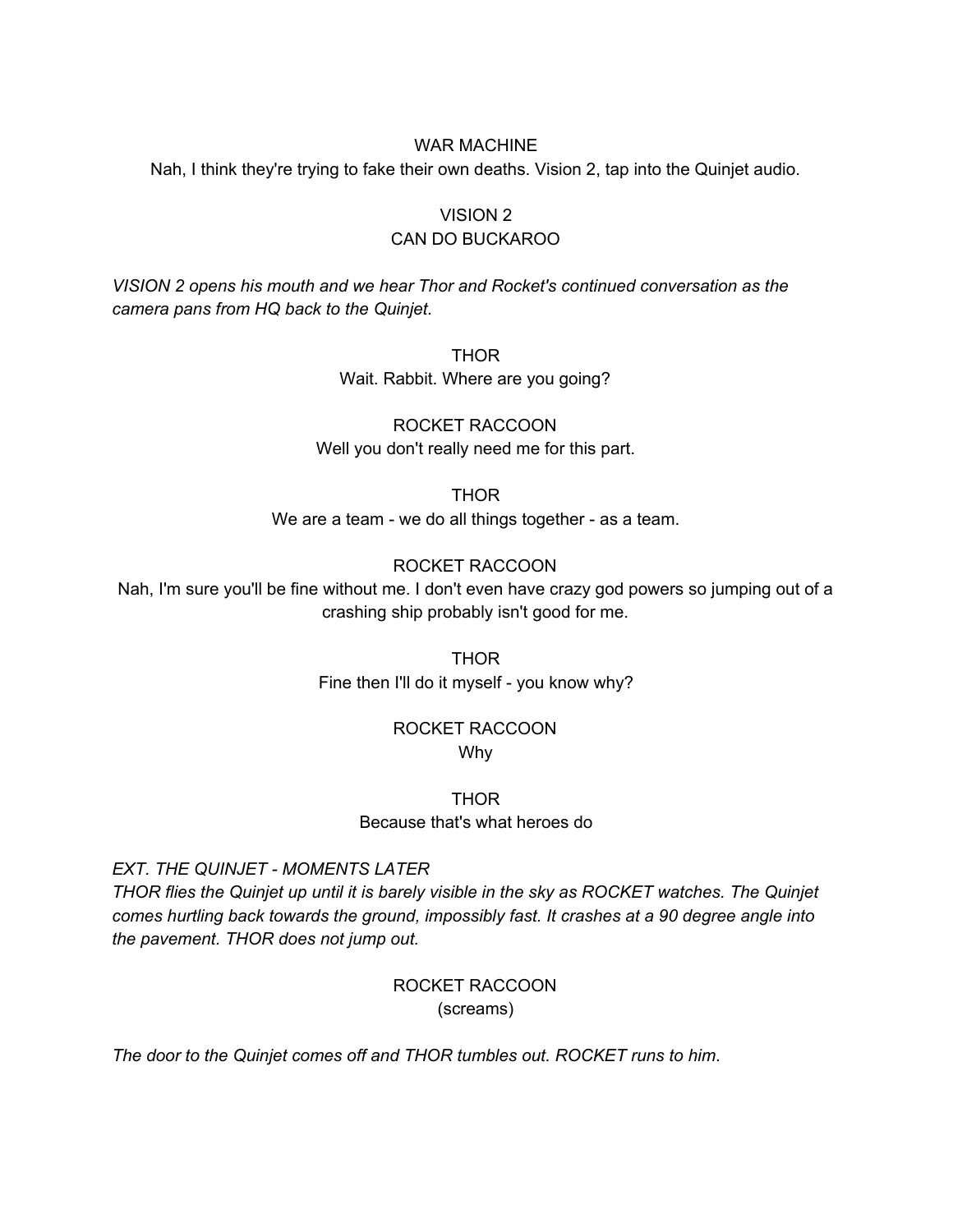WAR MACHINE

Nah, I think they're trying to fake their own deaths. Vision 2, tap into the Quinjet audio.

VISION 2

CAN DO BUCKAROO

*VISION 2 opens his mouth and we hear Thor and Rocket's continued conversation as the camera pans from HQ back to the Quinjet.*

THOR

Wait. Rabbit. Where are you going?

ROCKET RACCOON

Well you don't really need me for this part.

THOR

We are a team - we do all things together - as a team.

ROCKET RACCOON

Nah, I'm sure you'll be fine without me. I don't even have crazy god powers so jumping out of a crashing ship probably isn't good for me.

THOR

Fine then I'll do it myself - you know why?

ROCKET RACCOON

Why

THOR

Because that's what heroes do

*EXT. THE QUINJET - MOMENTS LATER*

*THOR flies the Quinjet up until it is barely visible in the sky as ROCKET watches. The Quinjet comes hurtling back towards the ground, impossibly fast. It crashes at a 90 degree angle into the pavement. THOR does not jump out.*

ROCKET RACCOON

(screams)

*The door to the Quinjet comes off and THOR tumbles out. ROCKET runs to him.*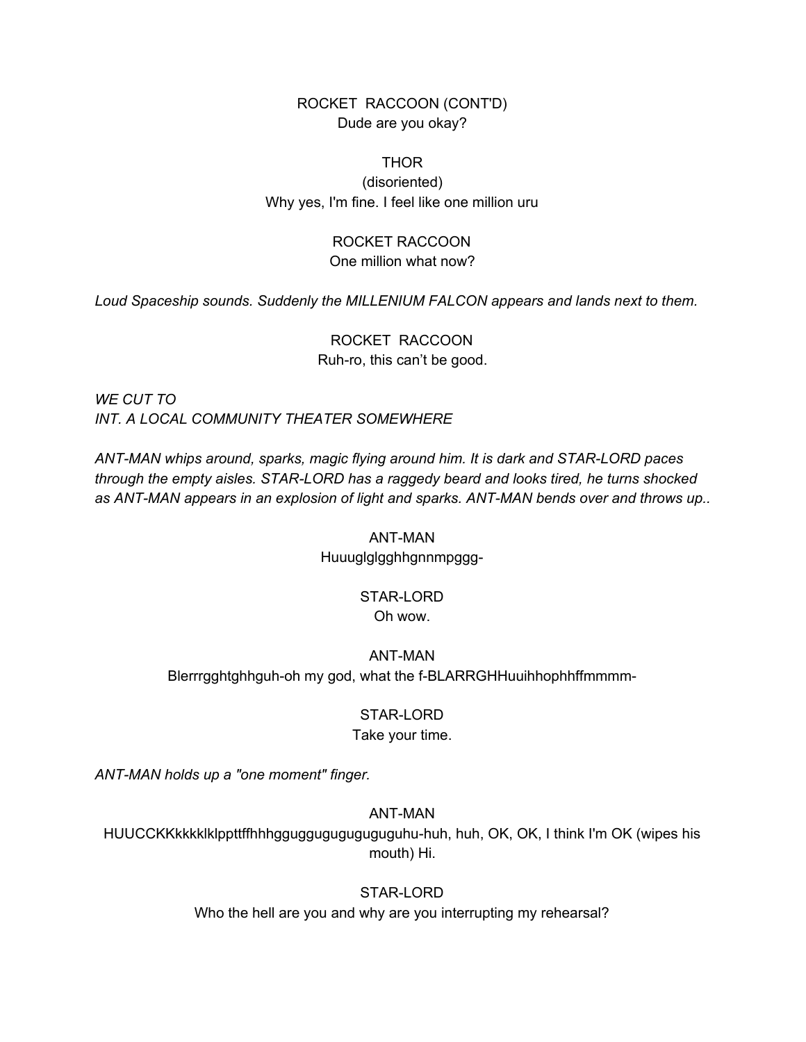ROCKET RACCOON (CONT'D)
Dude are you okay?

THOR
(disoriented)
Why yes, I'm fine. I feel like one million uru

ROCKET RACCOON
One million what now?

*Loud Spaceship sounds. Suddenly the MILLENIUM FALCON appears and lands next to them.*

ROCKET RACCOON
Ruh-ro, this can't be good.

*WE CUT TO*
*INT. A LOCAL COMMUNITY THEATER SOMEWHERE*

*ANT-MAN whips around, sparks, magic flying around him. It is dark and STAR-LORD paces through the empty aisles. STAR-LORD has a raggedy beard and looks tired, he turns shocked as ANT-MAN appears in an explosion of light and sparks. ANT-MAN bends over and throws up..*

ANT-MAN
Huuuglglgghhgnnmpggg-

STAR-LORD
Oh wow.

ANT-MAN
Blerrrgghtghhguh-oh my god, what the f-BLARRGHHuuihhophhffmmmm-

STAR-LORD
Take your time.

*ANT-MAN holds up a "one moment" finger.*

ANT-MAN
HUUCCKKkkkklklpptt ffhhhgguggugugugugughu-huh, huh, OK, OK, I think I'm OK (wipes his mouth) Hi.

STAR-LORD
Who the hell are you and why are you interrupting my rehearsal?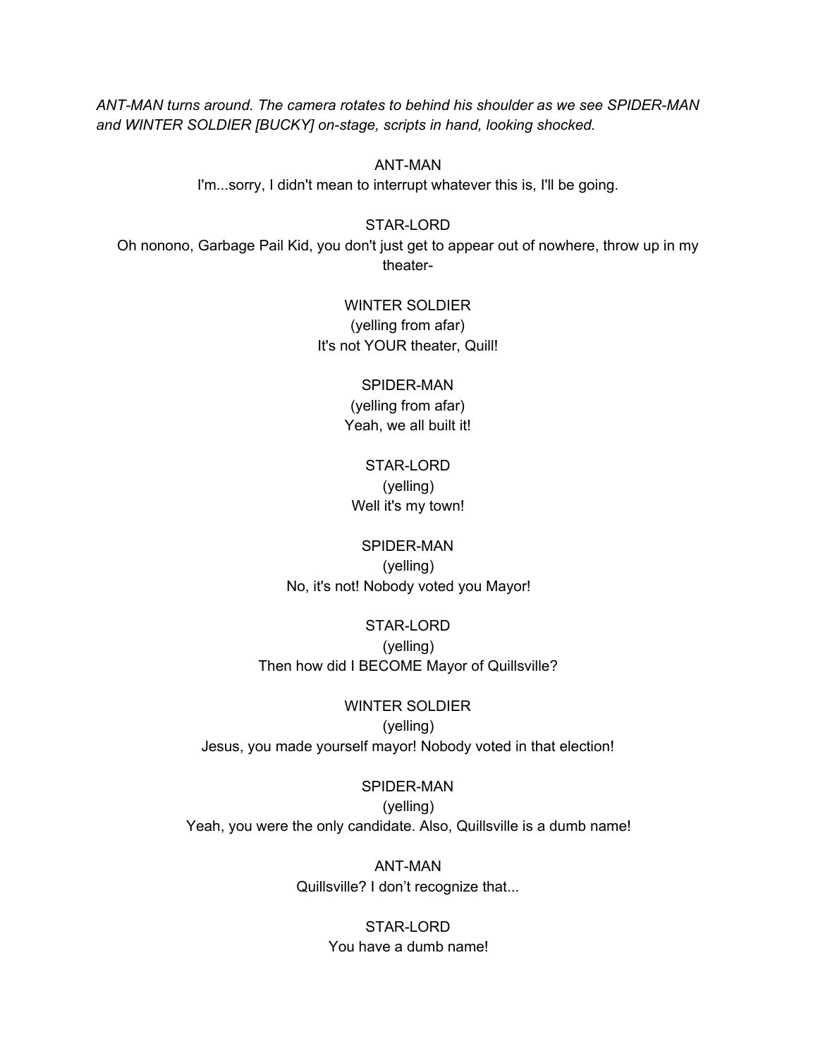*ANT-MAN turns around. The camera rotates to behind his shoulder as we see SPIDER-MAN and WINTER SOLDIER [BUCKY] on-stage, scripts in hand, looking shocked.*

ANT-MAN
I'm...sorry, I didn't mean to interrupt whatever this is, I'll be going.

STAR-LORD
Oh nonono, Garbage Pail Kid, you don't just get to appear out of nowhere, throw up in my theater-

WINTER SOLDIER
(yelling from afar)
It's not YOUR theater, Quill!

SPIDER-MAN
(yelling from afar)
Yeah, we all built it!

STAR-LORD
(yelling)
Well it's my town!

SPIDER-MAN
(yelling)
No, it's not! Nobody voted you Mayor!

STAR-LORD
(yelling)
Then how did I BECOME Mayor of Quillsville?

WINTER SOLDIER
(yelling)
Jesus, you made yourself mayor! Nobody voted in that election!

SPIDER-MAN
(yelling)
Yeah, you were the only candidate. Also, Quillsville is a dumb name!

ANT-MAN
Quillsville? I don't recognize that...

STAR-LORD
You have a dumb name!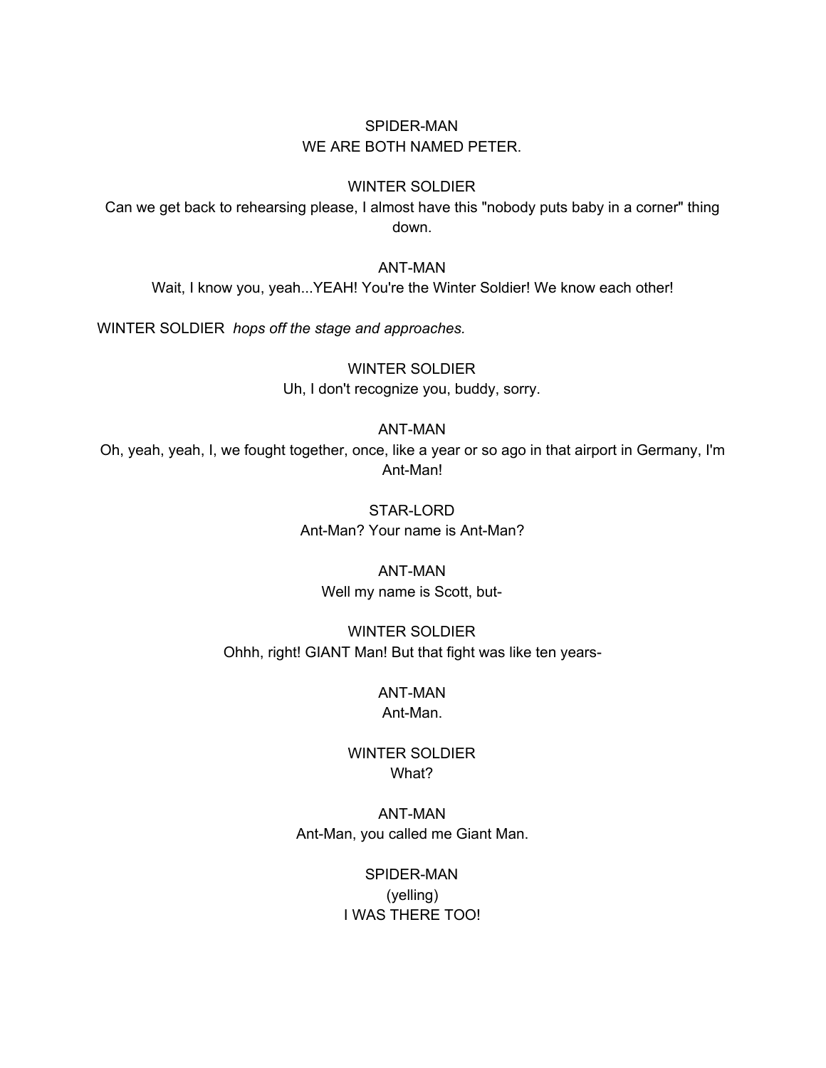SPIDER-MAN
WE ARE BOTH NAMED PETER.

WINTER SOLDIER
Can we get back to rehearsing please, I almost have this "nobody puts baby in a corner" thing down.

ANT-MAN
Wait, I know you, yeah...YEAH! You're the Winter Soldier! We know each other!

WINTER SOLDIER *hops off the stage and approaches.*

WINTER SOLDIER
Uh, I don't recognize you, buddy, sorry.

ANT-MAN
Oh, yeah, yeah, I, we fought together, once, like a year or so ago in that airport in Germany, I'm Ant-Man!

STAR-LORD
Ant-Man? Your name is Ant-Man?

ANT-MAN
Well my name is Scott, but-

WINTER SOLDIER
Ohhh, right! GIANT Man! But that fight was like ten years-

ANT-MAN
Ant-Man.

WINTER SOLDIER
What?

ANT-MAN
Ant-Man, you called me Giant Man.

SPIDER-MAN
(yelling)
I WAS THERE TOO!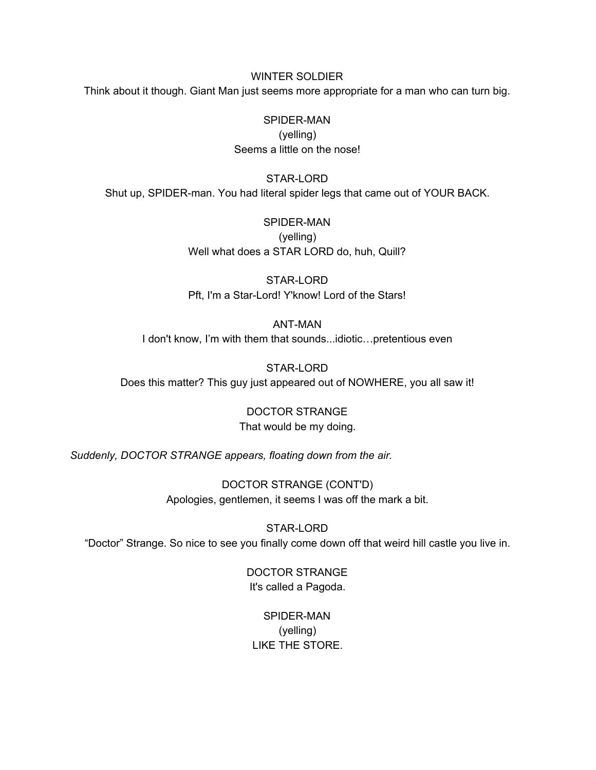WINTER SOLDIER

Think about it though. Giant Man just seems more appropriate for a man who can turn big.

SPIDER-MAN

(yelling)

Seems a little on the nose!

STAR-LORD

Shut up, SPIDER-man. You had literal spider legs that came out of YOUR BACK.

SPIDER-MAN

(yelling)

Well what does a STAR LORD do, huh, Quill?

STAR-LORD

Pft, I'm a Star-Lord! Y'know! Lord of the Stars!

ANT-MAN

I don't know, I'm with them that sounds...idiotic…pretentious even

STAR-LORD

Does this matter? This guy just appeared out of NOWHERE, you all saw it!

DOCTOR STRANGE

That would be my doing.

*Suddenly, DOCTOR STRANGE appears, floating down from the air.*

DOCTOR STRANGE (CONT'D)

Apologies, gentlemen, it seems I was off the mark a bit.

STAR-LORD

"Doctor" Strange. So nice to see you finally come down off that weird hill castle you live in.

DOCTOR STRANGE

It's called a Pagoda.

SPIDER-MAN

(yelling)

LIKE THE STORE.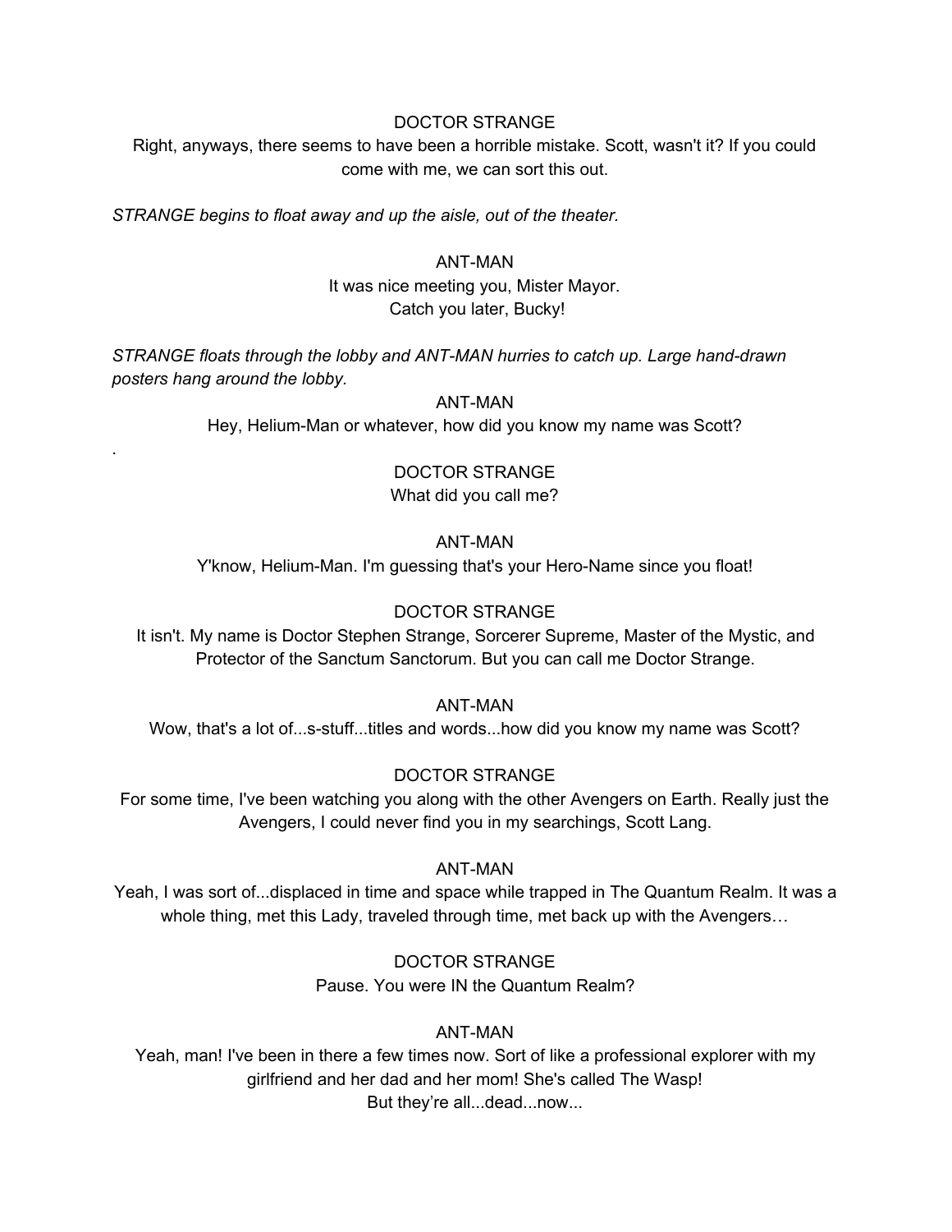DOCTOR STRANGE

Right, anyways, there seems to have been a horrible mistake. Scott, wasn't it? If you could come with me, we can sort this out.

*STRANGE begins to float away and up the aisle, out of the theater.*

ANT-MAN

It was nice meeting you, Mister Mayor.
Catch you later, Bucky!

*STRANGE floats through the lobby and ANT-MAN hurries to catch up. Large hand-drawn posters hang around the lobby.*

ANT-MAN

Hey, Helium-Man or whatever, how did you know my name was Scott?

.

DOCTOR STRANGE

What did you call me?

ANT-MAN

Y'know, Helium-Man. I'm guessing that's your Hero-Name since you float!

DOCTOR STRANGE

It isn't. My name is Doctor Stephen Strange, Sorcerer Supreme, Master of the Mystic, and Protector of the Sanctum Sanctorum. But you can call me Doctor Strange.

ANT-MAN

Wow, that's a lot of...s-stuff...titles and words...how did you know my name was Scott?

DOCTOR STRANGE

For some time, I've been watching you along with the other Avengers on Earth. Really just the Avengers, I could never find you in my searchings, Scott Lang.

ANT-MAN

Yeah, I was sort of...displaced in time and space while trapped in The Quantum Realm. It was a whole thing, met this Lady, traveled through time, met back up with the Avengers…

DOCTOR STRANGE

Pause. You were IN the Quantum Realm?

ANT-MAN

Yeah, man! I've been in there a few times now. Sort of like a professional explorer with my girlfriend and her dad and her mom! She's called The Wasp!
But they're all...dead...now...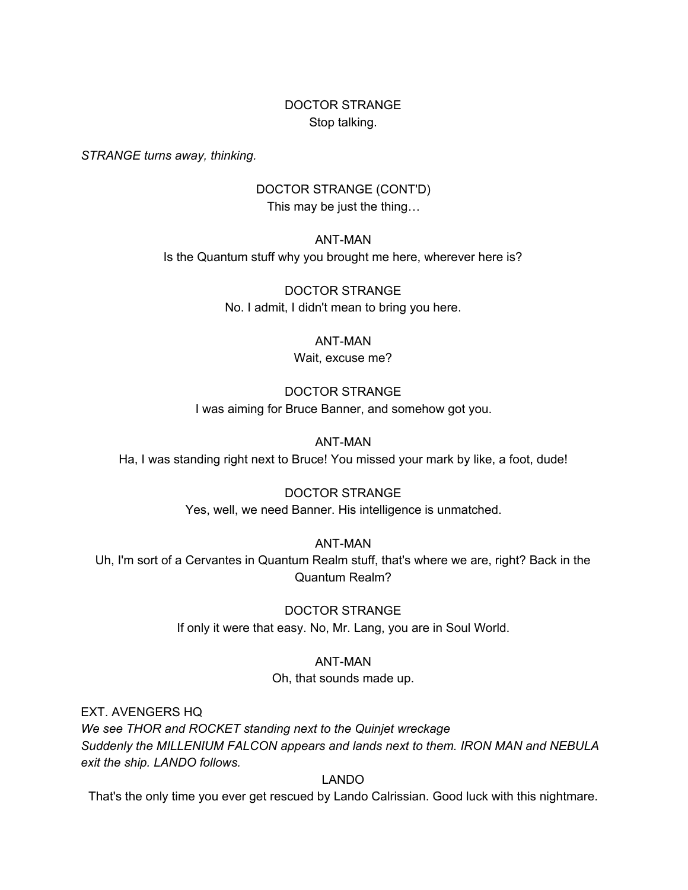DOCTOR STRANGE
Stop talking.

*STRANGE turns away, thinking.*

DOCTOR STRANGE (CONT'D)
This may be just the thing…

ANT-MAN
Is the Quantum stuff why you brought me here, wherever here is?

DOCTOR STRANGE
No. I admit, I didn't mean to bring you here.

ANT-MAN
Wait, excuse me?

DOCTOR STRANGE
I was aiming for Bruce Banner, and somehow got you.

ANT-MAN
Ha, I was standing right next to Bruce! You missed your mark by like, a foot, dude!

DOCTOR STRANGE
Yes, well, we need Banner. His intelligence is unmatched.

ANT-MAN
Uh, I'm sort of a Cervantes in Quantum Realm stuff, that's where we are, right? Back in the Quantum Realm?

DOCTOR STRANGE
If only it were that easy. No, Mr. Lang, you are in Soul World.

ANT-MAN
Oh, that sounds made up.

EXT. AVENGERS HQ

*We see THOR and ROCKET standing next to the Quinjet wreckage*
*Suddenly the MILLENIUM FALCON appears and lands next to them. IRON MAN and NEBULA exit the ship. LANDO follows.*

LANDO
That's the only time you ever get rescued by Lando Calrissian. Good luck with this nightmare.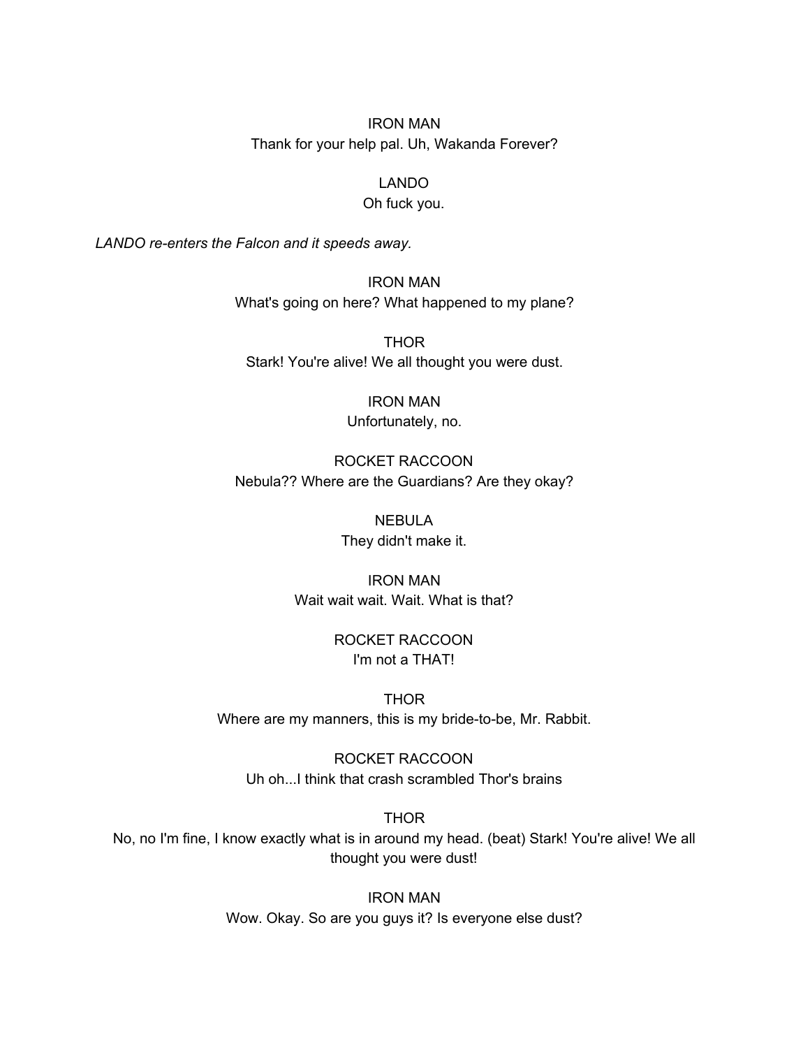IRON MAN
Thank for your help pal. Uh, Wakanda Forever?

LANDO
Oh fuck you.

*LANDO re-enters the Falcon and it speeds away.*

IRON MAN
What's going on here? What happened to my plane?

THOR
Stark! You're alive! We all thought you were dust.

IRON MAN
Unfortunately, no.

ROCKET RACCOON
Nebula?? Where are the Guardians? Are they okay?

NEBULA
They didn't make it.

IRON MAN
Wait wait wait. Wait. What is that?

ROCKET RACCOON
I'm not a THAT!

THOR
Where are my manners, this is my bride-to-be, Mr. Rabbit.

ROCKET RACCOON
Uh oh...I think that crash scrambled Thor's brains

THOR
No, no I'm fine, I know exactly what is in around my head. (beat) Stark! You're alive! We all thought you were dust!

IRON MAN
Wow. Okay. So are you guys it? Is everyone else dust?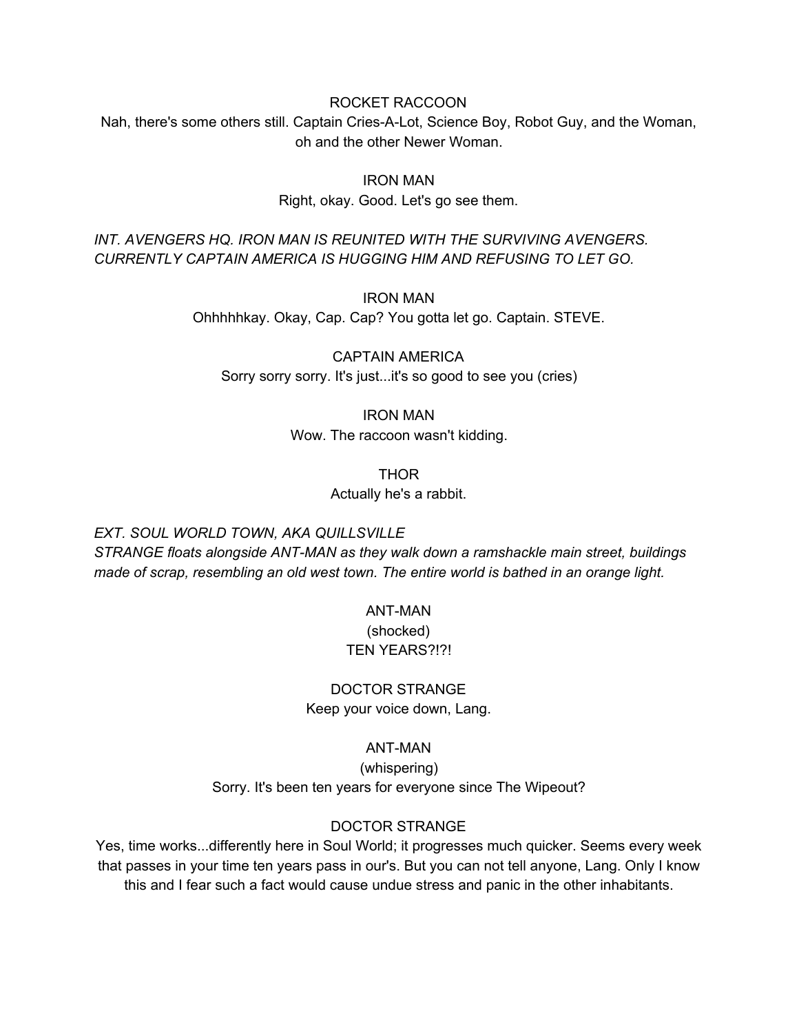ROCKET RACCOON

Nah, there's some others still. Captain Cries-A-Lot, Science Boy, Robot Guy, and the Woman, oh and the other Newer Woman.

IRON MAN

Right, okay. Good. Let's go see them.

*INT. AVENGERS HQ. IRON MAN IS REUNITED WITH THE SURVIVING AVENGERS. CURRENTLY CAPTAIN AMERICA IS HUGGING HIM AND REFUSING TO LET GO.*

IRON MAN

Ohhhhhkay. Okay, Cap. Cap? You gotta let go. Captain. STEVE.

CAPTAIN AMERICA

Sorry sorry sorry. It's just...it's so good to see you (cries)

IRON MAN

Wow. The raccoon wasn't kidding.

THOR

Actually he's a rabbit.

*EXT. SOUL WORLD TOWN, AKA QUILLSVILLE*
*STRANGE floats alongside ANT-MAN as they walk down a ramshackle main street, buildings made of scrap, resembling an old west town. The entire world is bathed in an orange light.*

ANT-MAN

(shocked)

TEN YEARS?!?!

DOCTOR STRANGE

Keep your voice down, Lang.

ANT-MAN

(whispering)

Sorry. It's been ten years for everyone since The Wipeout?

DOCTOR STRANGE

Yes, time works...differently here in Soul World; it progresses much quicker. Seems every week that passes in your time ten years pass in our's. But you can not tell anyone, Lang. Only I know this and I fear such a fact would cause undue stress and panic in the other inhabitants.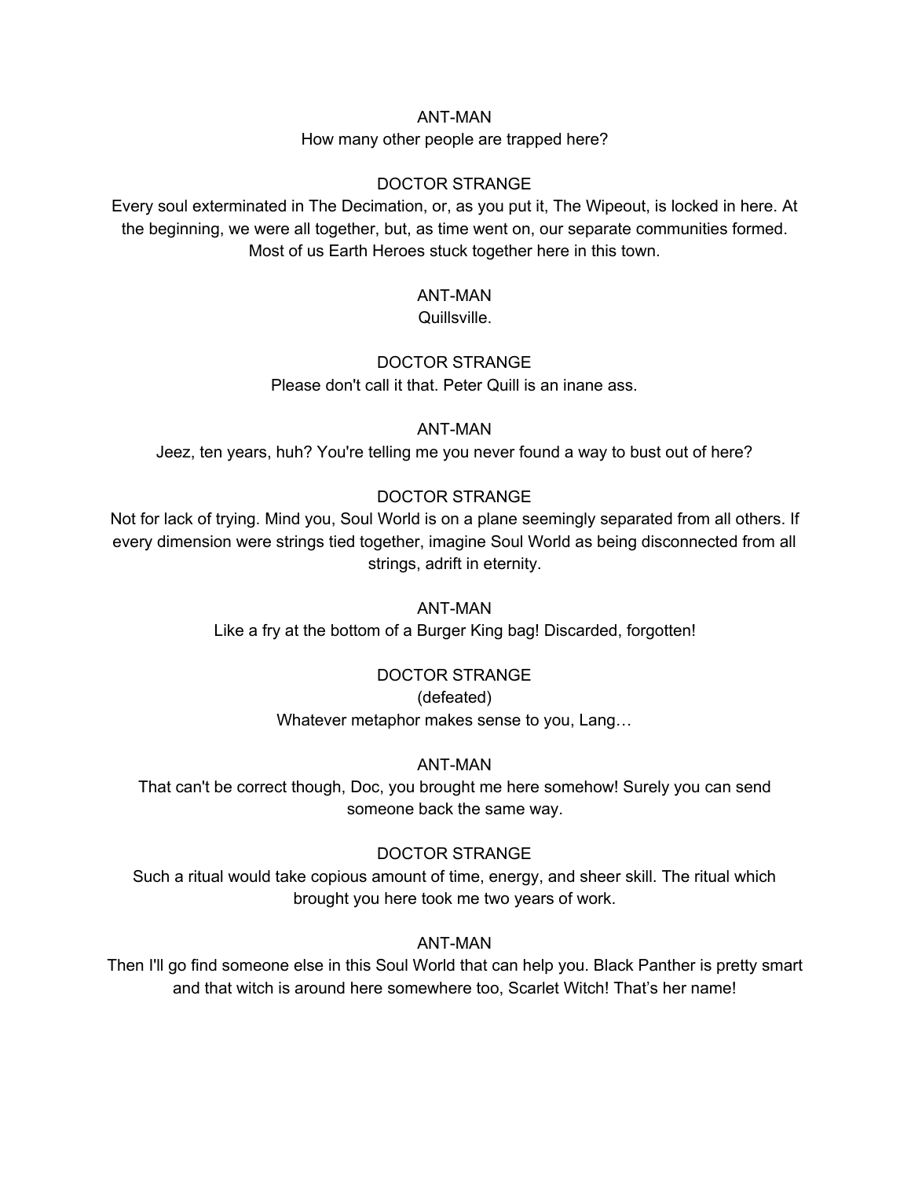ANT-MAN

How many other people are trapped here?

DOCTOR STRANGE

Every soul exterminated in The Decimation, or, as you put it, The Wipeout, is locked in here. At the beginning, we were all together, but, as time went on, our separate communities formed. Most of us Earth Heroes stuck together here in this town.

ANT-MAN

Quillsville.

DOCTOR STRANGE

Please don't call it that. Peter Quill is an inane ass.

ANT-MAN

Jeez, ten years, huh? You're telling me you never found a way to bust out of here?

DOCTOR STRANGE

Not for lack of trying. Mind you, Soul World is on a plane seemingly separated from all others. If every dimension were strings tied together, imagine Soul World as being disconnected from all strings, adrift in eternity.

ANT-MAN

Like a fry at the bottom of a Burger King bag! Discarded, forgotten!

DOCTOR STRANGE

(defeated)

Whatever metaphor makes sense to you, Lang…

ANT-MAN

That can't be correct though, Doc, you brought me here somehow! Surely you can send someone back the same way.

DOCTOR STRANGE

Such a ritual would take copious amount of time, energy, and sheer skill. The ritual which brought you here took me two years of work.

ANT-MAN

Then I'll go find someone else in this Soul World that can help you. Black Panther is pretty smart and that witch is around here somewhere too, Scarlet Witch! That's her name!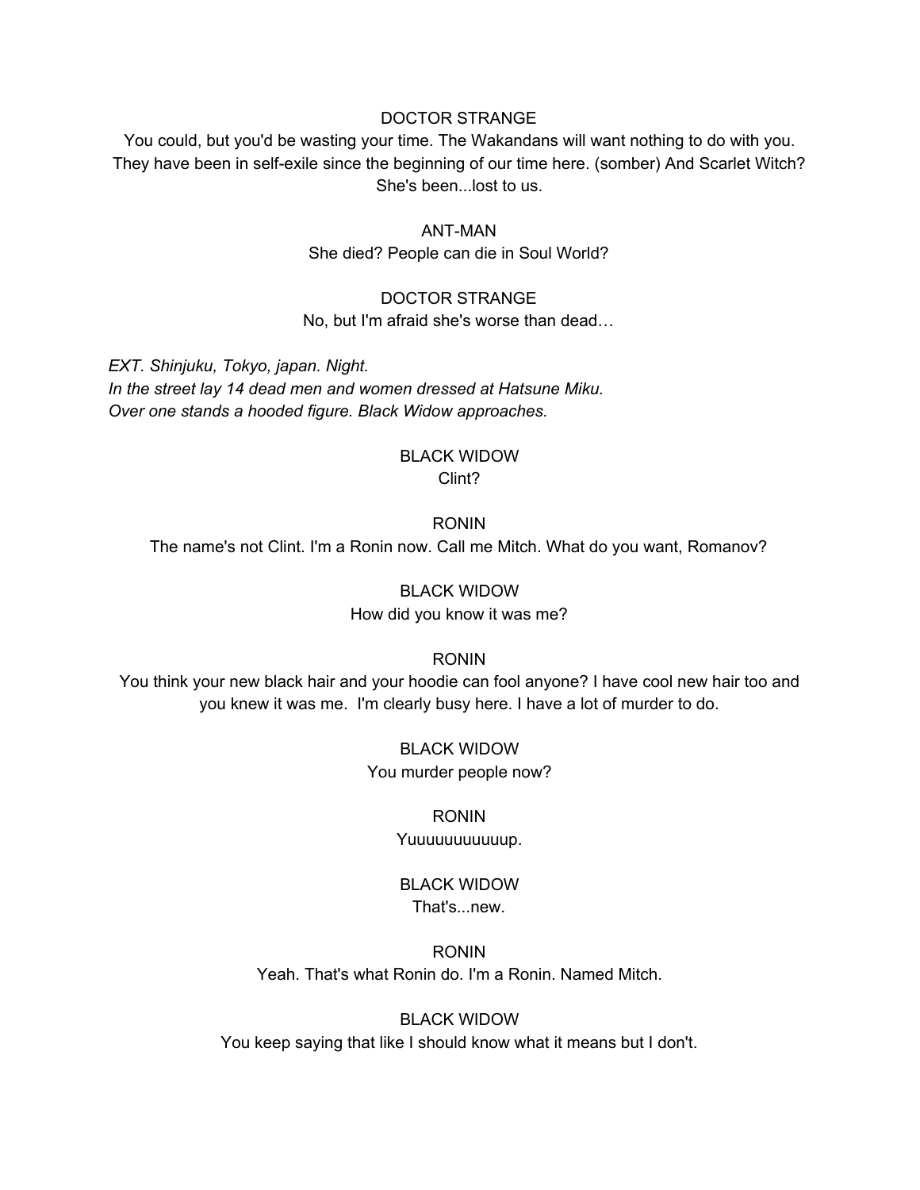DOCTOR STRANGE

You could, but you'd be wasting your time. The Wakandans will want nothing to do with you. They have been in self-exile since the beginning of our time here. (somber) And Scarlet Witch? She's been...lost to us.

ANT-MAN

She died? People can die in Soul World?

DOCTOR STRANGE

No, but I'm afraid she's worse than dead…

*EXT. Shinjuku, Tokyo, japan. Night.*
*In the street lay 14 dead men and women dressed at Hatsune Miku.*
*Over one stands a hooded figure. Black Widow approaches.*

BLACK WIDOW

Clint?

RONIN

The name's not Clint. I'm a Ronin now. Call me Mitch. What do you want, Romanov?

BLACK WIDOW

How did you know it was me?

RONIN

You think your new black hair and your hoodie can fool anyone? I have cool new hair too and you knew it was me. I'm clearly busy here. I have a lot of murder to do.

BLACK WIDOW

You murder people now?

RONIN

Yuuuuuuuuuuup.

BLACK WIDOW

That's...new.

RONIN

Yeah. That's what Ronin do. I'm a Ronin. Named Mitch.

BLACK WIDOW

You keep saying that like I should know what it means but I don't.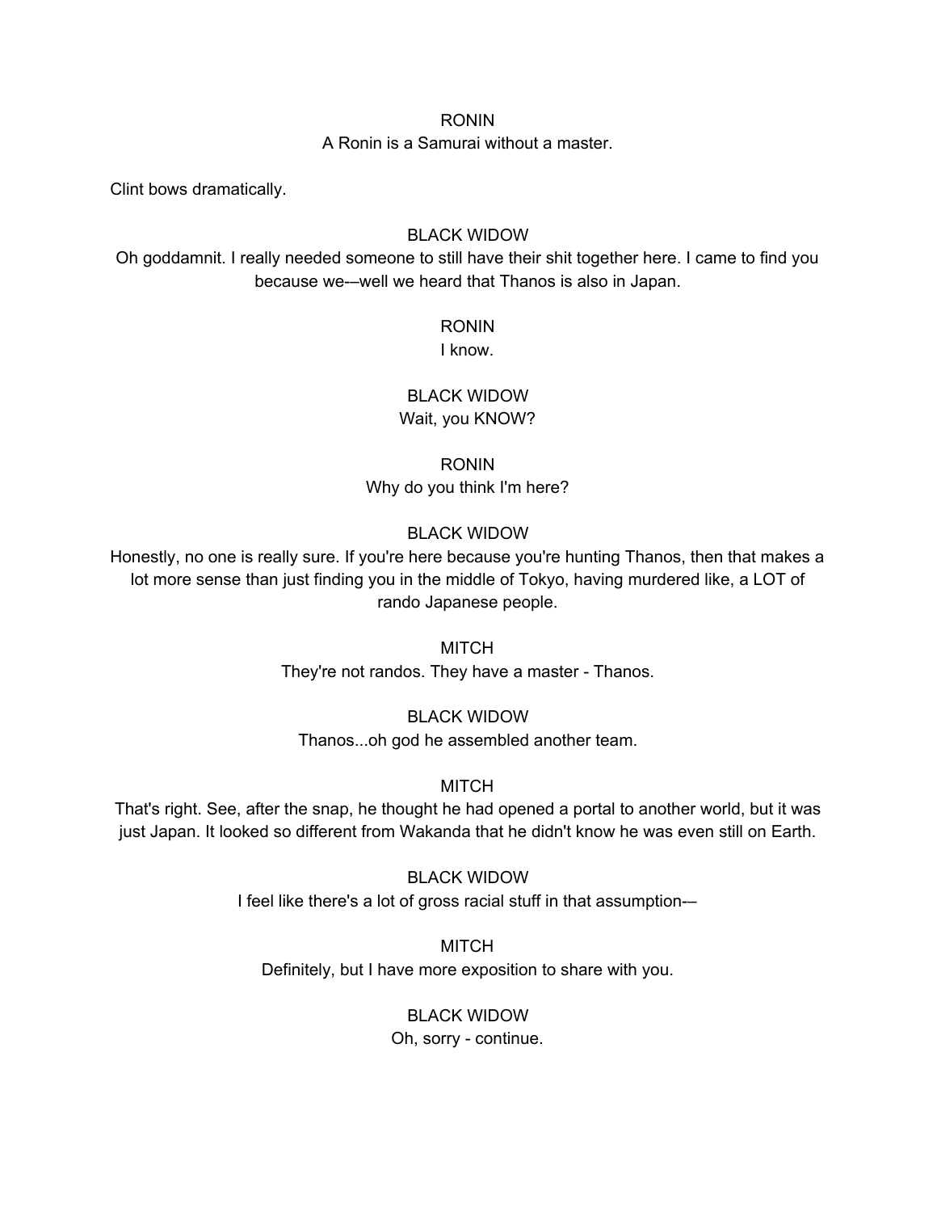RONIN

A Ronin is a Samurai without a master.

Clint bows dramatically.

BLACK WIDOW

Oh goddamnit. I really needed someone to still have their shit together here. I came to find you because we-–well we heard that Thanos is also in Japan.

RONIN

I know.

BLACK WIDOW

Wait, you KNOW?

RONIN

Why do you think I'm here?

BLACK WIDOW

Honestly, no one is really sure. If you're here because you're hunting Thanos, then that makes a lot more sense than just finding you in the middle of Tokyo, having murdered like, a LOT of rando Japanese people.

MITCH

They're not randos. They have a master - Thanos.

BLACK WIDOW

Thanos...oh god he assembled another team.

MITCH

That's right. See, after the snap, he thought he had opened a portal to another world, but it was just Japan. It looked so different from Wakanda that he didn't know he was even still on Earth.

BLACK WIDOW

I feel like there's a lot of gross racial stuff in that assumption-–

MITCH

Definitely, but I have more exposition to share with you.

BLACK WIDOW

Oh, sorry - continue.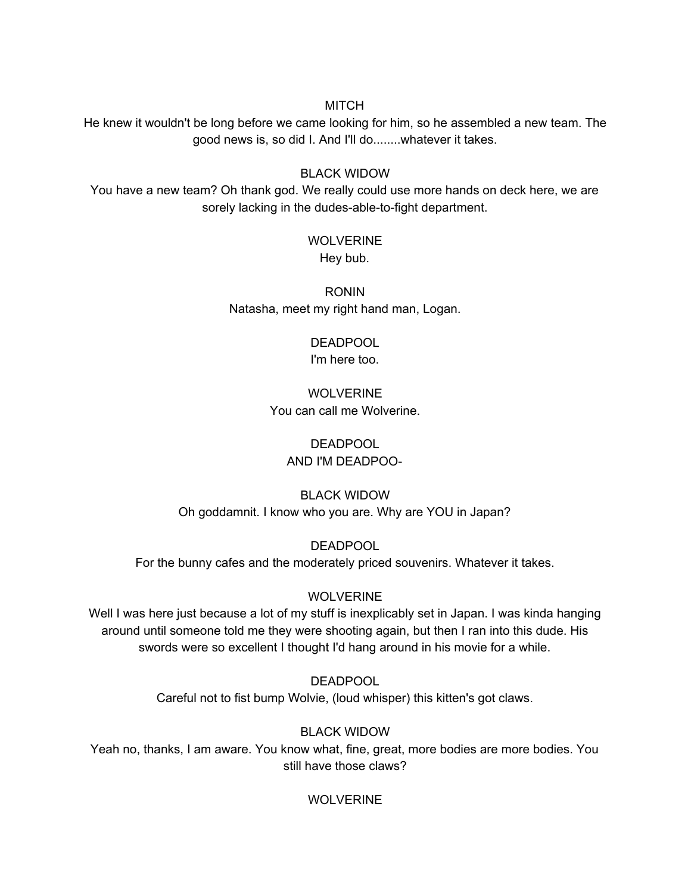MITCH

He knew it wouldn't be long before we came looking for him, so he assembled a new team. The good news is, so did I. And I'll do........whatever it takes.

BLACK WIDOW

You have a new team? Oh thank god. We really could use more hands on deck here, we are sorely lacking in the dudes-able-to-fight department.

WOLVERINE

Hey bub.

RONIN

Natasha, meet my right hand man, Logan.

DEADPOOL

I'm here too.

WOLVERINE

You can call me Wolverine.

DEADPOOL

AND I'M DEADPOO-

BLACK WIDOW

Oh goddamnit. I know who you are. Why are YOU in Japan?

DEADPOOL

For the bunny cafes and the moderately priced souvenirs. Whatever it takes.

WOLVERINE

Well I was here just because a lot of my stuff is inexplicably set in Japan. I was kinda hanging around until someone told me they were shooting again, but then I ran into this dude. His swords were so excellent I thought I'd hang around in his movie for a while.

DEADPOOL

Careful not to fist bump Wolvie, (loud whisper) this kitten's got claws.

BLACK WIDOW

Yeah no, thanks, I am aware. You know what, fine, great, more bodies are more bodies. You still have those claws?

WOLVERINE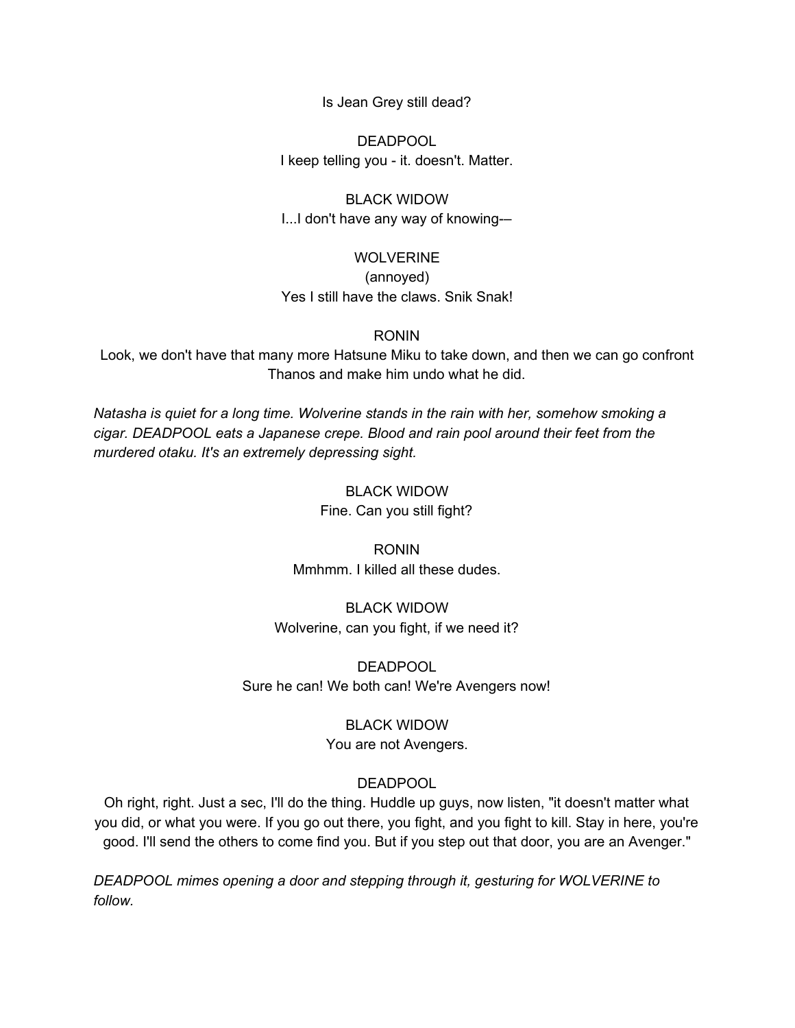Is Jean Grey still dead?

DEADPOOL

I keep telling you - it. doesn't. Matter.

BLACK WIDOW

I...I don't have any way of knowing-—

WOLVERINE

(annoyed)

Yes I still have the claws. Snik Snak!

RONIN

Look, we don't have that many more Hatsune Miku to take down, and then we can go confront Thanos and make him undo what he did.

*Natasha is quiet for a long time. Wolverine stands in the rain with her, somehow smoking a cigar. DEADPOOL eats a Japanese crepe. Blood and rain pool around their feet from the murdered otaku. It's an extremely depressing sight.*

BLACK WIDOW

Fine. Can you still fight?

RONIN

Mmhmm. I killed all these dudes.

BLACK WIDOW

Wolverine, can you fight, if we need it?

DEADPOOL

Sure he can! We both can! We're Avengers now!

BLACK WIDOW

You are not Avengers.

DEADPOOL

Oh right, right. Just a sec, I'll do the thing. Huddle up guys, now listen, "it doesn't matter what you did, or what you were. If you go out there, you fight, and you fight to kill. Stay in here, you're good. I'll send the others to come find you. But if you step out that door, you are an Avenger."

*DEADPOOL mimes opening a door and stepping through it, gesturing for WOLVERINE to follow.*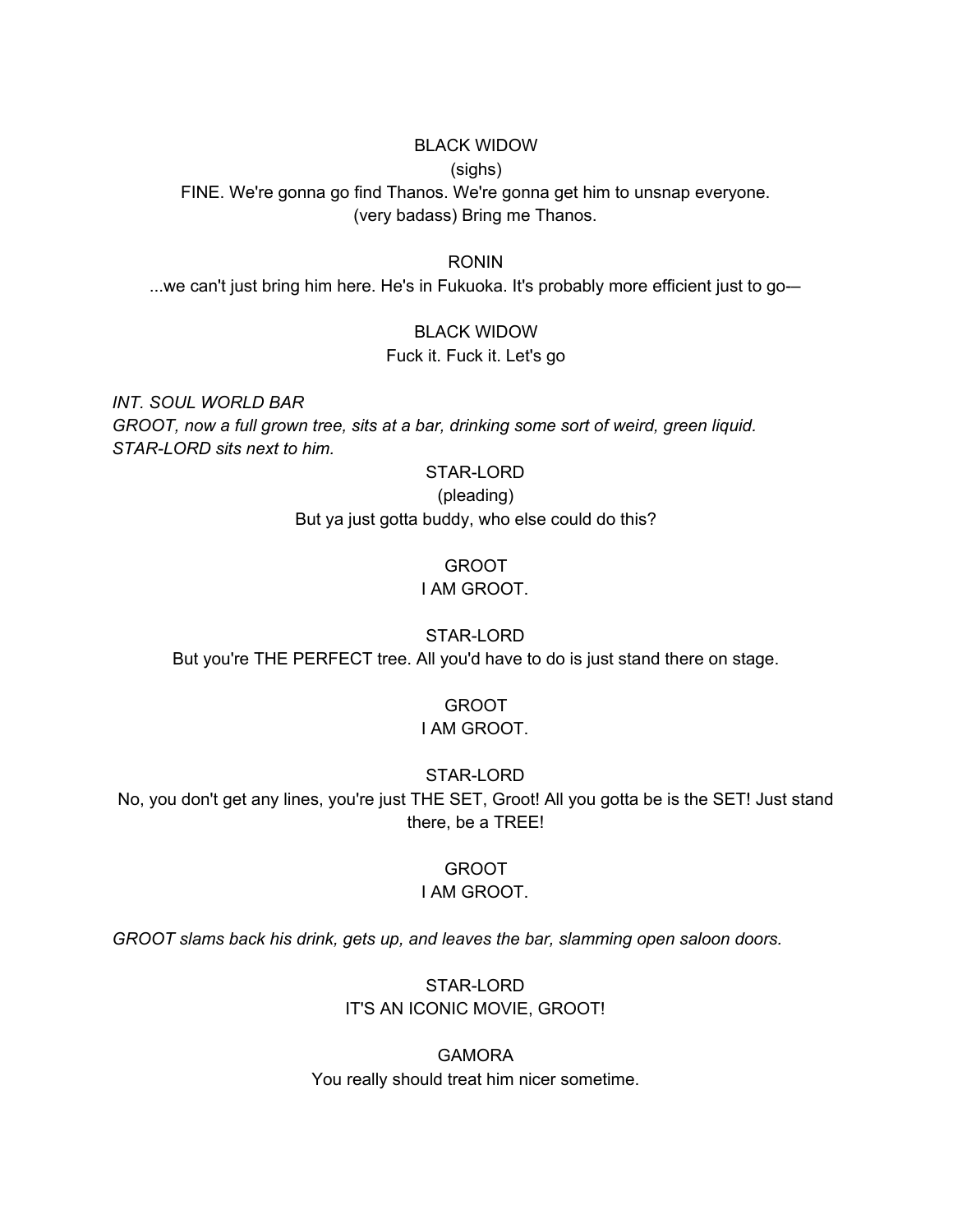BLACK WIDOW

(sighs)

FINE. We're gonna go find Thanos. We're gonna get him to unsnap everyone.

(very badass) Bring me Thanos.

RONIN

...we can't just bring him here. He's in Fukuoka. It's probably more efficient just to go-—

BLACK WIDOW

Fuck it. Fuck it. Let's go

*INT. SOUL WORLD BAR*

*GROOT, now a full grown tree, sits at a bar, drinking some sort of weird, green liquid. STAR-LORD sits next to him.*

STAR-LORD

(pleading)

But ya just gotta buddy, who else could do this?

GROOT

I AM GROOT.

STAR-LORD

But you're THE PERFECT tree. All you'd have to do is just stand there on stage.

GROOT

I AM GROOT.

STAR-LORD

No, you don't get any lines, you're just THE SET, Groot! All you gotta be is the SET! Just stand there, be a TREE!

GROOT

I AM GROOT.

*GROOT slams back his drink, gets up, and leaves the bar, slamming open saloon doors.*

STAR-LORD

IT'S AN ICONIC MOVIE, GROOT!

GAMORA

You really should treat him nicer sometime.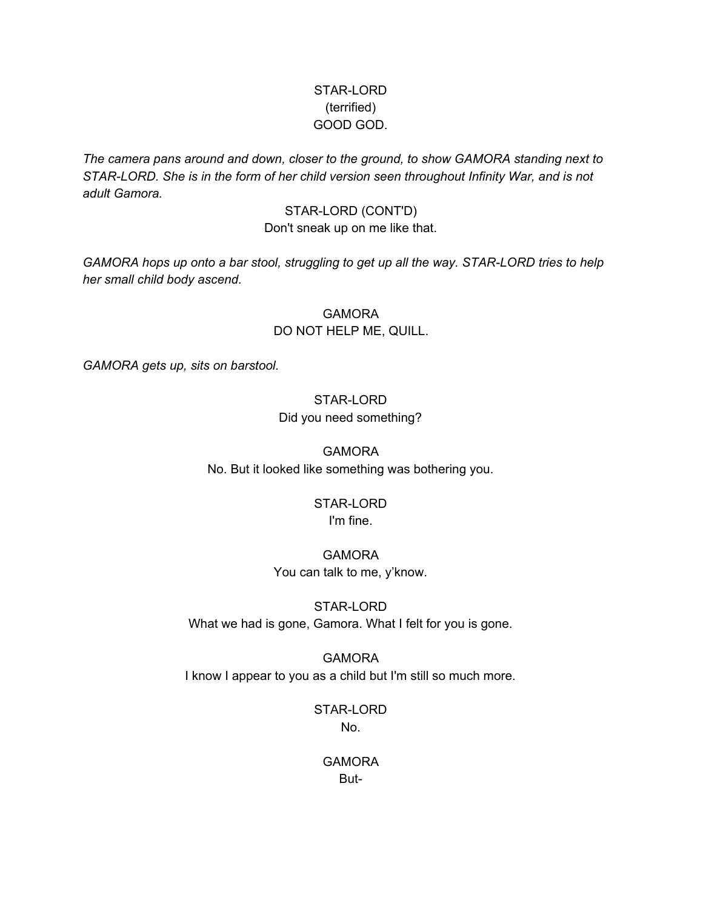STAR-LORD
(terrified)
GOOD GOD.

*The camera pans around and down, closer to the ground, to show GAMORA standing next to STAR-LORD. She is in the form of her child version seen throughout Infinity War, and is not adult Gamora.*

STAR-LORD (CONT'D)
Don't sneak up on me like that.

*GAMORA hops up onto a bar stool, struggling to get up all the way. STAR-LORD tries to help her small child body ascend.*

GAMORA
DO NOT HELP ME, QUILL.

*GAMORA gets up, sits on barstool.*

STAR-LORD
Did you need something?

GAMORA
No. But it looked like something was bothering you.

STAR-LORD
I'm fine.

GAMORA
You can talk to me, y'know.

STAR-LORD
What we had is gone, Gamora. What I felt for you is gone.

GAMORA
I know I appear to you as a child but I'm still so much more.

STAR-LORD
No.

GAMORA
But-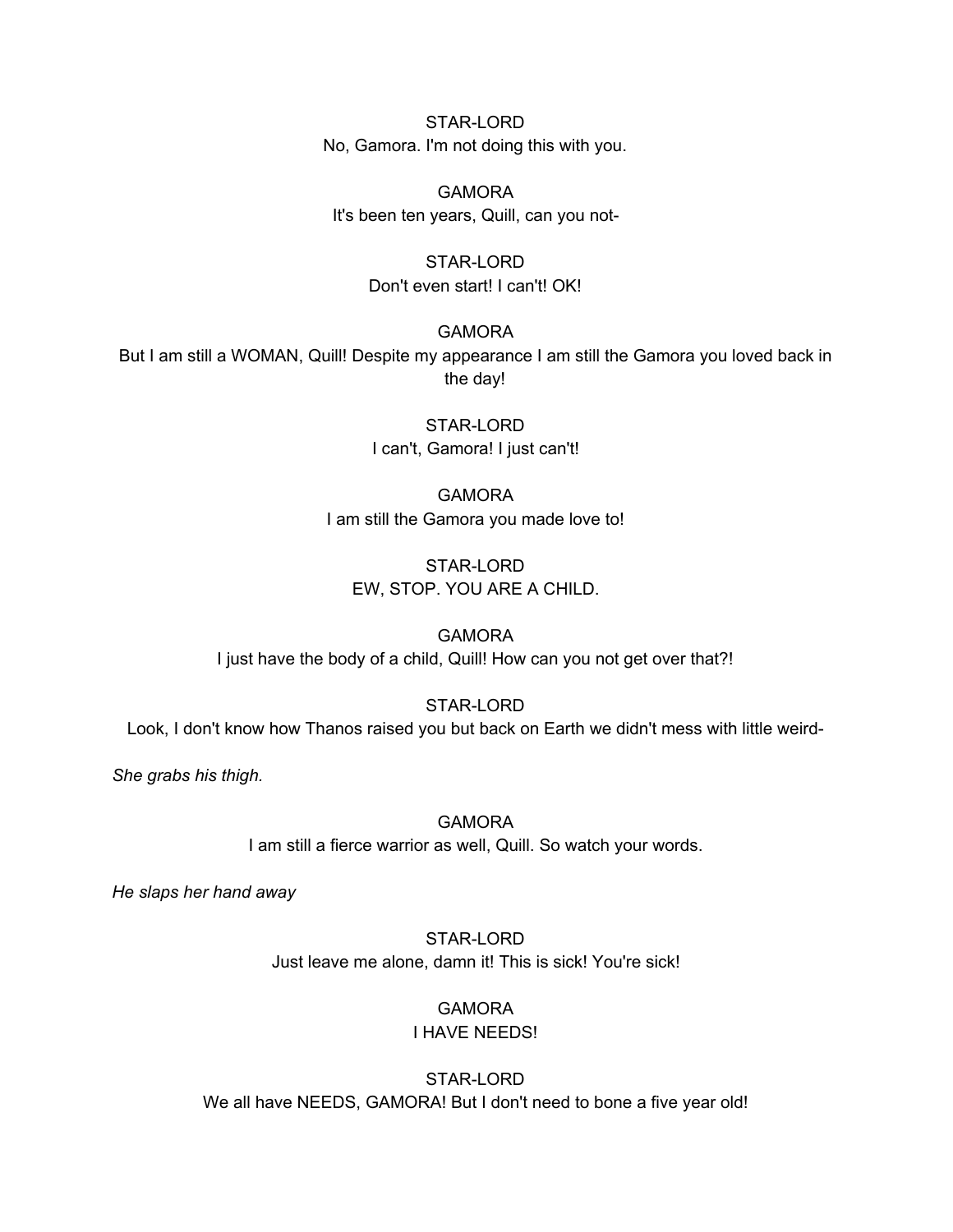STAR-LORD
No, Gamora. I'm not doing this with you.

GAMORA
It's been ten years, Quill, can you not-

STAR-LORD
Don't even start! I can't! OK!

GAMORA
But I am still a WOMAN, Quill! Despite my appearance I am still the Gamora you loved back in the day!

STAR-LORD
I can't, Gamora! I just can't!

GAMORA
I am still the Gamora you made love to!

STAR-LORD
EW, STOP. YOU ARE A CHILD.

GAMORA
I just have the body of a child, Quill! How can you not get over that?!

STAR-LORD
Look, I don't know how Thanos raised you but back on Earth we didn't mess with little weird-

*She grabs his thigh.*

GAMORA
I am still a fierce warrior as well, Quill. So watch your words.

*He slaps her hand away*

STAR-LORD
Just leave me alone, damn it! This is sick! You're sick!

GAMORA
I HAVE NEEDS!

STAR-LORD
We all have NEEDS, GAMORA! But I don't need to bone a five year old!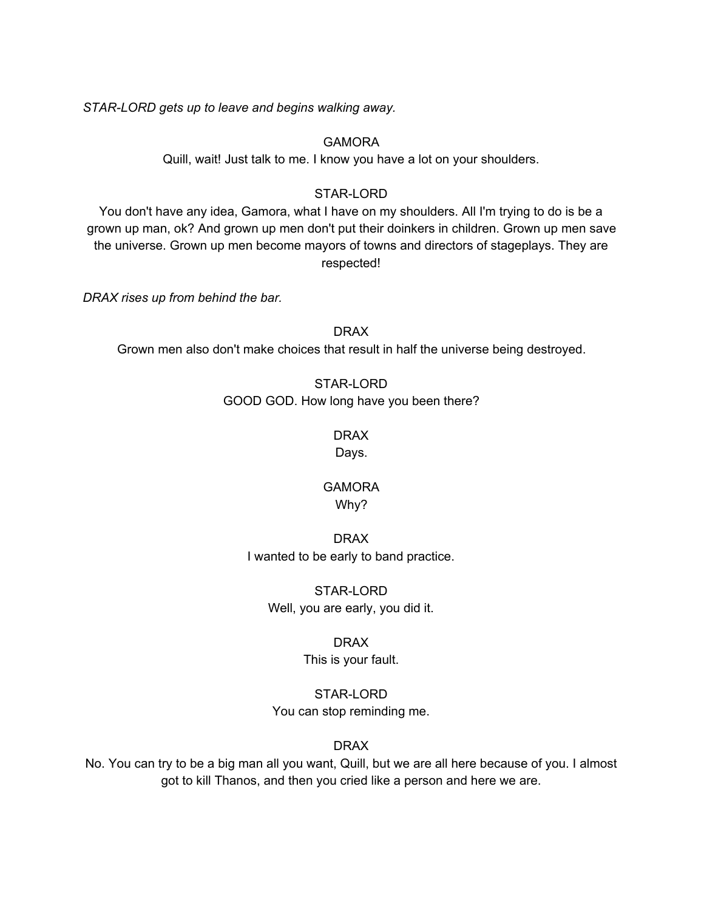*STAR-LORD gets up to leave and begins walking away.*

GAMORA
Quill, wait! Just talk to me. I know you have a lot on your shoulders.

STAR-LORD
You don't have any idea, Gamora, what I have on my shoulders. All I'm trying to do is be a grown up man, ok? And grown up men don't put their doinkers in children. Grown up men save the universe. Grown up men become mayors of towns and directors of stageplays. They are respected!

*DRAX rises up from behind the bar.*

DRAX
Grown men also don't make choices that result in half the universe being destroyed.

STAR-LORD
GOOD GOD. How long have you been there?

DRAX
Days.

GAMORA
Why?

DRAX
I wanted to be early to band practice.

STAR-LORD
Well, you are early, you did it.

DRAX
This is your fault.

STAR-LORD
You can stop reminding me.

DRAX
No. You can try to be a big man all you want, Quill, but we are all here because of you. I almost got to kill Thanos, and then you cried like a person and here we are.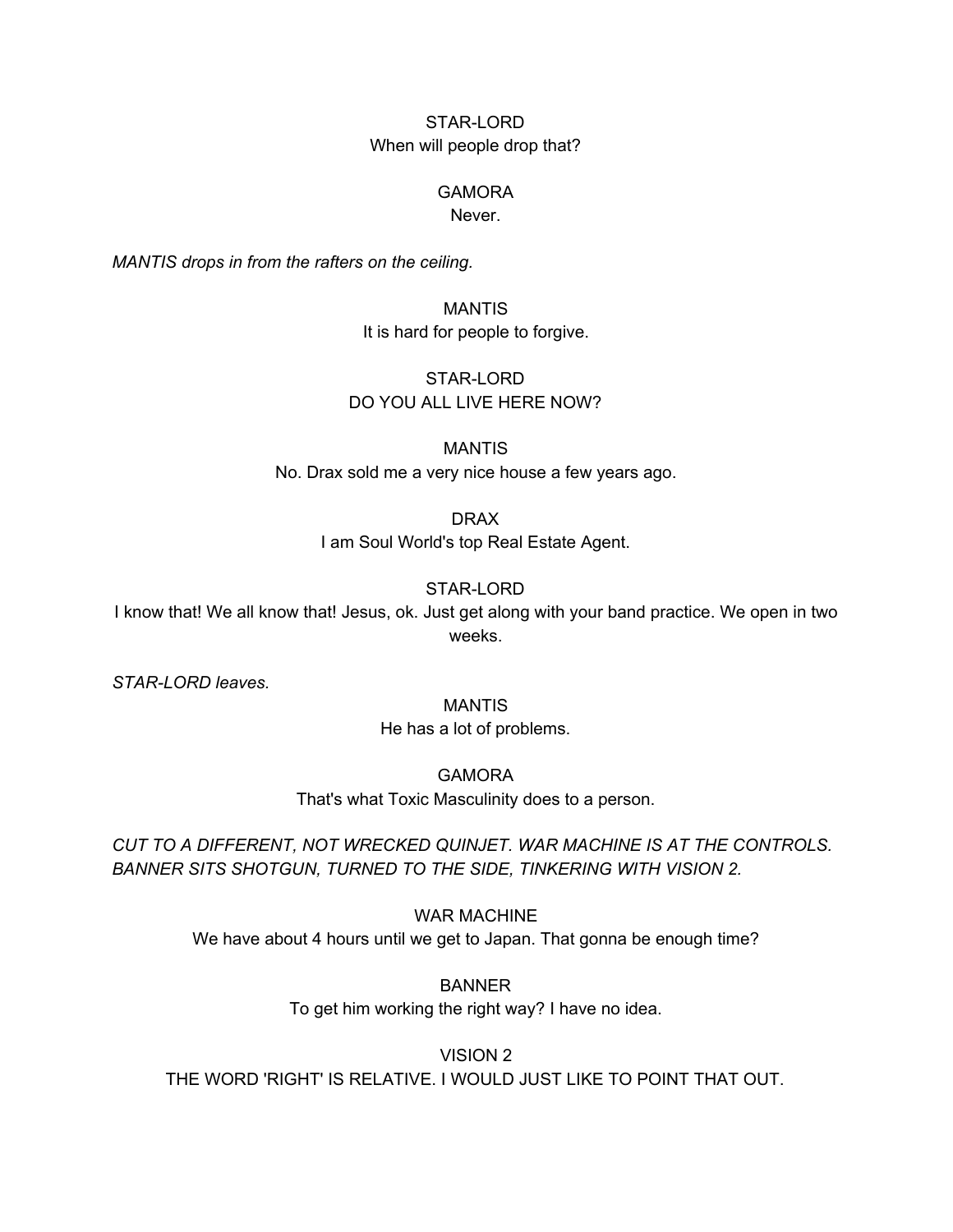STAR-LORD
When will people drop that?

GAMORA
Never.

*MANTIS drops in from the rafters on the ceiling.*

MANTIS
It is hard for people to forgive.

STAR-LORD
DO YOU ALL LIVE HERE NOW?

MANTIS
No. Drax sold me a very nice house a few years ago.

DRAX
I am Soul World's top Real Estate Agent.

STAR-LORD
I know that! We all know that! Jesus, ok. Just get along with your band practice. We open in two weeks.

*STAR-LORD leaves.*

MANTIS
He has a lot of problems.

GAMORA
That's what Toxic Masculinity does to a person.

*CUT TO A DIFFERENT, NOT WRECKED QUINJET. WAR MACHINE IS AT THE CONTROLS. BANNER SITS SHOTGUN, TURNED TO THE SIDE, TINKERING WITH VISION 2.*

WAR MACHINE
We have about 4 hours until we get to Japan. That gonna be enough time?

BANNER
To get him working the right way? I have no idea.

VISION 2
THE WORD 'RIGHT' IS RELATIVE. I WOULD JUST LIKE TO POINT THAT OUT.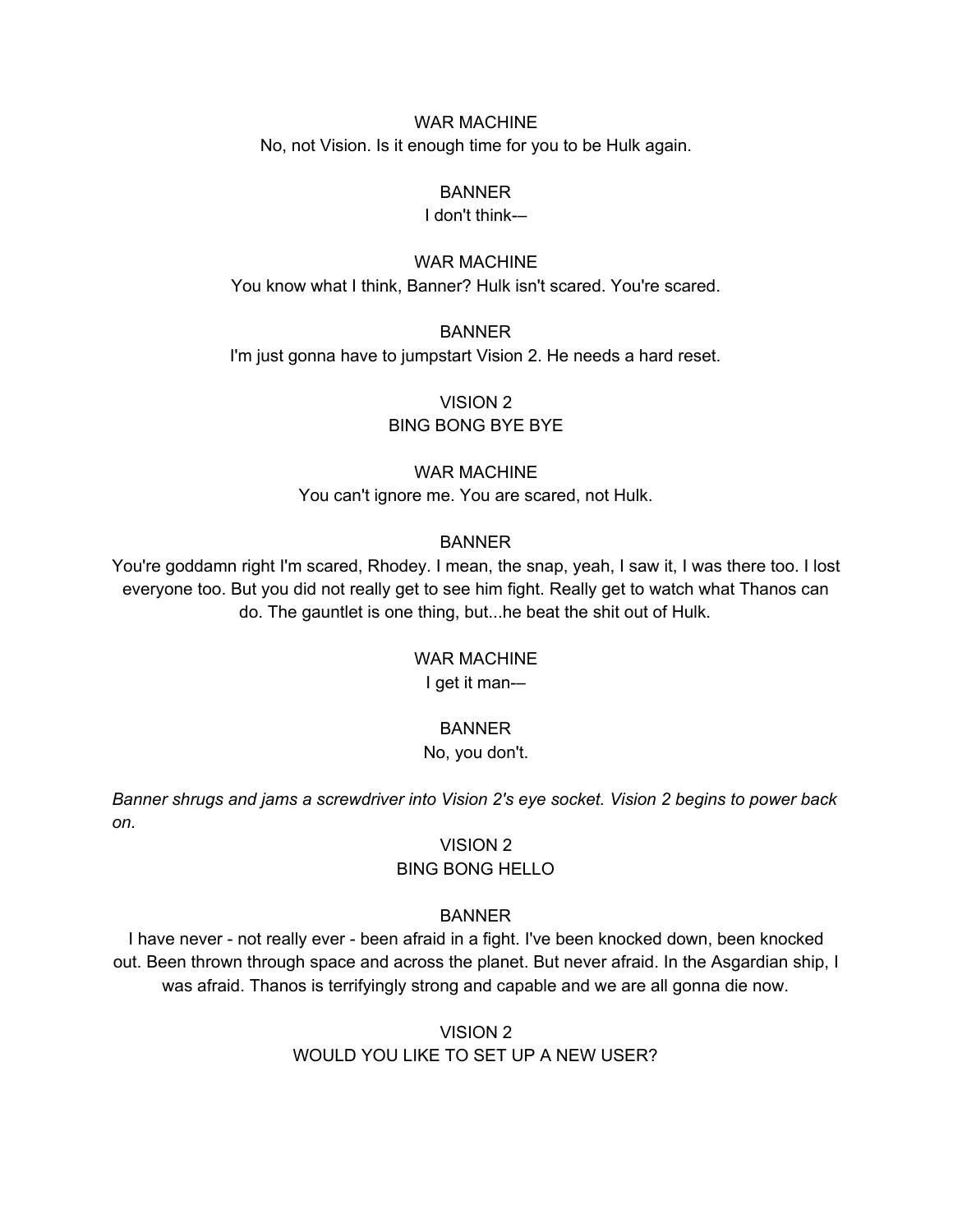WAR MACHINE

No, not Vision. Is it enough time for you to be Hulk again.

BANNER

I don't think-–

WAR MACHINE

You know what I think, Banner? Hulk isn't scared. You're scared.

BANNER

I'm just gonna have to jumpstart Vision 2. He needs a hard reset.

VISION 2

BING BONG BYE BYE

WAR MACHINE

You can't ignore me. You are scared, not Hulk.

BANNER

You're goddamn right I'm scared, Rhodey. I mean, the snap, yeah, I saw it, I was there too. I lost everyone too. But you did not really get to see him fight. Really get to watch what Thanos can do. The gauntlet is one thing, but...he beat the shit out of Hulk.

WAR MACHINE

I get it man-–

BANNER

No, you don't.

*Banner shrugs and jams a screwdriver into Vision 2's eye socket. Vision 2 begins to power back on.*

VISION 2

BING BONG HELLO

BANNER

I have never - not really ever - been afraid in a fight. I've been knocked down, been knocked out. Been thrown through space and across the planet. But never afraid. In the Asgardian ship, I was afraid. Thanos is terrifyingly strong and capable and we are all gonna die now.

VISION 2

WOULD YOU LIKE TO SET UP A NEW USER?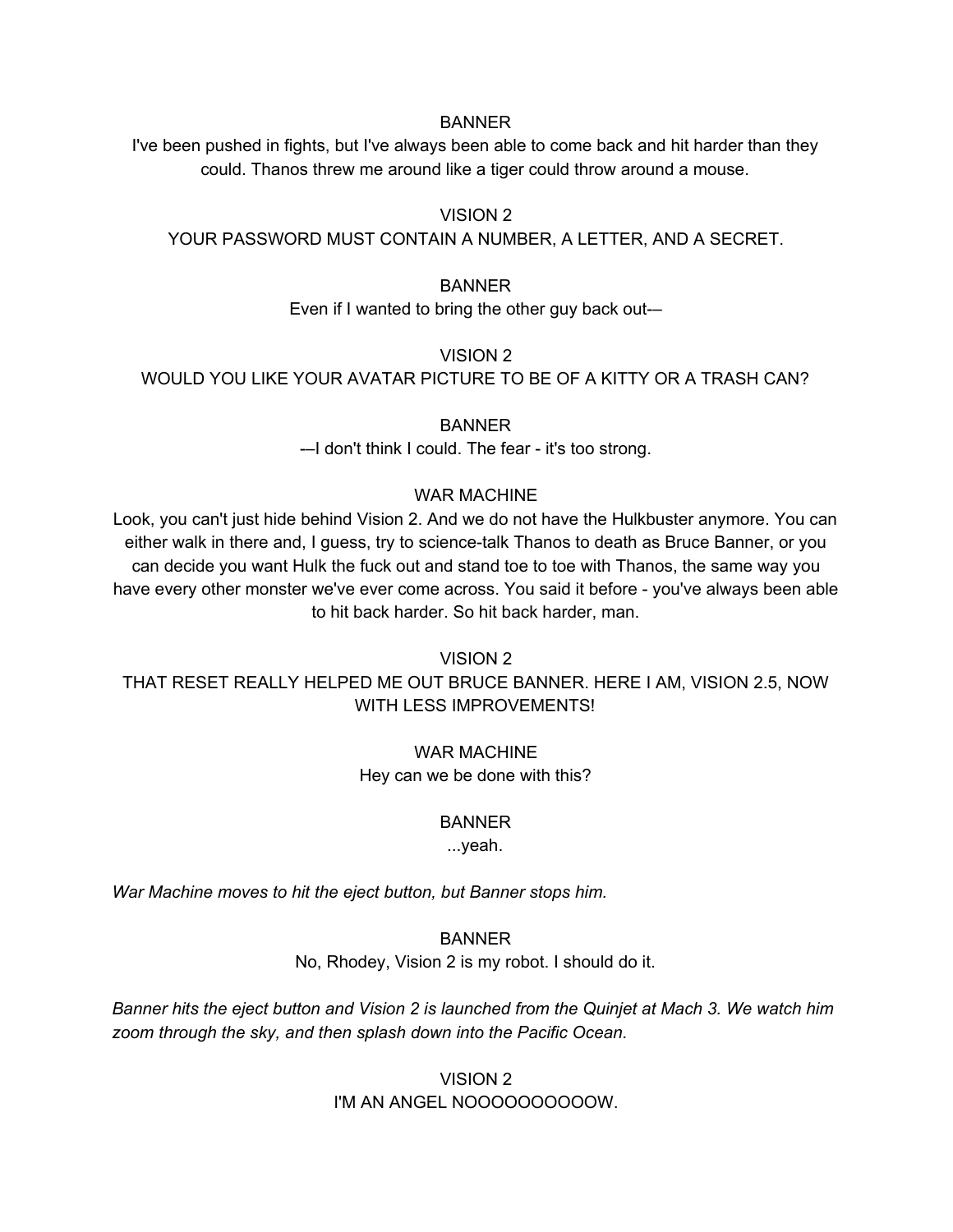BANNER

I've been pushed in fights, but I've always been able to come back and hit harder than they could. Thanos threw me around like a tiger could throw around a mouse.

VISION 2

YOUR PASSWORD MUST CONTAIN A NUMBER, A LETTER, AND A SECRET.

BANNER

Even if I wanted to bring the other guy back out-–

VISION 2

WOULD YOU LIKE YOUR AVATAR PICTURE TO BE OF A KITTY OR A TRASH CAN?

BANNER

-–I don't think I could. The fear - it's too strong.

WAR MACHINE

Look, you can't just hide behind Vision 2. And we do not have the Hulkbuster anymore. You can either walk in there and, I guess, try to science-talk Thanos to death as Bruce Banner, or you can decide you want Hulk the fuck out and stand toe to toe with Thanos, the same way you have every other monster we've ever come across. You said it before - you've always been able to hit back harder. So hit back harder, man.

VISION 2

THAT RESET REALLY HELPED ME OUT BRUCE BANNER. HERE I AM, VISION 2.5, NOW WITH LESS IMPROVEMENTS!

WAR MACHINE

Hey can we be done with this?

BANNER

...yeah.

*War Machine moves to hit the eject button, but Banner stops him.*

BANNER

No, Rhodey, Vision 2 is my robot. I should do it.

*Banner hits the eject button and Vision 2 is launched from the Quinjet at Mach 3. We watch him zoom through the sky, and then splash down into the Pacific Ocean.*

VISION 2

I'M AN ANGEL NOOOOOOOOOOW.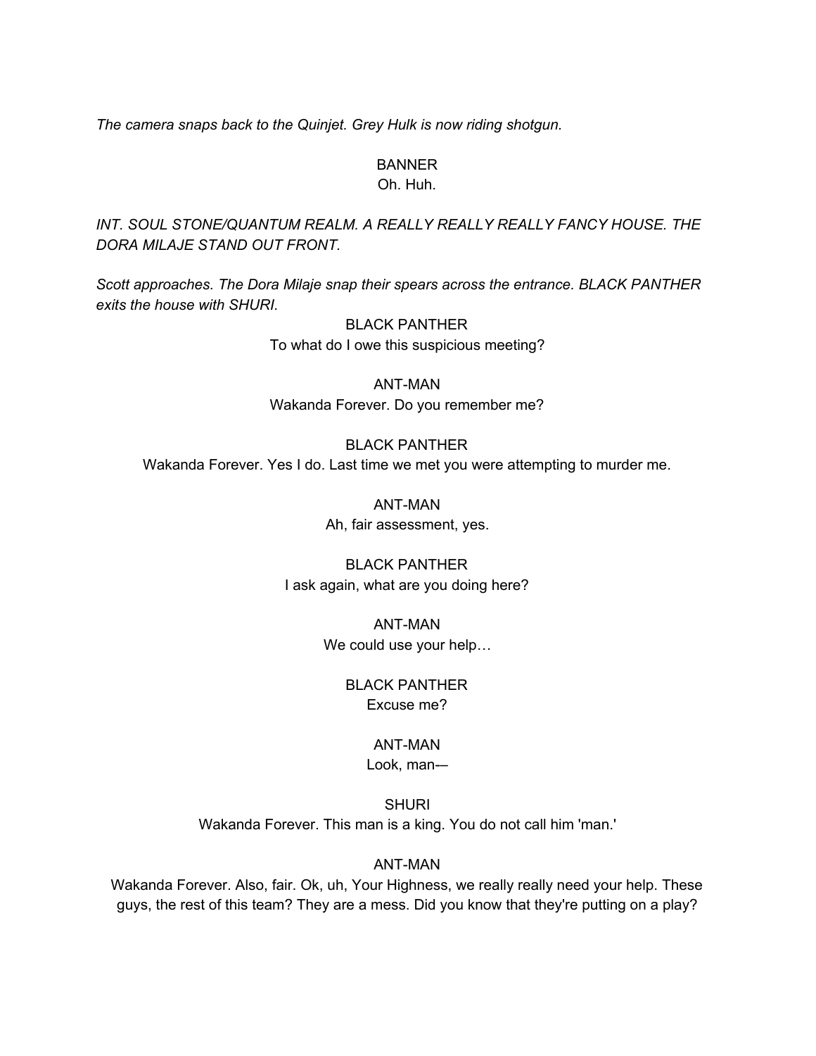*The camera snaps back to the Quinjet. Grey Hulk is now riding shotgun.*

BANNER
Oh. Huh.

*INT. SOUL STONE/QUANTUM REALM. A REALLY REALLY REALLY FANCY HOUSE. THE DORA MILAJE STAND OUT FRONT.*

*Scott approaches. The Dora Milaje snap their spears across the entrance. BLACK PANTHER exits the house with SHURI.*

BLACK PANTHER
To what do I owe this suspicious meeting?

ANT-MAN
Wakanda Forever. Do you remember me?

BLACK PANTHER
Wakanda Forever. Yes I do. Last time we met you were attempting to murder me.

ANT-MAN
Ah, fair assessment, yes.

BLACK PANTHER
I ask again, what are you doing here?

ANT-MAN
We could use your help…

BLACK PANTHER
Excuse me?

ANT-MAN
Look, man—

SHURI
Wakanda Forever. This man is a king. You do not call him 'man.'

ANT-MAN
Wakanda Forever. Also, fair. Ok, uh, Your Highness, we really really need your help. These guys, the rest of this team? They are a mess. Did you know that they're putting on a play?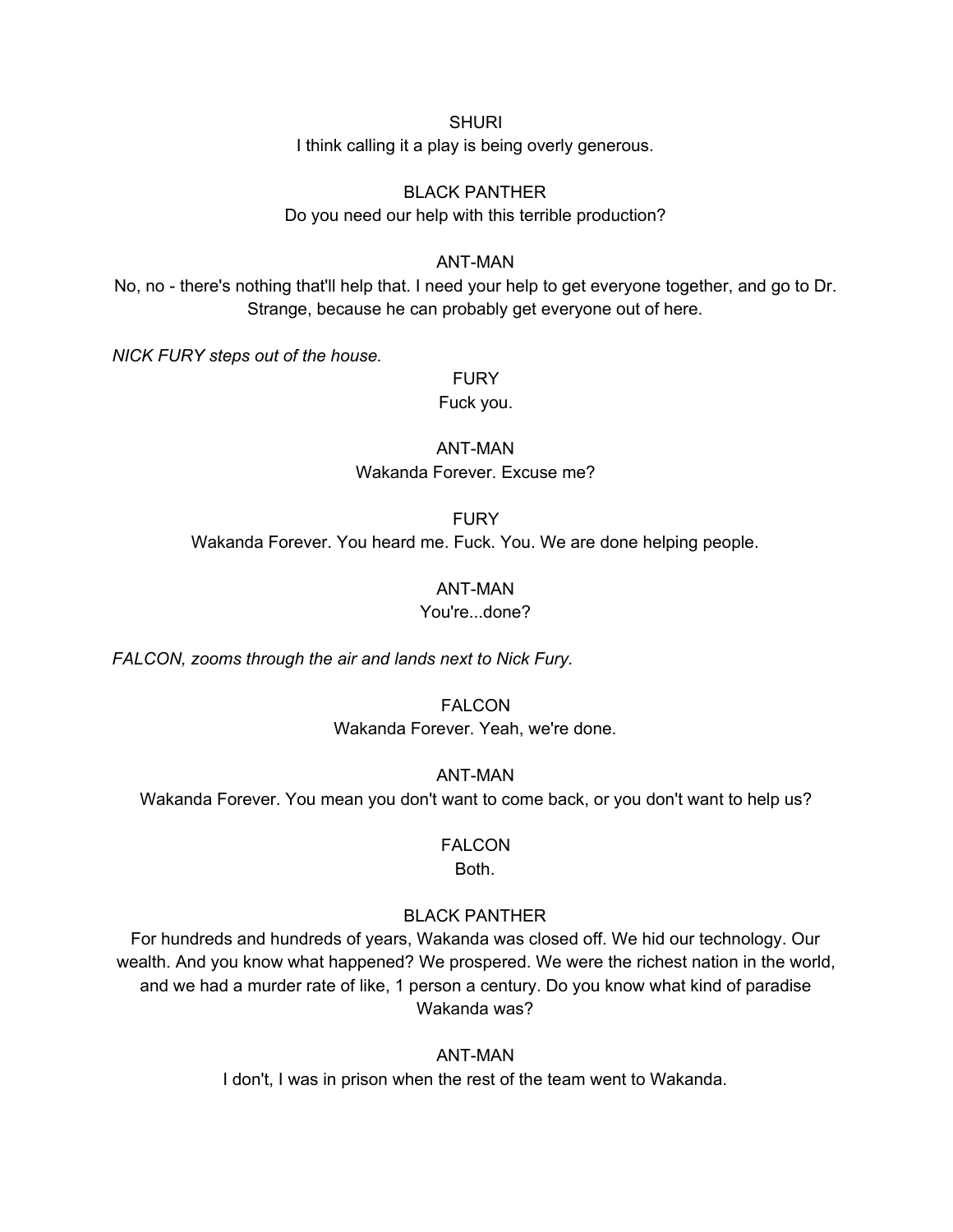SHURI

I think calling it a play is being overly generous.

BLACK PANTHER

Do you need our help with this terrible production?

ANT-MAN

No, no - there's nothing that'll help that. I need your help to get everyone together, and go to Dr. Strange, because he can probably get everyone out of here.

*NICK FURY steps out of the house.*

FURY

Fuck you.

ANT-MAN

Wakanda Forever. Excuse me?

FURY

Wakanda Forever. You heard me. Fuck. You. We are done helping people.

ANT-MAN

You're...done?

*FALCON, zooms through the air and lands next to Nick Fury.*

FALCON

Wakanda Forever. Yeah, we're done.

ANT-MAN

Wakanda Forever. You mean you don't want to come back, or you don't want to help us?

FALCON

Both.

BLACK PANTHER

For hundreds and hundreds of years, Wakanda was closed off. We hid our technology. Our wealth. And you know what happened? We prospered. We were the richest nation in the world, and we had a murder rate of like, 1 person a century. Do you know what kind of paradise Wakanda was?

ANT-MAN

I don't, I was in prison when the rest of the team went to Wakanda.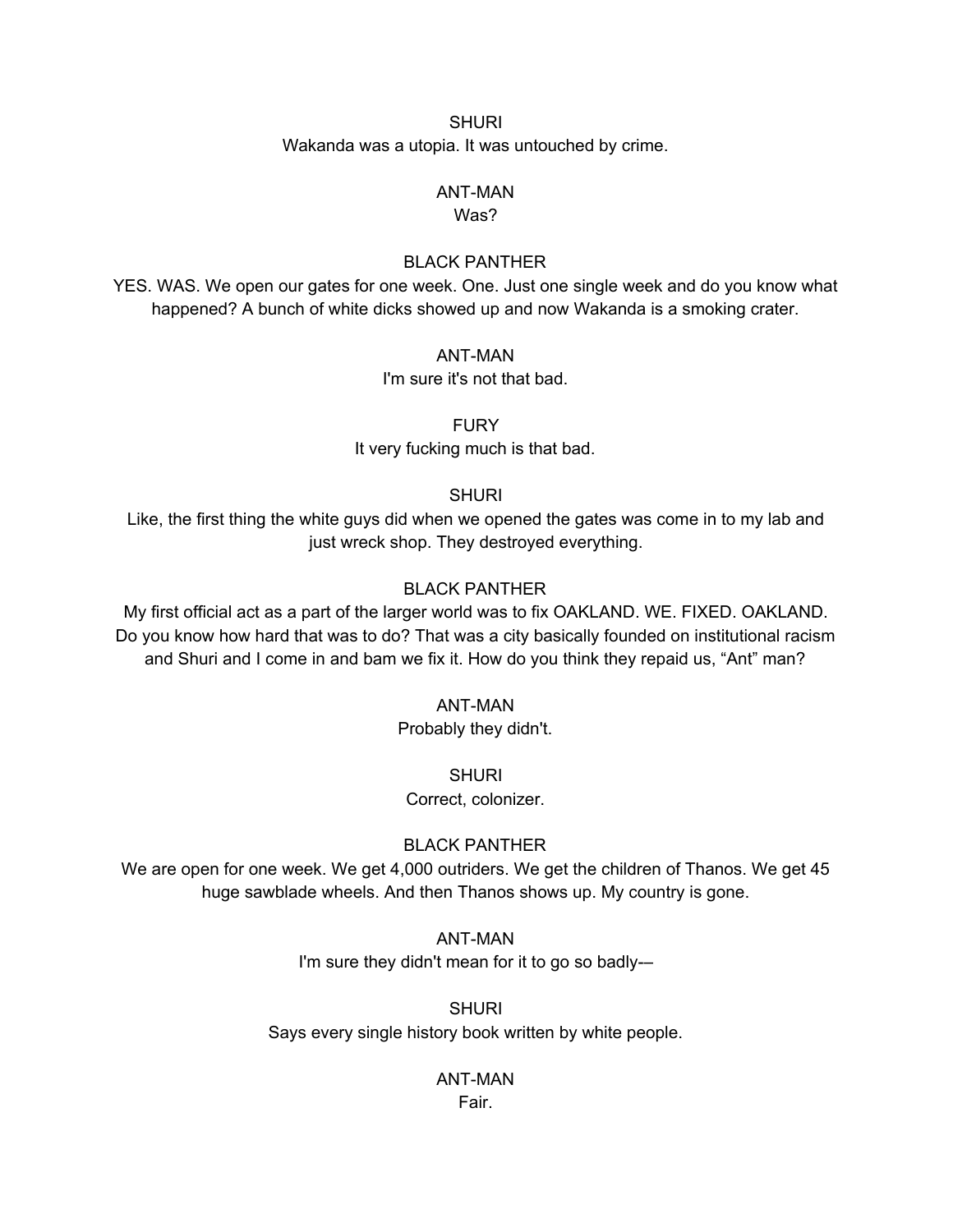SHURI

Wakanda was a utopia. It was untouched by crime.

ANT-MAN

Was?

BLACK PANTHER

YES. WAS. We open our gates for one week. One. Just one single week and do you know what happened? A bunch of white dicks showed up and now Wakanda is a smoking crater.

ANT-MAN

I'm sure it's not that bad.

FURY

It very fucking much is that bad.

SHURI

Like, the first thing the white guys did when we opened the gates was come in to my lab and just wreck shop. They destroyed everything.

BLACK PANTHER

My first official act as a part of the larger world was to fix OAKLAND. WE. FIXED. OAKLAND. Do you know how hard that was to do? That was a city basically founded on institutional racism and Shuri and I come in and bam we fix it. How do you think they repaid us, “Ant” man?

ANT-MAN

Probably they didn't.

SHURI

Correct, colonizer.

BLACK PANTHER

We are open for one week. We get 4,000 outriders. We get the children of Thanos. We get 45 huge sawblade wheels. And then Thanos shows up. My country is gone.

ANT-MAN

I'm sure they didn't mean for it to go so badly-–

SHURI

Says every single history book written by white people.

ANT-MAN

Fair.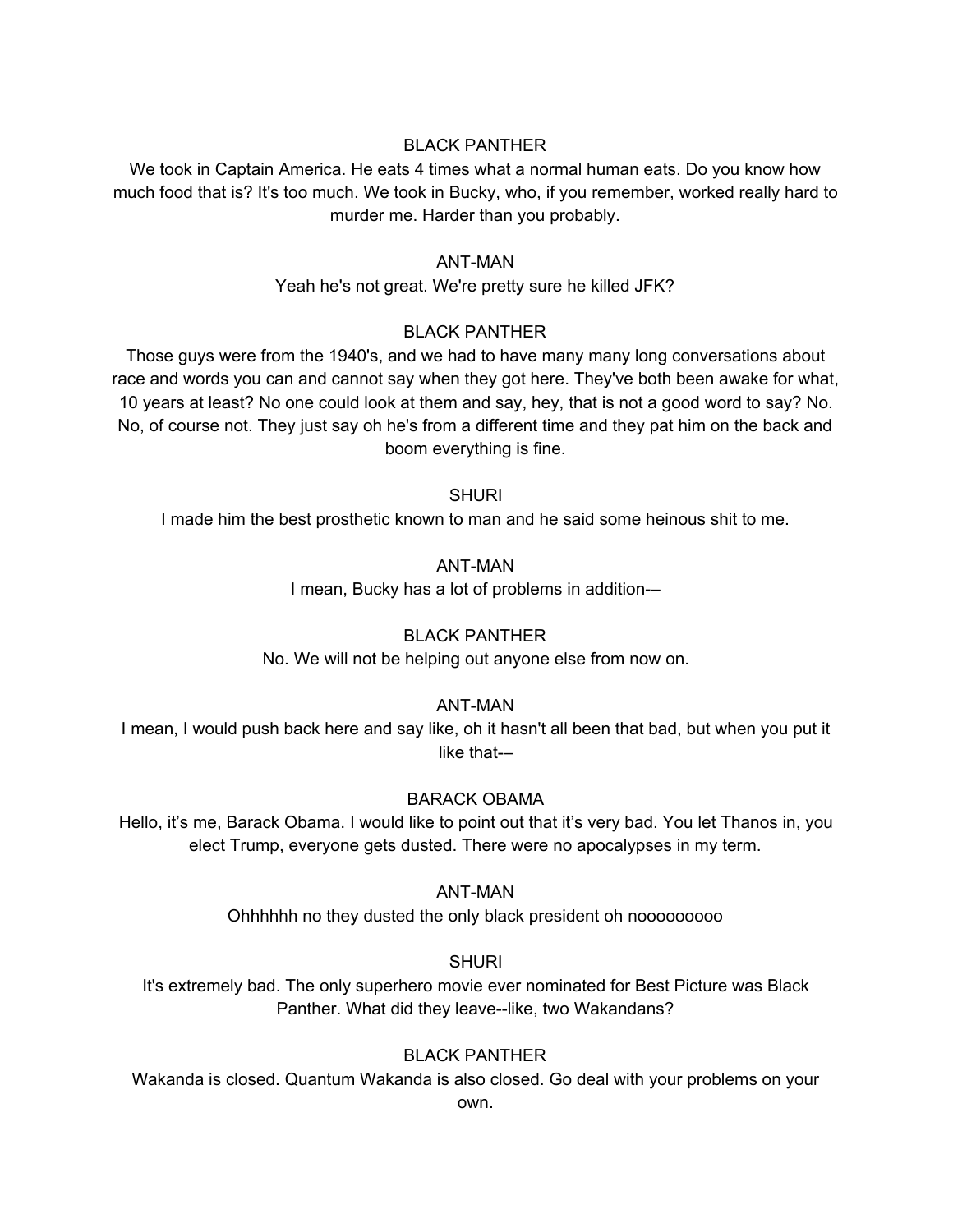BLACK PANTHER

We took in Captain America. He eats 4 times what a normal human eats. Do you know how much food that is? It's too much. We took in Bucky, who, if you remember, worked really hard to murder me. Harder than you probably.

ANT-MAN

Yeah he's not great. We're pretty sure he killed JFK?

BLACK PANTHER

Those guys were from the 1940's, and we had to have many many long conversations about race and words you can and cannot say when they got here. They've both been awake for what, 10 years at least? No one could look at them and say, hey, that is not a good word to say? No. No, of course not. They just say oh he's from a different time and they pat him on the back and boom everything is fine.

SHURI

I made him the best prosthetic known to man and he said some heinous shit to me.

ANT-MAN

I mean, Bucky has a lot of problems in addition-—

BLACK PANTHER

No. We will not be helping out anyone else from now on.

ANT-MAN

I mean, I would push back here and say like, oh it hasn't all been that bad, but when you put it like that-—

BARACK OBAMA

Hello, it's me, Barack Obama. I would like to point out that it's very bad. You let Thanos in, you elect Trump, everyone gets dusted. There were no apocalypses in my term.

ANT-MAN

Ohhhhhh no they dusted the only black president oh nooooooooo

SHURI

It's extremely bad. The only superhero movie ever nominated for Best Picture was Black Panther. What did they leave--like, two Wakandans?

BLACK PANTHER

Wakanda is closed. Quantum Wakanda is also closed. Go deal with your problems on your own.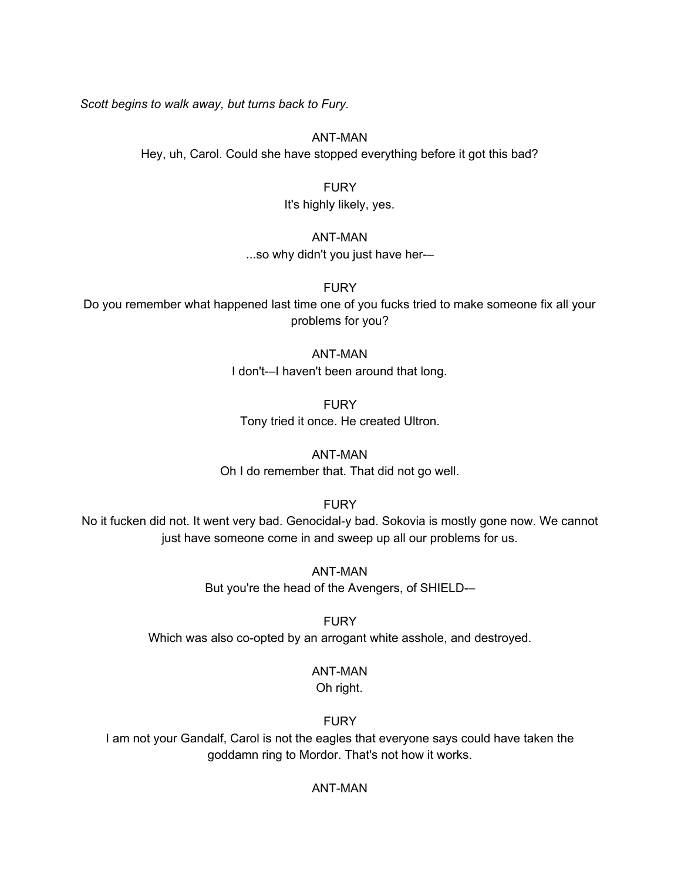*Scott begins to walk away, but turns back to Fury.*

ANT-MAN
Hey, uh, Carol. Could she have stopped everything before it got this bad?

FURY
It's highly likely, yes.

ANT-MAN
...so why didn't you just have her-—

FURY
Do you remember what happened last time one of you fucks tried to make someone fix all your problems for you?

ANT-MAN
I don't-—I haven't been around that long.

FURY
Tony tried it once. He created Ultron.

ANT-MAN
Oh I do remember that. That did not go well.

FURY
No it fucken did not. It went very bad. Genocidal-y bad. Sokovia is mostly gone now. We cannot just have someone come in and sweep up all our problems for us.

ANT-MAN
But you're the head of the Avengers, of SHIELD-—

FURY
Which was also co-opted by an arrogant white asshole, and destroyed.

ANT-MAN
Oh right.

FURY
I am not your Gandalf, Carol is not the eagles that everyone says could have taken the goddamn ring to Mordor. That's not how it works.

ANT-MAN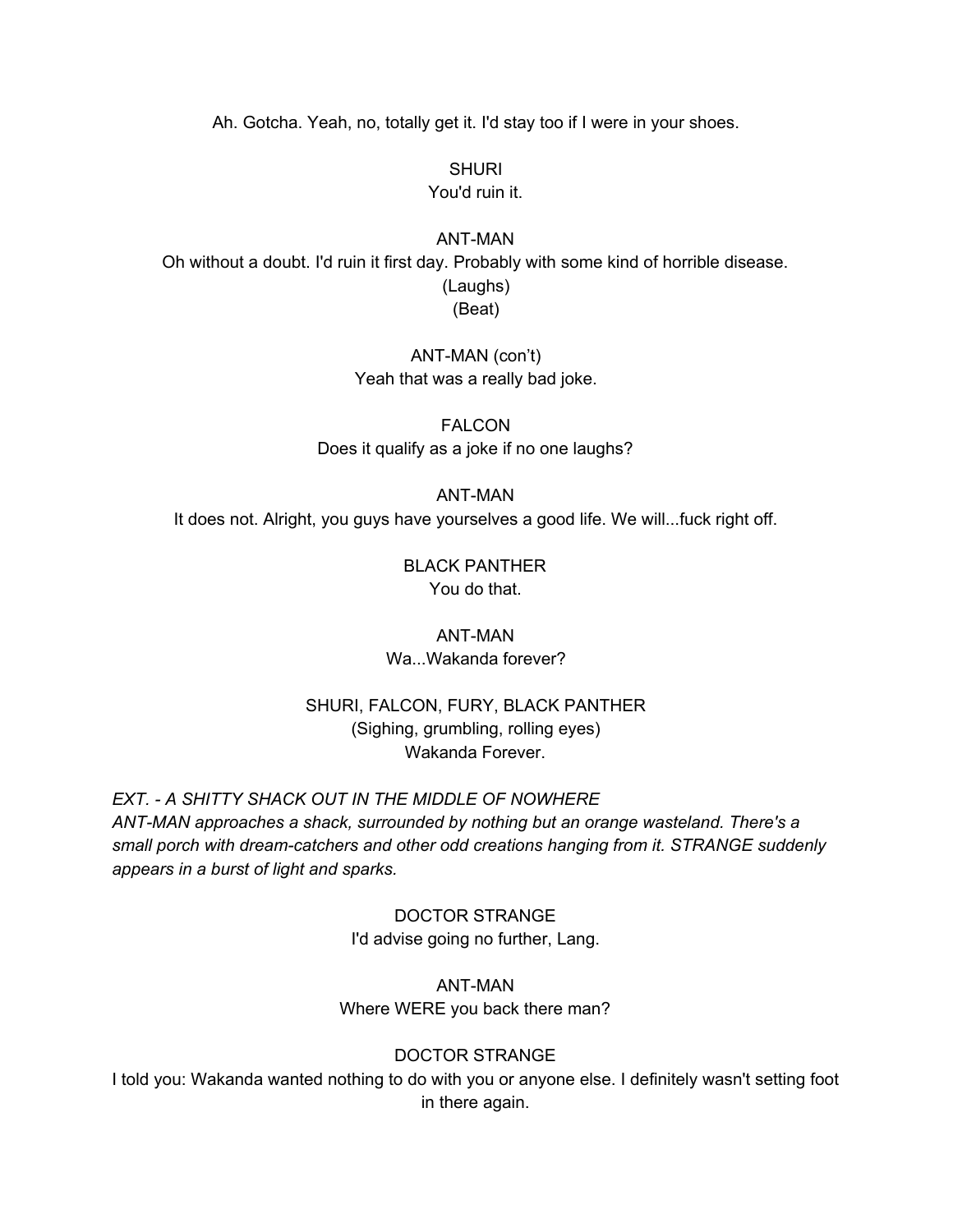Ah. Gotcha. Yeah, no, totally get it. I'd stay too if I were in your shoes.

SHURI
You'd ruin it.

ANT-MAN
Oh without a doubt. I'd ruin it first day. Probably with some kind of horrible disease.
(Laughs)
(Beat)

ANT-MAN (con't)
Yeah that was a really bad joke.

FALCON
Does it qualify as a joke if no one laughs?

ANT-MAN
It does not. Alright, you guys have yourselves a good life. We will...fuck right off.

BLACK PANTHER
You do that.

ANT-MAN
Wa...Wakanda forever?

SHURI, FALCON, FURY, BLACK PANTHER
(Sighing, grumbling, rolling eyes)
Wakanda Forever.

*EXT. - A SHITTY SHACK OUT IN THE MIDDLE OF NOWHERE*
*ANT-MAN approaches a shack, surrounded by nothing but an orange wasteland. There's a small porch with dream-catchers and other odd creations hanging from it. STRANGE suddenly appears in a burst of light and sparks.*

DOCTOR STRANGE
I'd advise going no further, Lang.

ANT-MAN
Where WERE you back there man?

DOCTOR STRANGE
I told you: Wakanda wanted nothing to do with you or anyone else. I definitely wasn't setting foot in there again.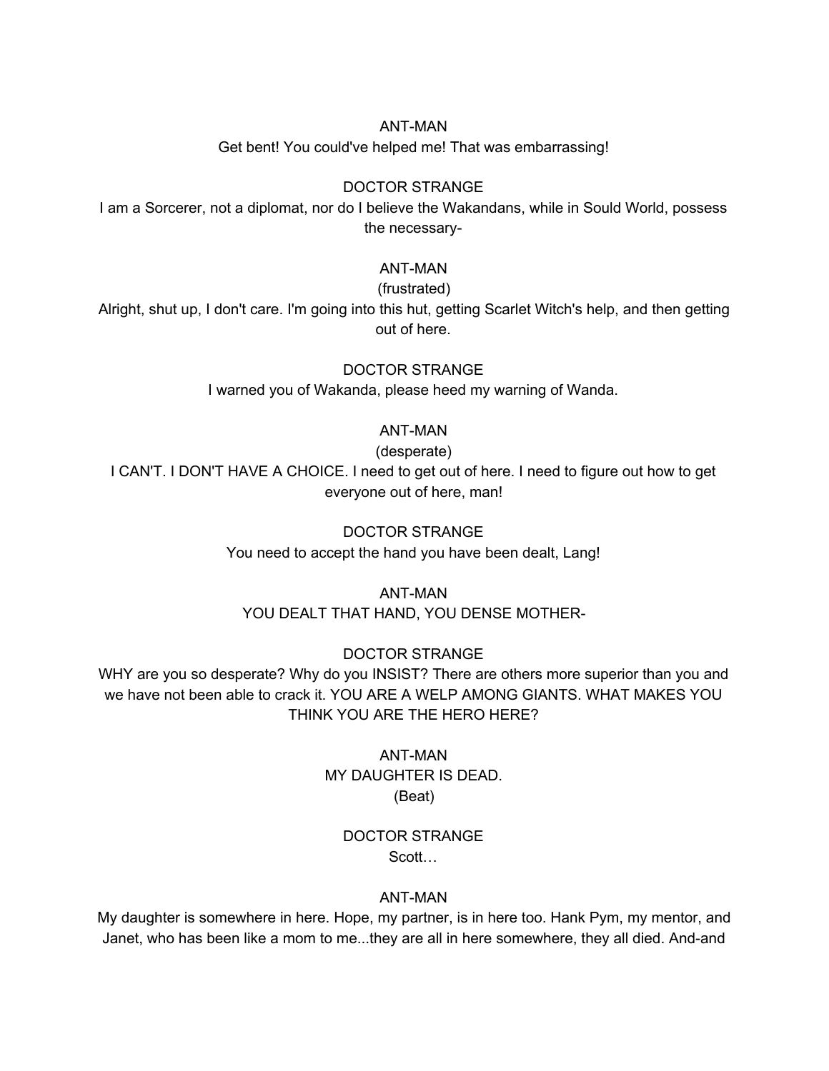ANT-MAN

Get bent! You could've helped me! That was embarrassing!

DOCTOR STRANGE

I am a Sorcerer, not a diplomat, nor do I believe the Wakandans, while in Sould World, possess the necessary-

ANT-MAN

(frustrated)

Alright, shut up, I don't care. I'm going into this hut, getting Scarlet Witch's help, and then getting out of here.

DOCTOR STRANGE

I warned you of Wakanda, please heed my warning of Wanda.

ANT-MAN

(desperate)

I CAN'T. I DON'T HAVE A CHOICE. I need to get out of here. I need to figure out how to get everyone out of here, man!

DOCTOR STRANGE

You need to accept the hand you have been dealt, Lang!

ANT-MAN

YOU DEALT THAT HAND, YOU DENSE MOTHER-

DOCTOR STRANGE

WHY are you so desperate? Why do you INSIST? There are others more superior than you and we have not been able to crack it. YOU ARE A WELP AMONG GIANTS. WHAT MAKES YOU THINK YOU ARE THE HERO HERE?

ANT-MAN

MY DAUGHTER IS DEAD.

(Beat)

DOCTOR STRANGE

Scott…

ANT-MAN

My daughter is somewhere in here. Hope, my partner, is in here too. Hank Pym, my mentor, and Janet, who has been like a mom to me...they are all in here somewhere, they all died. And-and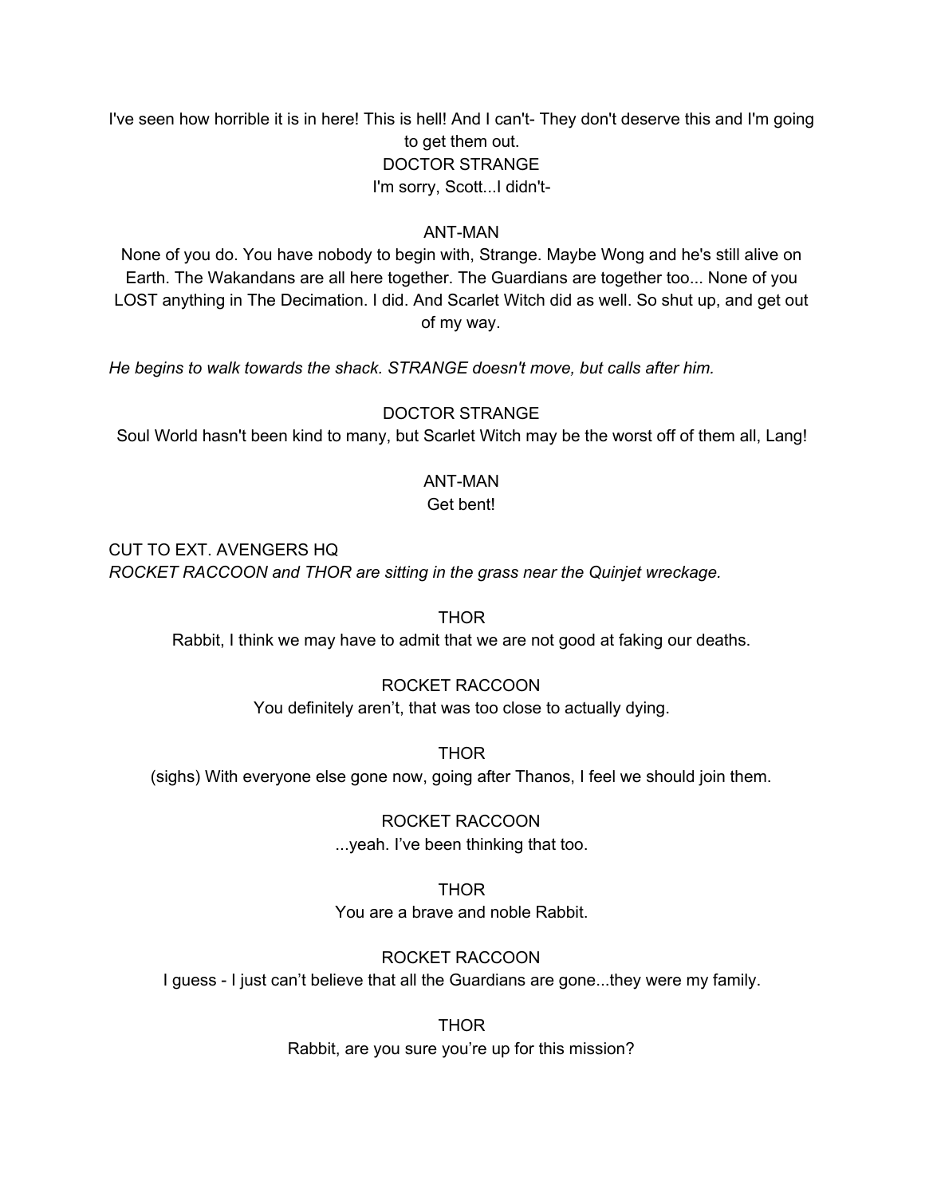I've seen how horrible it is in here! This is hell! And I can't- They don't deserve this and I'm going to get them out.

DOCTOR STRANGE

I'm sorry, Scott...I didn't-

ANT-MAN

None of you do. You have nobody to begin with, Strange. Maybe Wong and he's still alive on Earth. The Wakandans are all here together. The Guardians are together too... None of you LOST anything in The Decimation. I did. And Scarlet Witch did as well. So shut up, and get out of my way.

*He begins to walk towards the shack. STRANGE doesn't move, but calls after him.*

DOCTOR STRANGE

Soul World hasn't been kind to many, but Scarlet Witch may be the worst off of them all, Lang!

ANT-MAN

Get bent!

CUT TO EXT. AVENGERS HQ

*ROCKET RACCOON and THOR are sitting in the grass near the Quinjet wreckage.*

THOR

Rabbit, I think we may have to admit that we are not good at faking our deaths.

ROCKET RACCOON

You definitely aren't, that was too close to actually dying.

THOR

(sighs) With everyone else gone now, going after Thanos, I feel we should join them.

ROCKET RACCOON

...yeah. I've been thinking that too.

THOR

You are a brave and noble Rabbit.

ROCKET RACCOON

I guess - I just can't believe that all the Guardians are gone...they were my family.

THOR

Rabbit, are you sure you're up for this mission?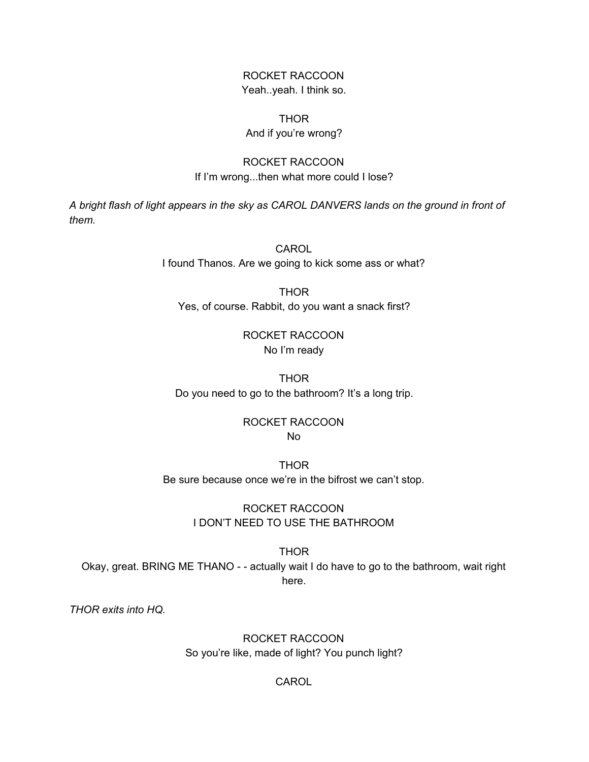ROCKET RACCOON
Yeah..yeah. I think so.

THOR
And if you're wrong?

ROCKET RACCOON
If I'm wrong...then what more could I lose?

*A bright flash of light appears in the sky as CAROL DANVERS lands on the ground in front of them.*

CAROL
I found Thanos. Are we going to kick some ass or what?

THOR
Yes, of course. Rabbit, do you want a snack first?

ROCKET RACCOON
No I'm ready

THOR
Do you need to go to the bathroom? It's a long trip.

ROCKET RACCOON
No

THOR
Be sure because once we're in the bifrost we can't stop.

ROCKET RACCOON
I DON'T NEED TO USE THE BATHROOM

THOR
Okay, great. BRING ME THANO - - actually wait I do have to go to the bathroom, wait right here.

*THOR exits into HQ.*

ROCKET RACCOON
So you're like, made of light? You punch light?

CAROL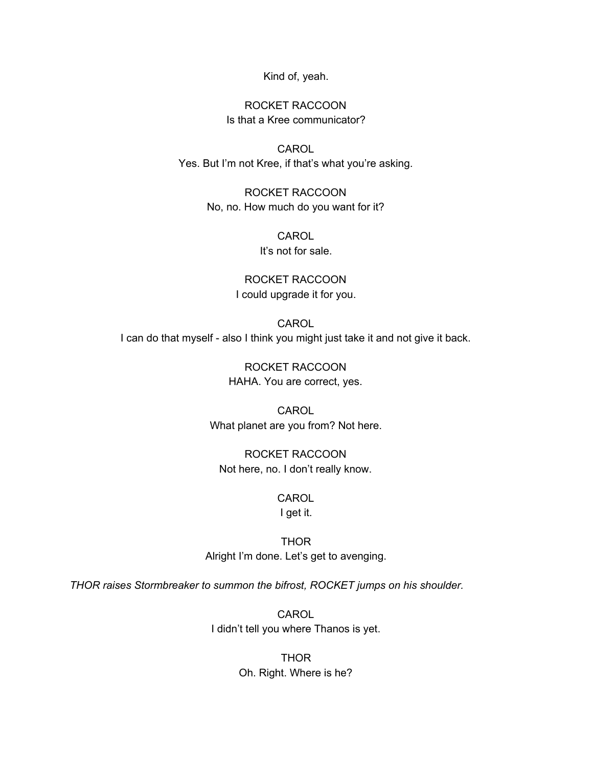Kind of, yeah.

ROCKET RACCOON
Is that a Kree communicator?

CAROL
Yes. But I'm not Kree, if that's what you're asking.

ROCKET RACCOON
No, no. How much do you want for it?

CAROL
It's not for sale.

ROCKET RACCOON
I could upgrade it for you.

CAROL
I can do that myself - also I think you might just take it and not give it back.

ROCKET RACCOON
HAHA. You are correct, yes.

CAROL
What planet are you from? Not here.

ROCKET RACCOON
Not here, no. I don't really know.

CAROL
I get it.

THOR
Alright I'm done. Let's get to avenging.

*THOR raises Stormbreaker to summon the bifrost, ROCKET jumps on his shoulder.*

CAROL
I didn't tell you where Thanos is yet.

THOR
Oh. Right. Where is he?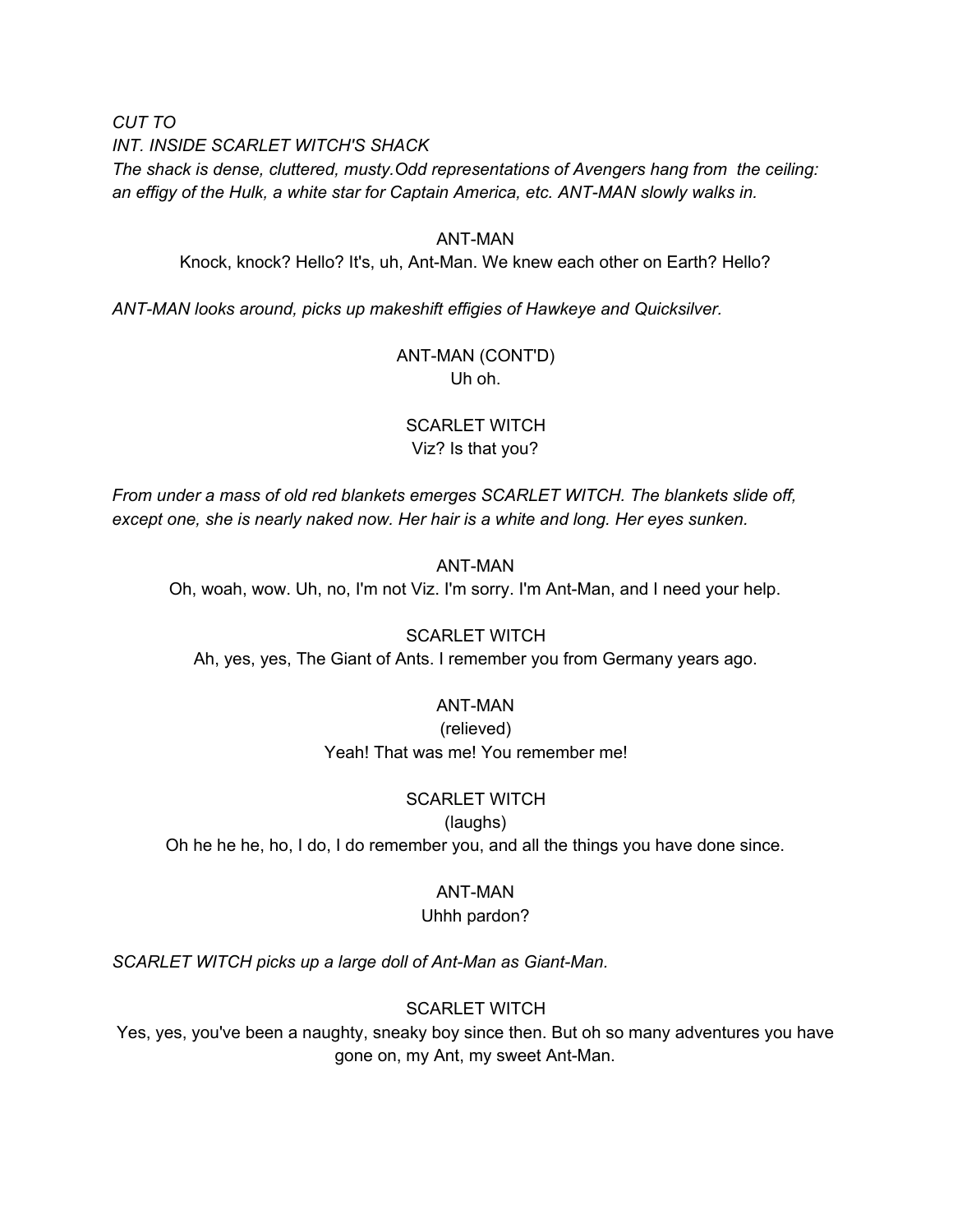*CUT TO*

*INT. INSIDE SCARLET WITCH'S SHACK*

*The shack is dense, cluttered, musty.Odd representations of Avengers hang from the ceiling: an effigy of the Hulk, a white star for Captain America, etc. ANT-MAN slowly walks in.*

ANT-MAN

Knock, knock? Hello? It's, uh, Ant-Man. We knew each other on Earth? Hello?

*ANT-MAN looks around, picks up makeshift effigies of Hawkeye and Quicksilver.*

ANT-MAN (CONT'D)

Uh oh.

SCARLET WITCH

Viz? Is that you?

*From under a mass of old red blankets emerges SCARLET WITCH. The blankets slide off, except one, she is nearly naked now. Her hair is a white and long. Her eyes sunken.*

ANT-MAN

Oh, woah, wow. Uh, no, I'm not Viz. I'm sorry. I'm Ant-Man, and I need your help.

SCARLET WITCH

Ah, yes, yes, The Giant of Ants. I remember you from Germany years ago.

ANT-MAN

(relieved)

Yeah! That was me! You remember me!

SCARLET WITCH

(laughs)

Oh he he he, ho, I do, I do remember you, and all the things you have done since.

ANT-MAN

Uhhh pardon?

*SCARLET WITCH picks up a large doll of Ant-Man as Giant-Man.*

SCARLET WITCH

Yes, yes, you've been a naughty, sneaky boy since then. But oh so many adventures you have gone on, my Ant, my sweet Ant-Man.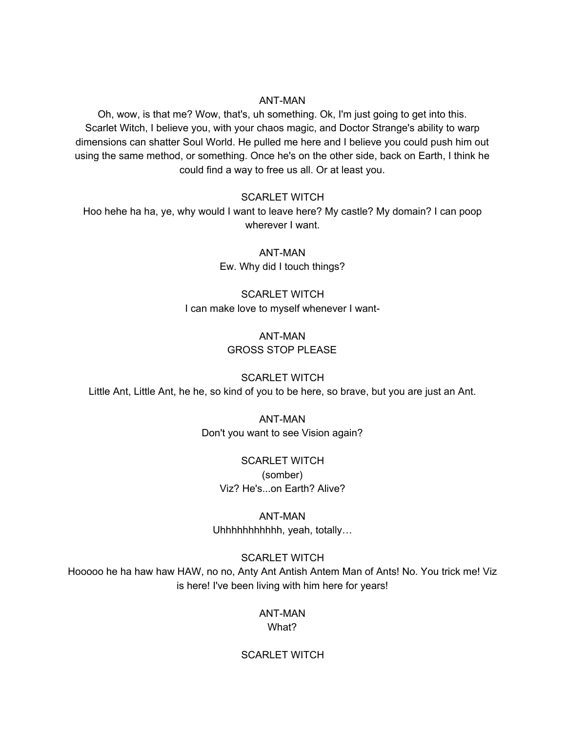ANT-MAN

Oh, wow, is that me? Wow, that's, uh something. Ok, I'm just going to get into this. Scarlet Witch, I believe you, with your chaos magic, and Doctor Strange's ability to warp dimensions can shatter Soul World. He pulled me here and I believe you could push him out using the same method, or something. Once he's on the other side, back on Earth, I think he could find a way to free us all. Or at least you.

SCARLET WITCH

Hoo hehe ha ha, ye, why would I want to leave here? My castle? My domain? I can poop wherever I want.

ANT-MAN

Ew. Why did I touch things?

SCARLET WITCH

I can make love to myself whenever I want-

ANT-MAN

GROSS STOP PLEASE

SCARLET WITCH

Little Ant, Little Ant, he he, so kind of you to be here, so brave, but you are just an Ant.

ANT-MAN

Don't you want to see Vision again?

SCARLET WITCH

(somber)

Viz? He's...on Earth? Alive?

ANT-MAN

Uhhhhhhhhhhh, yeah, totally…

SCARLET WITCH

Hooooo he ha haw haw HAW, no no, Anty Ant Antish Antem Man of Ants! No. You trick me! Viz is here! I've been living with him here for years!

ANT-MAN

What?

SCARLET WITCH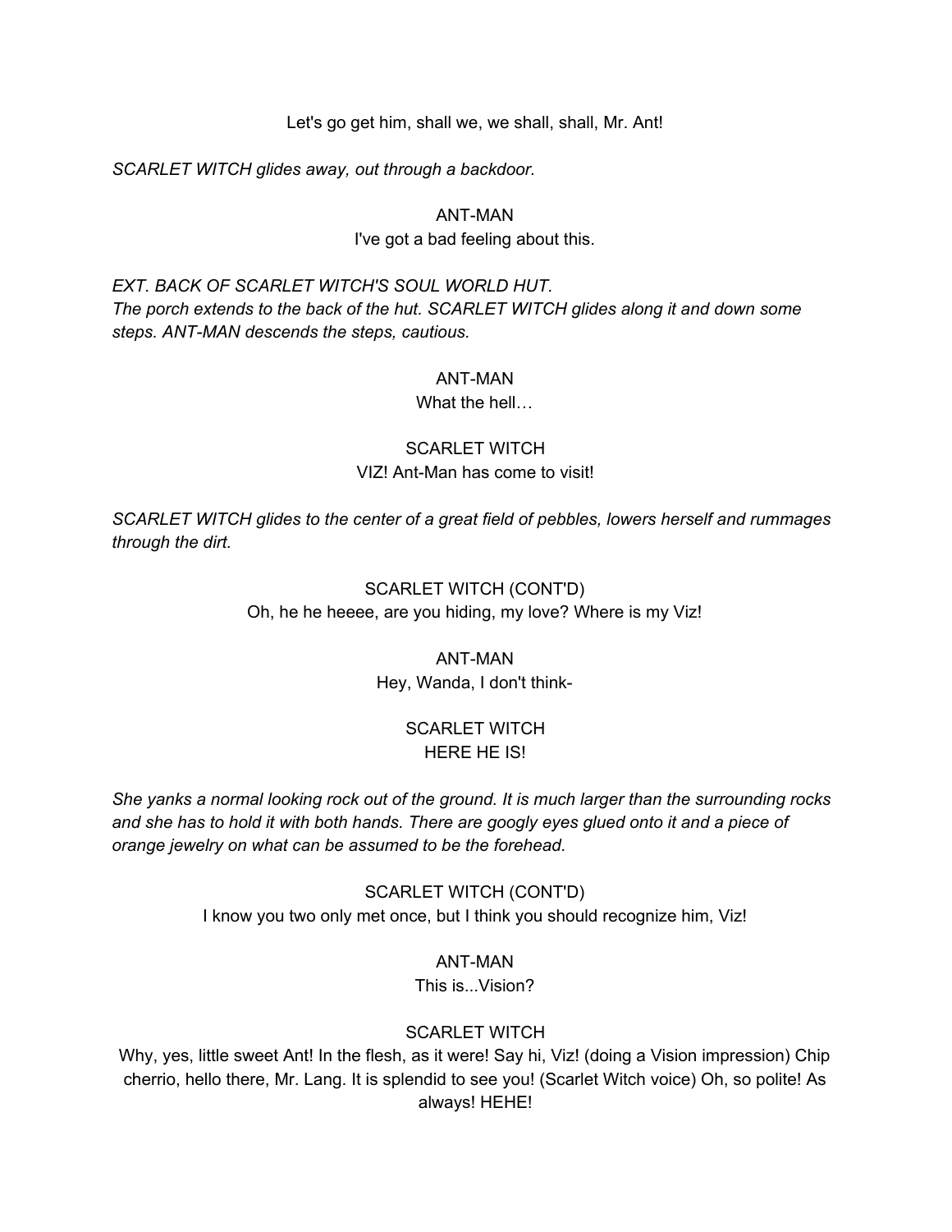Let's go get him, shall we, we shall, shall, Mr. Ant!

*SCARLET WITCH glides away, out through a backdoor.*

ANT-MAN
I've got a bad feeling about this.

*EXT. BACK OF SCARLET WITCH'S SOUL WORLD HUT.*
*The porch extends to the back of the hut. SCARLET WITCH glides along it and down some steps. ANT-MAN descends the steps, cautious.*

ANT-MAN
What the hell…

SCARLET WITCH
VIZ! Ant-Man has come to visit!

*SCARLET WITCH glides to the center of a great field of pebbles, lowers herself and rummages through the dirt.*

SCARLET WITCH (CONT'D)
Oh, he he heeee, are you hiding, my love? Where is my Viz!

ANT-MAN
Hey, Wanda, I don't think-

SCARLET WITCH
HERE HE IS!

*She yanks a normal looking rock out of the ground. It is much larger than the surrounding rocks and she has to hold it with both hands. There are googly eyes glued onto it and a piece of orange jewelry on what can be assumed to be the forehead.*

SCARLET WITCH (CONT'D)
I know you two only met once, but I think you should recognize him, Viz!

ANT-MAN
This is...Vision?

SCARLET WITCH
Why, yes, little sweet Ant! In the flesh, as it were! Say hi, Viz! (doing a Vision impression) Chip cherrio, hello there, Mr. Lang. It is splendid to see you! (Scarlet Witch voice) Oh, so polite! As always! HEHE!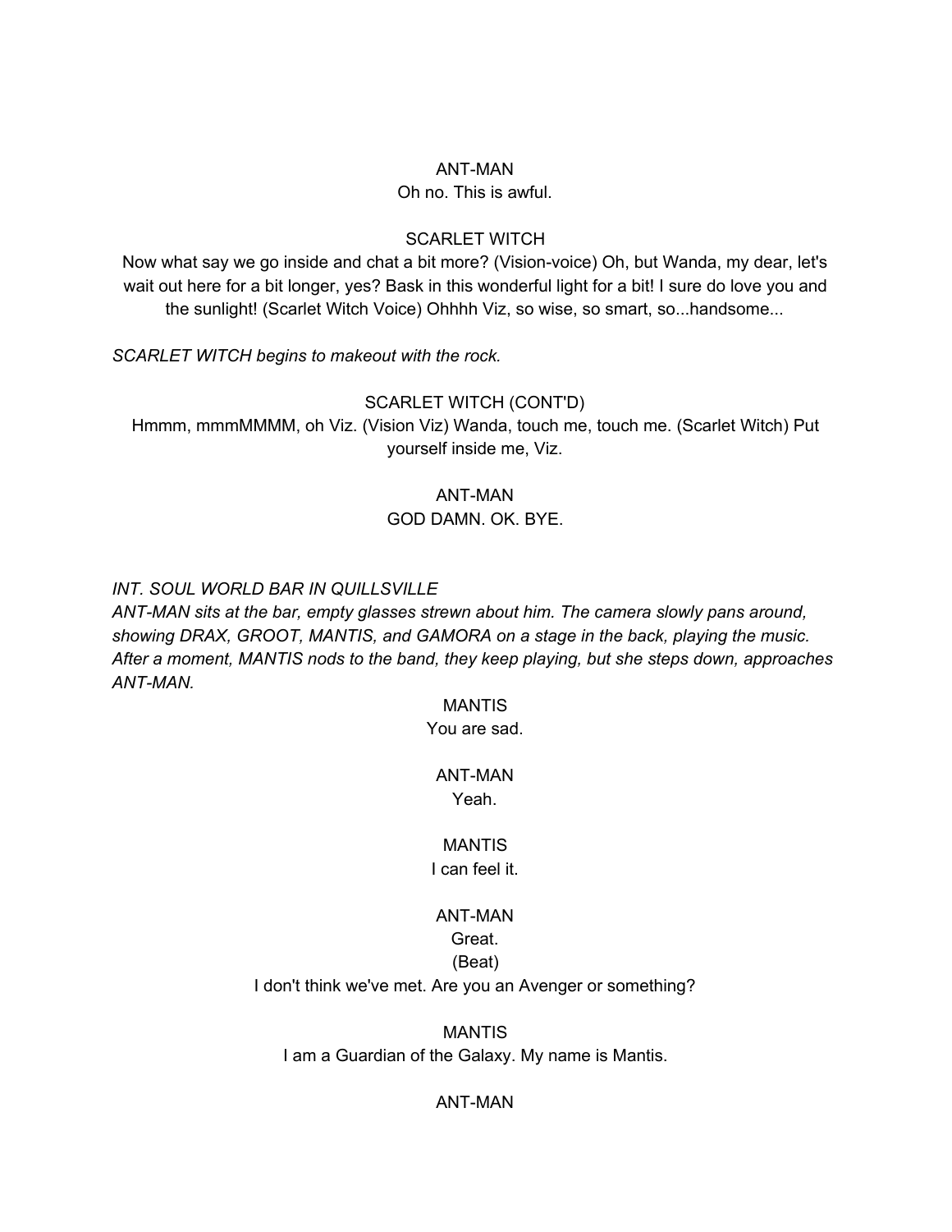ANT-MAN
Oh no. This is awful.

SCARLET WITCH
Now what say we go inside and chat a bit more? (Vision-voice) Oh, but Wanda, my dear, let's wait out here for a bit longer, yes? Bask in this wonderful light for a bit! I sure do love you and the sunlight! (Scarlet Witch Voice) Ohhhh Viz, so wise, so smart, so...handsome...

*SCARLET WITCH begins to makeout with the rock.*

SCARLET WITCH (CONT'D)
Hmmm, mmmMMMM, oh Viz. (Vision Viz) Wanda, touch me, touch me. (Scarlet Witch) Put yourself inside me, Viz.

ANT-MAN
GOD DAMN. OK. BYE.

*INT. SOUL WORLD BAR IN QUILLSVILLE*
*ANT-MAN sits at the bar, empty glasses strewn about him. The camera slowly pans around, showing DRAX, GROOT, MANTIS, and GAMORA on a stage in the back, playing the music. After a moment, MANTIS nods to the band, they keep playing, but she steps down, approaches ANT-MAN.*

MANTIS
You are sad.

ANT-MAN
Yeah.

MANTIS
I can feel it.

ANT-MAN
Great.
(Beat)
I don't think we've met. Are you an Avenger or something?

MANTIS
I am a Guardian of the Galaxy. My name is Mantis.

ANT-MAN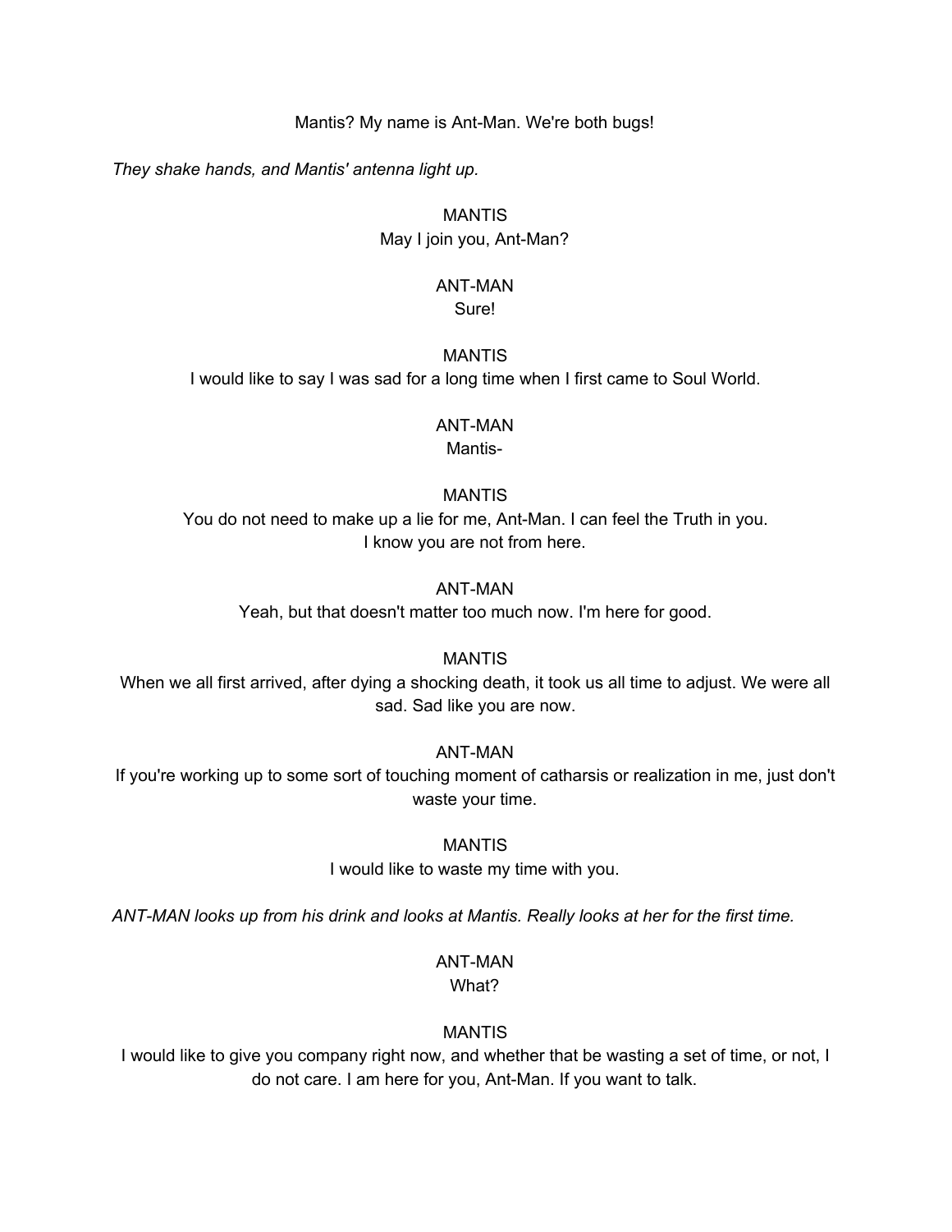Mantis? My name is Ant-Man. We're both bugs!

*They shake hands, and Mantis' antenna light up.*

MANTIS
May I join you, Ant-Man?

ANT-MAN
Sure!

MANTIS
I would like to say I was sad for a long time when I first came to Soul World.

ANT-MAN
Mantis-

MANTIS
You do not need to make up a lie for me, Ant-Man. I can feel the Truth in you. I know you are not from here.

ANT-MAN
Yeah, but that doesn't matter too much now. I'm here for good.

MANTIS
When we all first arrived, after dying a shocking death, it took us all time to adjust. We were all sad. Sad like you are now.

ANT-MAN
If you're working up to some sort of touching moment of catharsis or realization in me, just don't waste your time.

MANTIS
I would like to waste my time with you.

*ANT-MAN looks up from his drink and looks at Mantis. Really looks at her for the first time.*

ANT-MAN
What?

MANTIS
I would like to give you company right now, and whether that be wasting a set of time, or not, I do not care. I am here for you, Ant-Man. If you want to talk.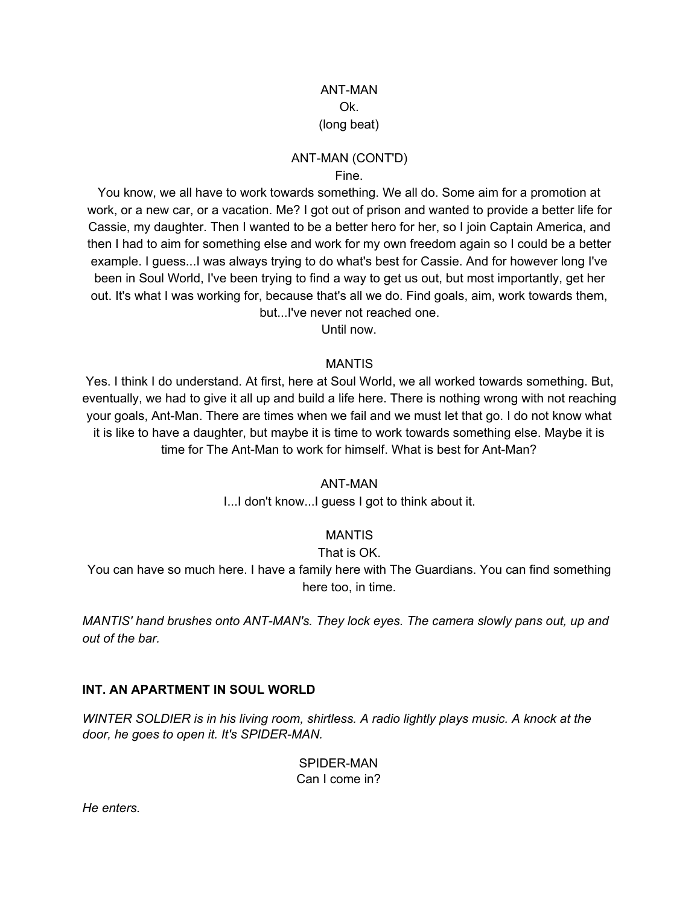ANT-MAN
Ok.
(long beat)

ANT-MAN (CONT'D)
Fine.
You know, we all have to work towards something. We all do. Some aim for a promotion at work, or a new car, or a vacation. Me? I got out of prison and wanted to provide a better life for Cassie, my daughter. Then I wanted to be a better hero for her, so I join Captain America, and then I had to aim for something else and work for my own freedom again so I could be a better example. I guess...I was always trying to do what's best for Cassie. And for however long I've been in Soul World, I've been trying to find a way to get us out, but most importantly, get her out. It's what I was working for, because that's all we do. Find goals, aim, work towards them, but...I've never not reached one.
Until now.

MANTIS
Yes. I think I do understand. At first, here at Soul World, we all worked towards something. But, eventually, we had to give it all up and build a life here. There is nothing wrong with not reaching your goals, Ant-Man. There are times when we fail and we must let that go. I do not know what it is like to have a daughter, but maybe it is time to work towards something else. Maybe it is time for The Ant-Man to work for himself. What is best for Ant-Man?

ANT-MAN
I...I don't know...I guess I got to think about it.

MANTIS
That is OK.
You can have so much here. I have a family here with The Guardians. You can find something here too, in time.

*MANTIS' hand brushes onto ANT-MAN's. They lock eyes. The camera slowly pans out, up and out of the bar.*

**INT. AN APARTMENT IN SOUL WORLD**

*WINTER SOLDIER is in his living room, shirtless. A radio lightly plays music. A knock at the door, he goes to open it. It's SPIDER-MAN.*

SPIDER-MAN
Can I come in?

*He enters.*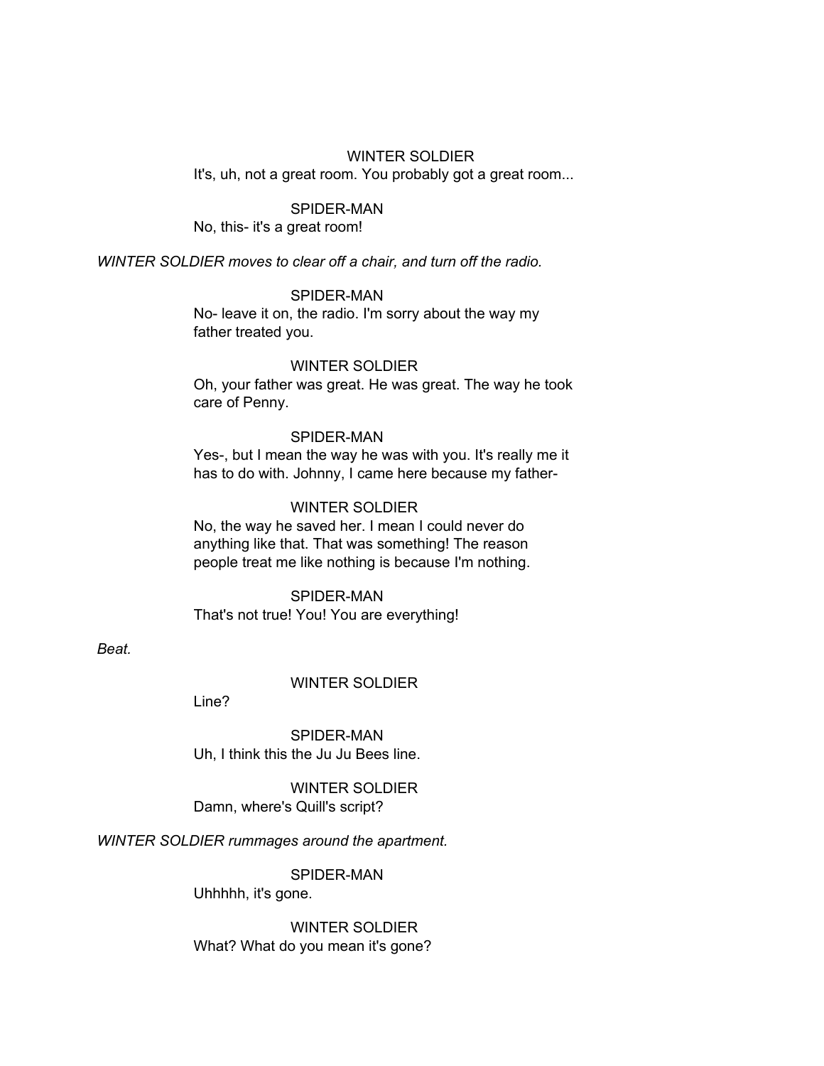WINTER SOLDIER
It's, uh, not a great room. You probably got a great room...

SPIDER-MAN
No, this- it's a great room!

*WINTER SOLDIER moves to clear off a chair, and turn off the radio.*

SPIDER-MAN
No- leave it on, the radio. I'm sorry about the way my father treated you.

WINTER SOLDIER
Oh, your father was great. He was great. The way he took care of Penny.

SPIDER-MAN
Yes-, but I mean the way he was with you. It's really me it has to do with. Johnny, I came here because my father-

WINTER SOLDIER
No, the way he saved her. I mean I could never do anything like that. That was something! The reason people treat me like nothing is because I'm nothing.

SPIDER-MAN
That's not true! You! You are everything!

*Beat.*

WINTER SOLDIER
Line?

SPIDER-MAN
Uh, I think this the Ju Ju Bees line.

WINTER SOLDIER
Damn, where's Quill's script?

*WINTER SOLDIER rummages around the apartment.*

SPIDER-MAN
Uhhhhh, it's gone.

WINTER SOLDIER
What? What do you mean it's gone?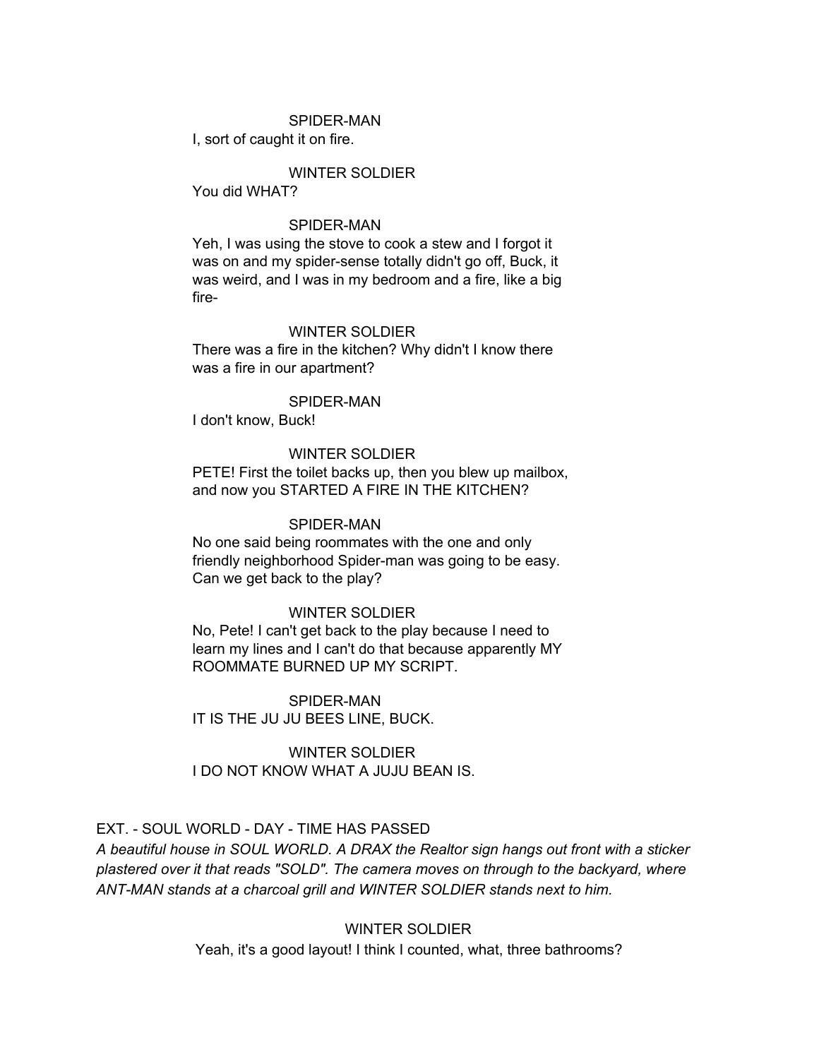SPIDER-MAN

I, sort of caught it on fire.

WINTER SOLDIER

You did WHAT?

SPIDER-MAN

Yeh, I was using the stove to cook a stew and I forgot it was on and my spider-sense totally didn't go off, Buck, it was weird, and I was in my bedroom and a fire, like a big fire-

WINTER SOLDIER

There was a fire in the kitchen? Why didn't I know there was a fire in our apartment?

SPIDER-MAN

I don't know, Buck!

WINTER SOLDIER

PETE! First the toilet backs up, then you blew up mailbox, and now you STARTED A FIRE IN THE KITCHEN?

SPIDER-MAN

No one said being roommates with the one and only friendly neighborhood Spider-man was going to be easy. Can we get back to the play?

WINTER SOLDIER

No, Pete! I can't get back to the play because I need to learn my lines and I can't do that because apparently MY ROOMMATE BURNED UP MY SCRIPT.

SPIDER-MAN

IT IS THE JU JU BEES LINE, BUCK.

WINTER SOLDIER

I DO NOT KNOW WHAT A JUJU BEAN IS.

EXT. - SOUL WORLD - DAY - TIME HAS PASSED

*A beautiful house in SOUL WORLD. A DRAX the Realtor sign hangs out front with a sticker plastered over it that reads "SOLD". The camera moves on through to the backyard, where ANT-MAN stands at a charcoal grill and WINTER SOLDIER stands next to him.*

WINTER SOLDIER

Yeah, it's a good layout! I think I counted, what, three bathrooms?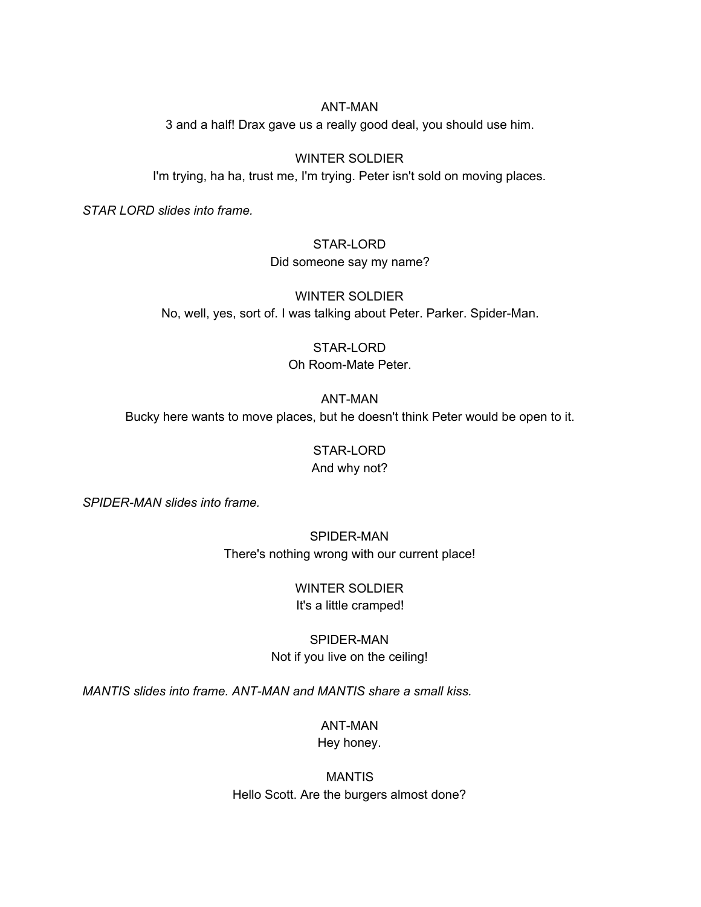ANT-MAN

3 and a half! Drax gave us a really good deal, you should use him.

WINTER SOLDIER

I'm trying, ha ha, trust me, I'm trying. Peter isn't sold on moving places.

*STAR LORD slides into frame.*

STAR-LORD

Did someone say my name?

WINTER SOLDIER

No, well, yes, sort of. I was talking about Peter. Parker. Spider-Man.

STAR-LORD

Oh Room-Mate Peter.

ANT-MAN

Bucky here wants to move places, but he doesn't think Peter would be open to it.

STAR-LORD

And why not?

*SPIDER-MAN slides into frame.*

SPIDER-MAN

There's nothing wrong with our current place!

WINTER SOLDIER

It's a little cramped!

SPIDER-MAN

Not if you live on the ceiling!

*MANTIS slides into frame. ANT-MAN and MANTIS share a small kiss.*

ANT-MAN

Hey honey.

MANTIS

Hello Scott. Are the burgers almost done?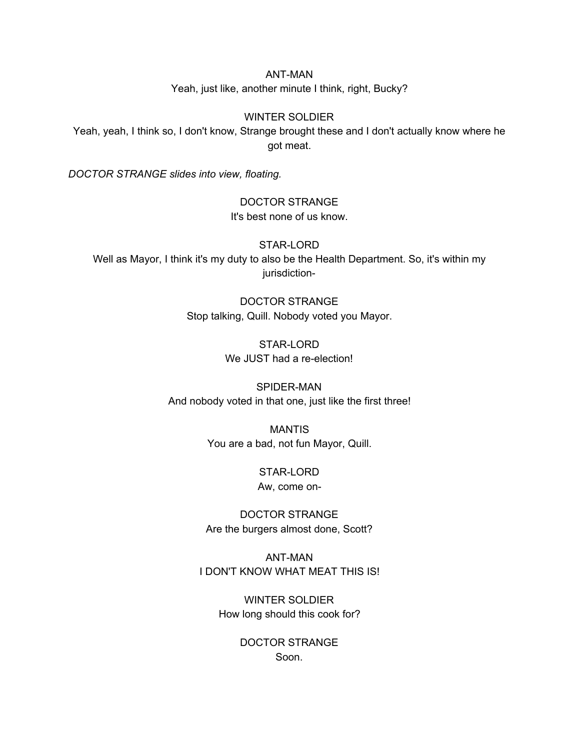ANT-MAN
Yeah, just like, another minute I think, right, Bucky?

WINTER SOLDIER
Yeah, yeah, I think so, I don't know, Strange brought these and I don't actually know where he got meat.

*DOCTOR STRANGE slides into view, floating.*

DOCTOR STRANGE
It's best none of us know.

STAR-LORD
Well as Mayor, I think it's my duty to also be the Health Department. So, it's within my jurisdiction-

DOCTOR STRANGE
Stop talking, Quill. Nobody voted you Mayor.

STAR-LORD
We JUST had a re-election!

SPIDER-MAN
And nobody voted in that one, just like the first three!

MANTIS
You are a bad, not fun Mayor, Quill.

STAR-LORD
Aw, come on-

DOCTOR STRANGE
Are the burgers almost done, Scott?

ANT-MAN
I DON'T KNOW WHAT MEAT THIS IS!

WINTER SOLDIER
How long should this cook for?

DOCTOR STRANGE
Soon.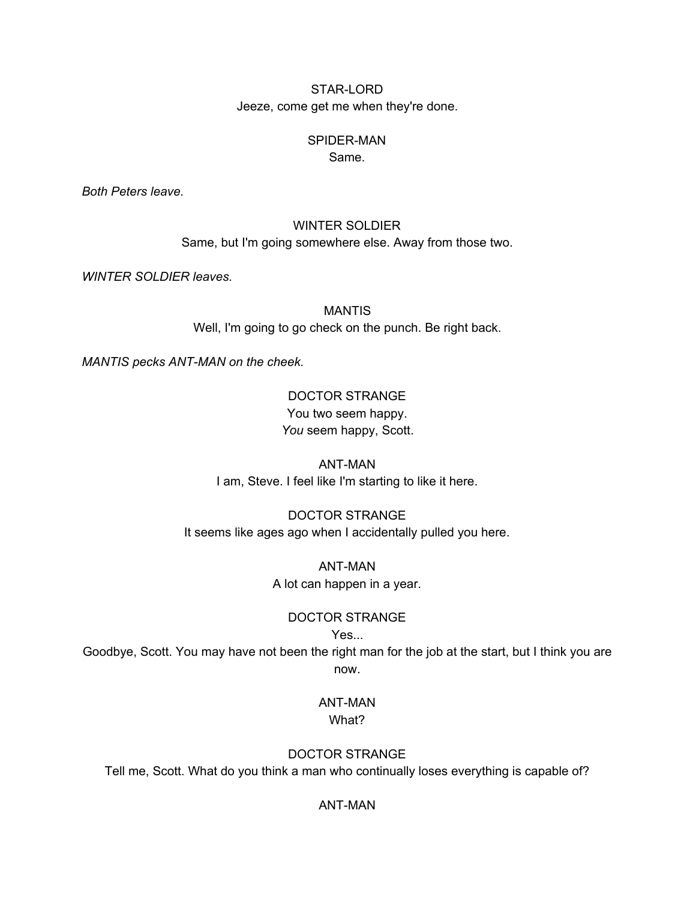STAR-LORD
Jeeze, come get me when they're done.

SPIDER-MAN
Same.

*Both Peters leave.*

WINTER SOLDIER
Same, but I'm going somewhere else. Away from those two.

*WINTER SOLDIER leaves.*

MANTIS
Well, I'm going to go check on the punch. Be right back.

*MANTIS pecks ANT-MAN on the cheek.*

DOCTOR STRANGE
You two seem happy.
*You* seem happy, Scott.

ANT-MAN
I am, Steve. I feel like I'm starting to like it here.

DOCTOR STRANGE
It seems like ages ago when I accidentally pulled you here.

ANT-MAN
A lot can happen in a year.

DOCTOR STRANGE
Yes...
Goodbye, Scott. You may have not been the right man for the job at the start, but I think you are now.

ANT-MAN
What?

DOCTOR STRANGE
Tell me, Scott. What do you think a man who continually loses everything is capable of?

ANT-MAN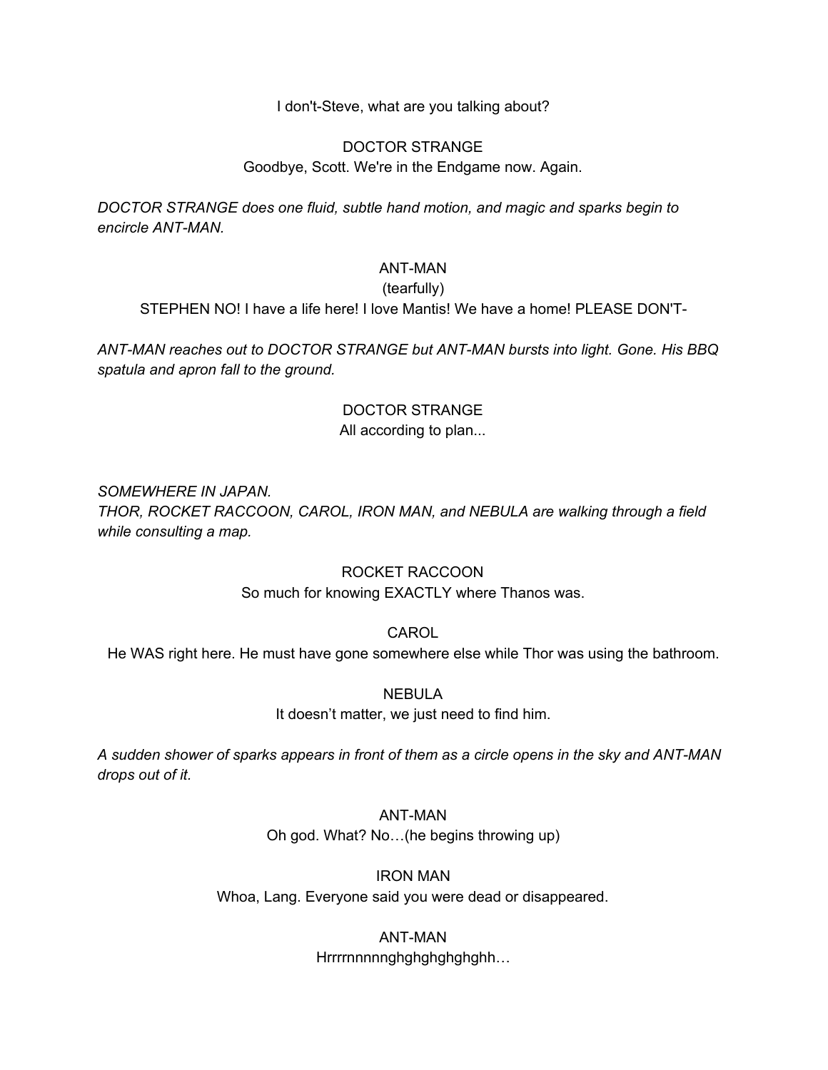I don't-Steve, what are you talking about?

DOCTOR STRANGE

Goodbye, Scott. We're in the Endgame now. Again.

*DOCTOR STRANGE does one fluid, subtle hand motion, and magic and sparks begin to encircle ANT-MAN.*

ANT-MAN

(tearfully)

STEPHEN NO! I have a life here! I love Mantis! We have a home! PLEASE DON'T-

*ANT-MAN reaches out to DOCTOR STRANGE but ANT-MAN bursts into light. Gone. His BBQ spatula and apron fall to the ground.*

DOCTOR STRANGE

All according to plan...

*SOMEWHERE IN JAPAN.*
*THOR, ROCKET RACCOON, CAROL, IRON MAN, and NEBULA are walking through a field while consulting a map.*

ROCKET RACCOON

So much for knowing EXACTLY where Thanos was.

CAROL

He WAS right here. He must have gone somewhere else while Thor was using the bathroom.

NEBULA

It doesn't matter, we just need to find him.

*A sudden shower of sparks appears in front of them as a circle opens in the sky and ANT-MAN drops out of it.*

ANT-MAN

Oh god. What? No…(he begins throwing up)

IRON MAN

Whoa, Lang. Everyone said you were dead or disappeared.

ANT-MAN

Hrrrrnnnnnghghghghghghh…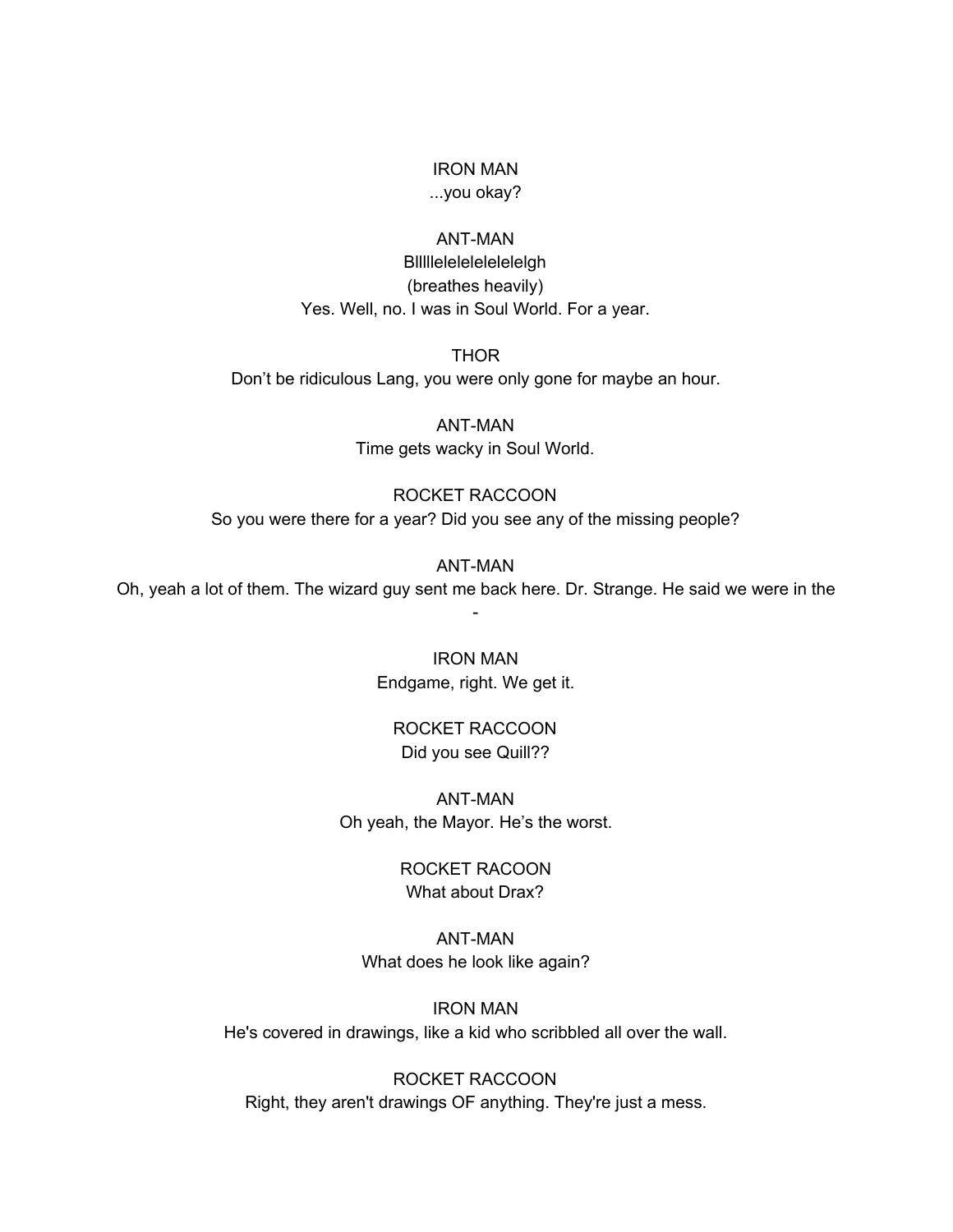IRON MAN
...you okay?

ANT-MAN
Blllllelelelelelelelgh
(breathes heavily)
Yes. Well, no. I was in Soul World. For a year.

THOR
Don't be ridiculous Lang, you were only gone for maybe an hour.

ANT-MAN
Time gets wacky in Soul World.

ROCKET RACCOON
So you were there for a year? Did you see any of the missing people?

ANT-MAN
Oh, yeah a lot of them. The wizard guy sent me back here. Dr. Strange. He said we were in the -

IRON MAN
Endgame, right. We get it.

ROCKET RACCOON
Did you see Quill??

ANT-MAN
Oh yeah, the Mayor. He's the worst.

ROCKET RACOON
What about Drax?

ANT-MAN
What does he look like again?

IRON MAN
He's covered in drawings, like a kid who scribbled all over the wall.

ROCKET RACCOON
Right, they aren't drawings OF anything. They're just a mess.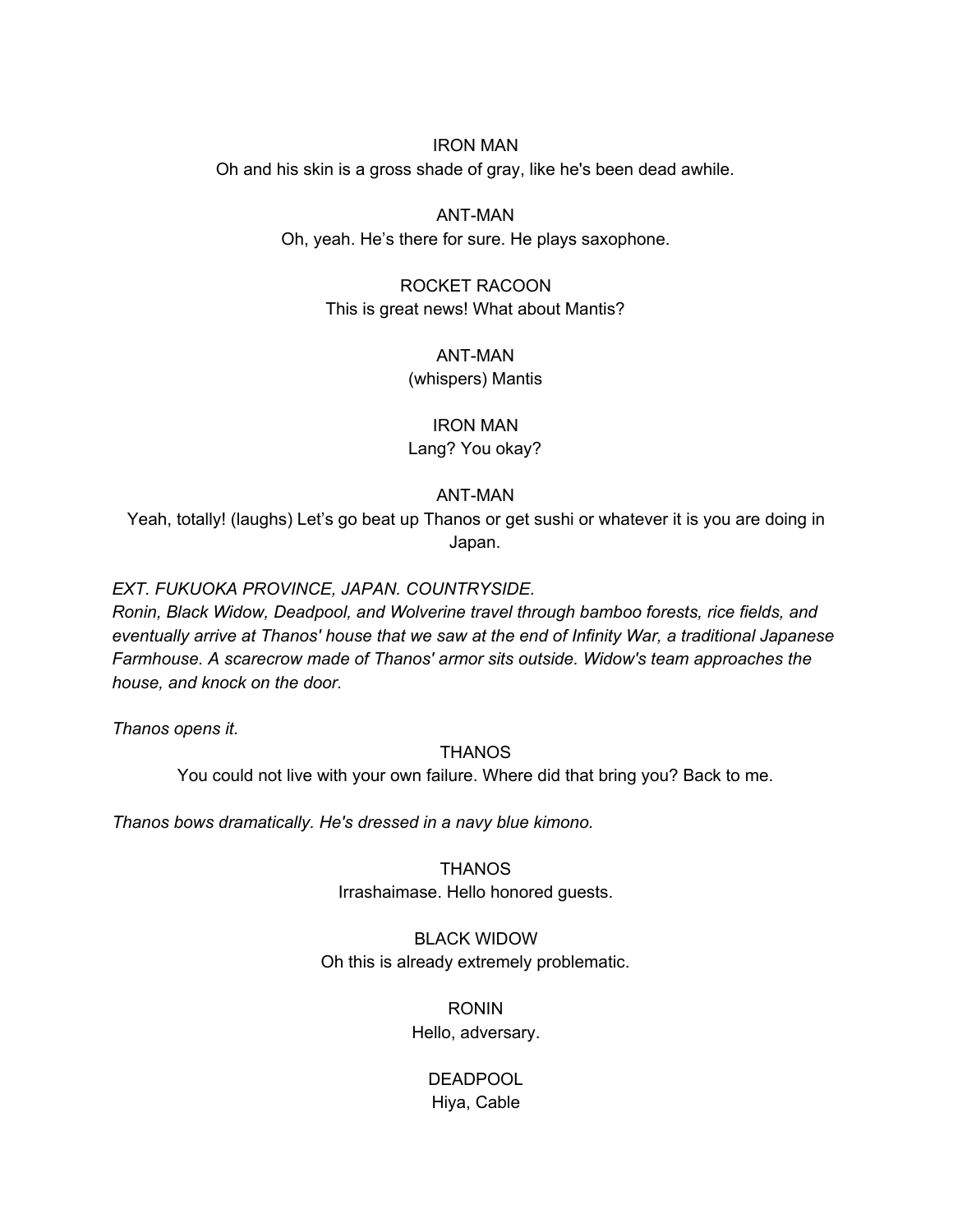IRON MAN

Oh and his skin is a gross shade of gray, like he's been dead awhile.

ANT-MAN

Oh, yeah. He's there for sure. He plays saxophone.

ROCKET RACOON

This is great news! What about Mantis?

ANT-MAN

(whispers) Mantis

IRON MAN

Lang? You okay?

ANT-MAN

Yeah, totally! (laughs) Let's go beat up Thanos or get sushi or whatever it is you are doing in Japan.

*EXT. FUKUOKA PROVINCE, JAPAN. COUNTRYSIDE.*
*Ronin, Black Widow, Deadpool, and Wolverine travel through bamboo forests, rice fields, and eventually arrive at Thanos' house that we saw at the end of Infinity War, a traditional Japanese Farmhouse. A scarecrow made of Thanos' armor sits outside. Widow's team approaches the house, and knock on the door.*

*Thanos opens it.*

THANOS

You could not live with your own failure. Where did that bring you? Back to me.

*Thanos bows dramatically. He's dressed in a navy blue kimono.*

THANOS

Irrashaimase. Hello honored guests.

BLACK WIDOW

Oh this is already extremely problematic.

RONIN

Hello, adversary.

DEADPOOL

Hiya, Cable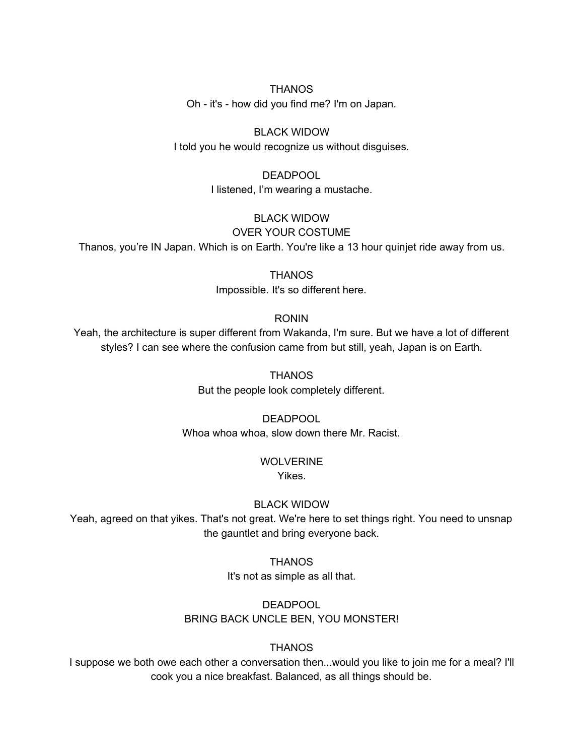THANOS

Oh - it's - how did you find me? I'm on Japan.

BLACK WIDOW

I told you he would recognize us without disguises.

DEADPOOL

I listened, I'm wearing a mustache.

BLACK WIDOW

OVER YOUR COSTUME

Thanos, you're IN Japan. Which is on Earth. You're like a 13 hour quinjet ride away from us.

THANOS

Impossible. It's so different here.

RONIN

Yeah, the architecture is super different from Wakanda, I'm sure. But we have a lot of different styles? I can see where the confusion came from but still, yeah, Japan is on Earth.

THANOS

But the people look completely different.

DEADPOOL

Whoa whoa whoa, slow down there Mr. Racist.

WOLVERINE

Yikes.

BLACK WIDOW

Yeah, agreed on that yikes. That's not great. We're here to set things right. You need to unsnap the gauntlet and bring everyone back.

THANOS

It's not as simple as all that.

DEADPOOL

BRING BACK UNCLE BEN, YOU MONSTER!

THANOS

I suppose we both owe each other a conversation then...would you like to join me for a meal? I'll cook you a nice breakfast. Balanced, as all things should be.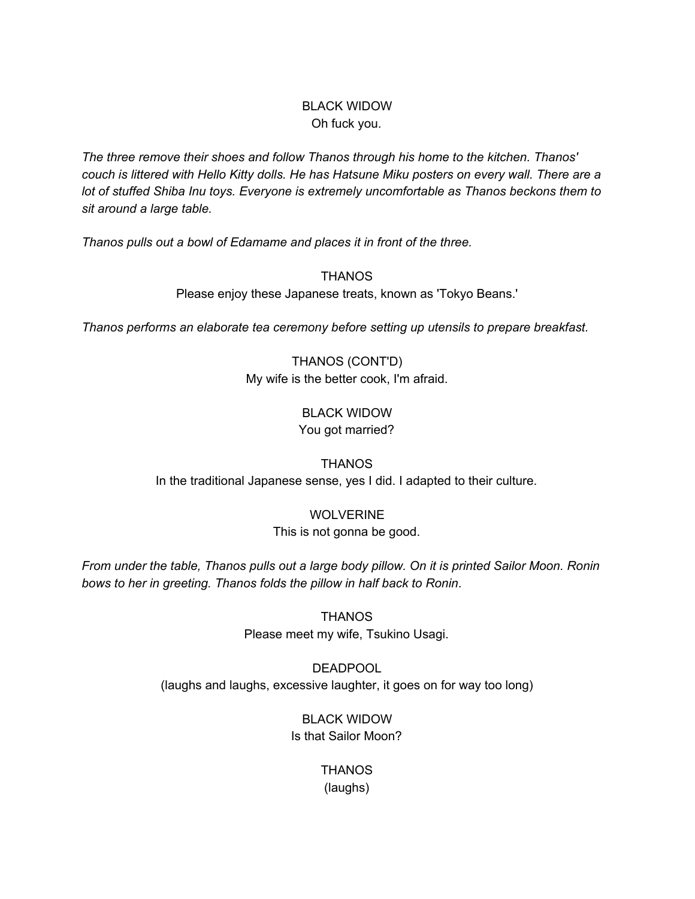BLACK WIDOW
Oh fuck you.

*The three remove their shoes and follow Thanos through his home to the kitchen. Thanos' couch is littered with Hello Kitty dolls. He has Hatsune Miku posters on every wall. There are a lot of stuffed Shiba Inu toys. Everyone is extremely uncomfortable as Thanos beckons them to sit around a large table.*

*Thanos pulls out a bowl of Edamame and places it in front of the three.*

THANOS
Please enjoy these Japanese treats, known as 'Tokyo Beans.'

*Thanos performs an elaborate tea ceremony before setting up utensils to prepare breakfast.*

THANOS (CONT'D)
My wife is the better cook, I'm afraid.

BLACK WIDOW
You got married?

THANOS
In the traditional Japanese sense, yes I did. I adapted to their culture.

WOLVERINE
This is not gonna be good.

*From under the table, Thanos pulls out a large body pillow. On it is printed Sailor Moon. Ronin bows to her in greeting. Thanos folds the pillow in half back to Ronin*.

THANOS
Please meet my wife, Tsukino Usagi.

DEADPOOL
(laughs and laughs, excessive laughter, it goes on for way too long)

BLACK WIDOW
Is that Sailor Moon?

THANOS
(laughs)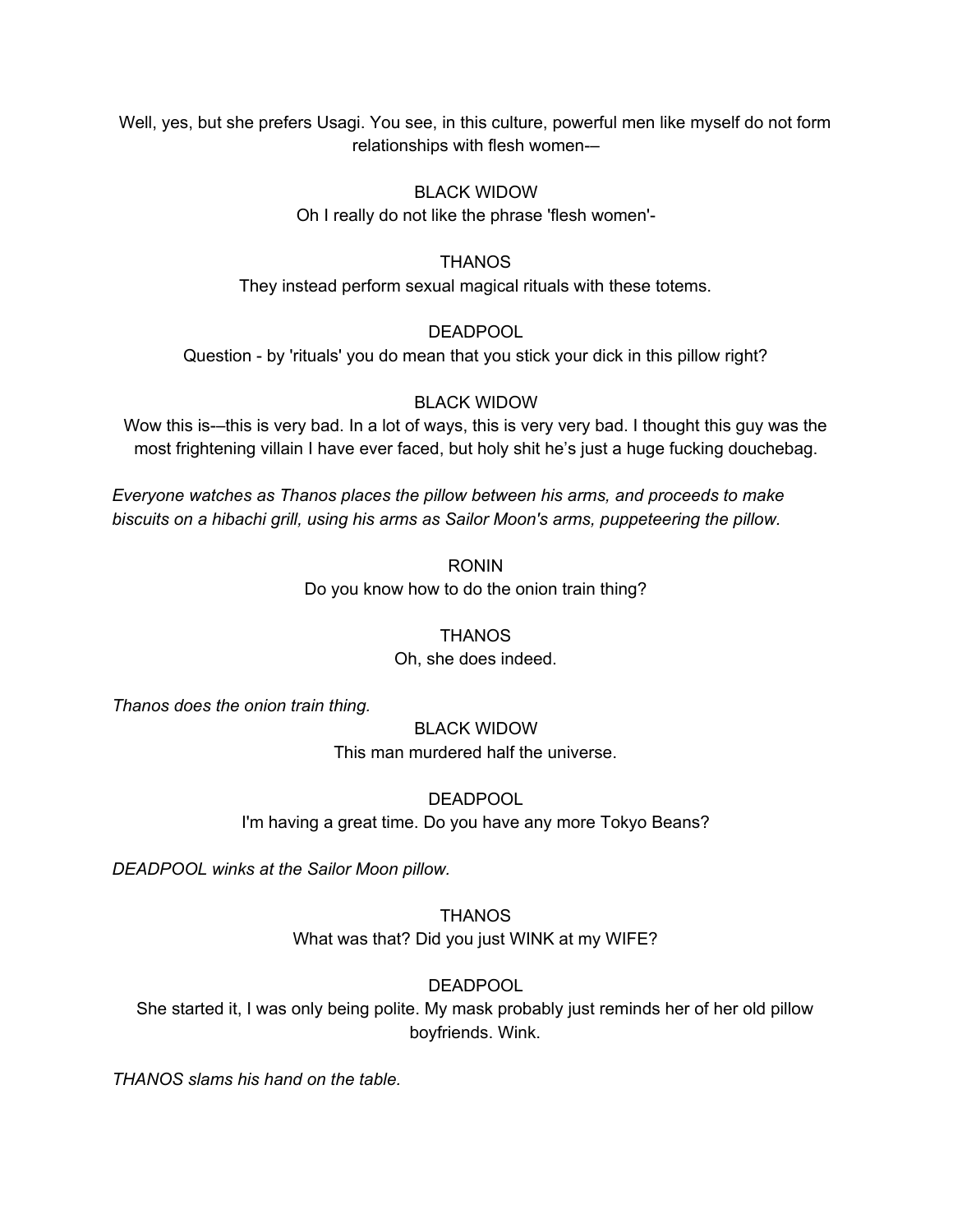Well, yes, but she prefers Usagi. You see, in this culture, powerful men like myself do not form relationships with flesh women-—

BLACK WIDOW

Oh I really do not like the phrase 'flesh women'-

THANOS

They instead perform sexual magical rituals with these totems.

DEADPOOL

Question - by 'rituals' you do mean that you stick your dick in this pillow right?

BLACK WIDOW

Wow this is-—this is very bad. In a lot of ways, this is very very bad. I thought this guy was the most frightening villain I have ever faced, but holy shit he's just a huge fucking douchebag.

*Everyone watches as Thanos places the pillow between his arms, and proceeds to make biscuits on a hibachi grill, using his arms as Sailor Moon's arms, puppeteering the pillow.*

RONIN

Do you know how to do the onion train thing?

THANOS

Oh, she does indeed.

*Thanos does the onion train thing.*

BLACK WIDOW

This man murdered half the universe.

DEADPOOL

I'm having a great time. Do you have any more Tokyo Beans?

*DEADPOOL winks at the Sailor Moon pillow.*

THANOS

What was that? Did you just WINK at my WIFE?

DEADPOOL

She started it, I was only being polite. My mask probably just reminds her of her old pillow boyfriends. Wink.

*THANOS slams his hand on the table.*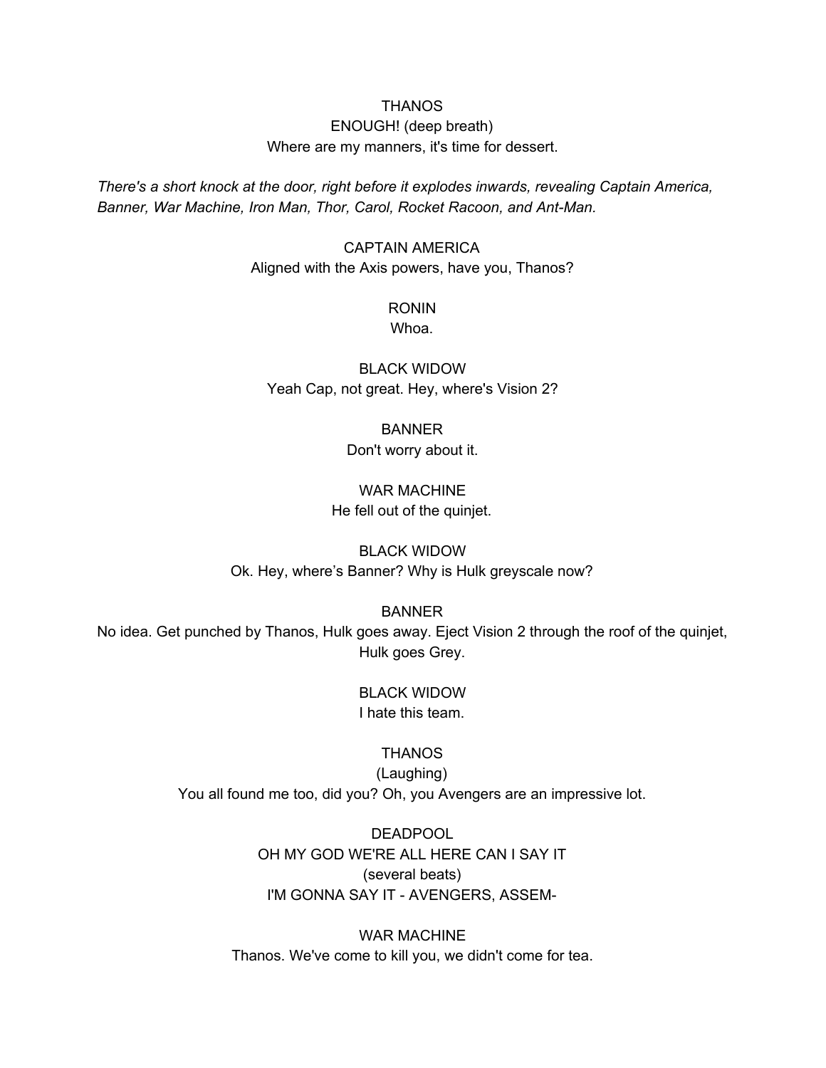THANOS
ENOUGH! (deep breath)
Where are my manners, it's time for dessert.

*There's a short knock at the door, right before it explodes inwards, revealing Captain America, Banner, War Machine, Iron Man, Thor, Carol, Rocket Racoon, and Ant-Man.*

CAPTAIN AMERICA
Aligned with the Axis powers, have you, Thanos?

RONIN
Whoa.

BLACK WIDOW
Yeah Cap, not great. Hey, where's Vision 2?

BANNER
Don't worry about it.

WAR MACHINE
He fell out of the quinjet.

BLACK WIDOW
Ok. Hey, where's Banner? Why is Hulk greyscale now?

BANNER
No idea. Get punched by Thanos, Hulk goes away. Eject Vision 2 through the roof of the quinjet, Hulk goes Grey.

BLACK WIDOW
I hate this team.

THANOS
(Laughing)
You all found me too, did you? Oh, you Avengers are an impressive lot.

DEADPOOL
OH MY GOD WE'RE ALL HERE CAN I SAY IT
(several beats)
I'M GONNA SAY IT - AVENGERS, ASSEM-

WAR MACHINE
Thanos. We've come to kill you, we didn't come for tea.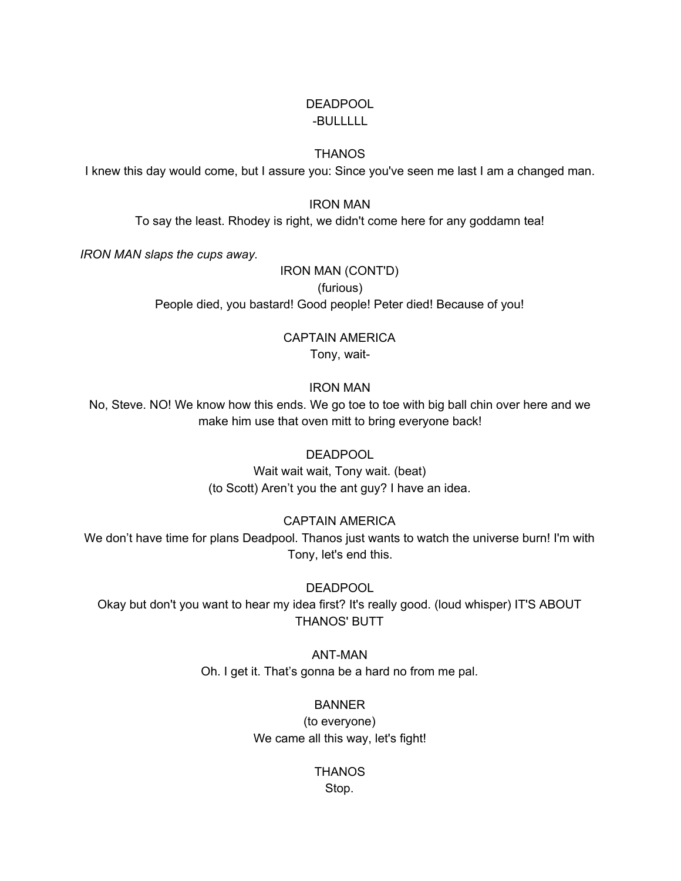DEADPOOL

-BULLLLL

THANOS

I knew this day would come, but I assure you: Since you've seen me last I am a changed man.

IRON MAN

To say the least. Rhodey is right, we didn't come here for any goddamn tea!

*IRON MAN slaps the cups away.*

IRON MAN (CONT'D)

(furious)

People died, you bastard! Good people! Peter died! Because of you!

CAPTAIN AMERICA

Tony, wait-

IRON MAN

No, Steve. NO! We know how this ends. We go toe to toe with big ball chin over here and we make him use that oven mitt to bring everyone back!

DEADPOOL

Wait wait wait, Tony wait. (beat)

(to Scott) Aren't you the ant guy? I have an idea.

CAPTAIN AMERICA

We don't have time for plans Deadpool. Thanos just wants to watch the universe burn! I'm with Tony, let's end this.

DEADPOOL

Okay but don't you want to hear my idea first? It's really good. (loud whisper) IT'S ABOUT THANOS' BUTT

ANT-MAN

Oh. I get it. That's gonna be a hard no from me pal.

BANNER

(to everyone)

We came all this way, let's fight!

THANOS

Stop.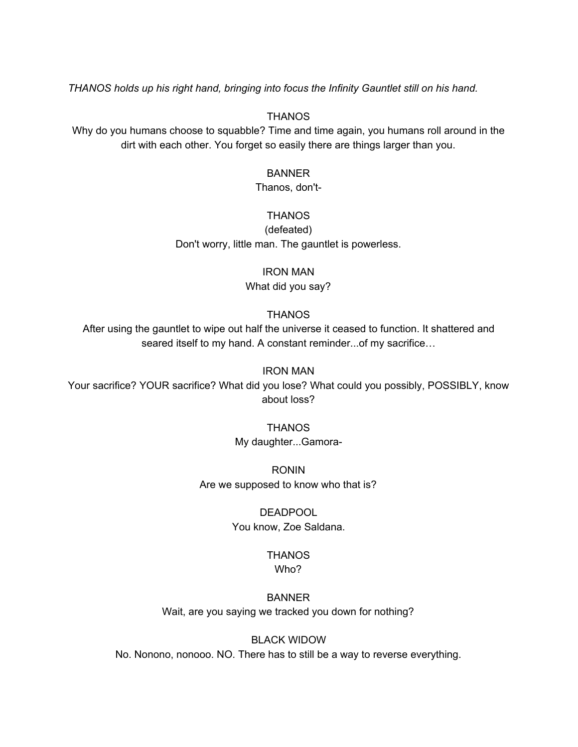*THANOS holds up his right hand, bringing into focus the Infinity Gauntlet still on his hand.*

THANOS

Why do you humans choose to squabble? Time and time again, you humans roll around in the dirt with each other. You forget so easily there are things larger than you.

BANNER

Thanos, don't-

THANOS

(defeated)

Don't worry, little man. The gauntlet is powerless.

IRON MAN

What did you say?

THANOS

After using the gauntlet to wipe out half the universe it ceased to function. It shattered and seared itself to my hand. A constant reminder...of my sacrifice…

IRON MAN

Your sacrifice? YOUR sacrifice? What did you lose? What could you possibly, POSSIBLY, know about loss?

THANOS

My daughter...Gamora-

RONIN

Are we supposed to know who that is?

DEADPOOL

You know, Zoe Saldana.

THANOS

Who?

BANNER

Wait, are you saying we tracked you down for nothing?

BLACK WIDOW

No. Nonono, nonooo. NO. There has to still be a way to reverse everything.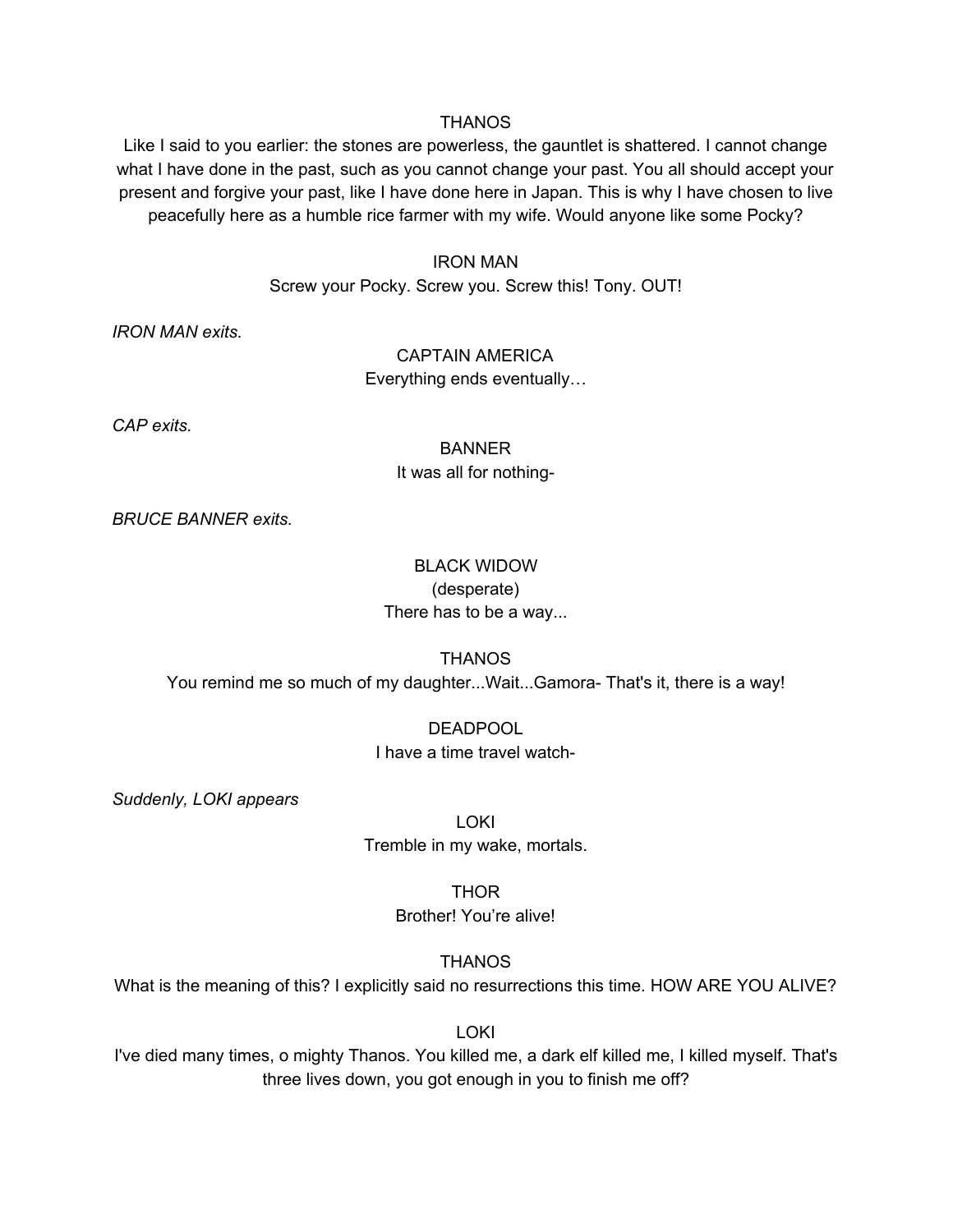THANOS

Like I said to you earlier: the stones are powerless, the gauntlet is shattered. I cannot change what I have done in the past, such as you cannot change your past. You all should accept your present and forgive your past, like I have done here in Japan. This is why I have chosen to live peacefully here as a humble rice farmer with my wife. Would anyone like some Pocky?

IRON MAN

Screw your Pocky. Screw you. Screw this! Tony. OUT!

*IRON MAN exits.*

CAPTAIN AMERICA

Everything ends eventually…

*CAP exits.*

BANNER

It was all for nothing-

*BRUCE BANNER exits.*

BLACK WIDOW

(desperate)

There has to be a way...

THANOS

You remind me so much of my daughter...Wait...Gamora- That's it, there is a way!

DEADPOOL

I have a time travel watch-

*Suddenly, LOKI appears*

LOKI

Tremble in my wake, mortals.

THOR

Brother! You're alive!

THANOS

What is the meaning of this? I explicitly said no resurrections this time. HOW ARE YOU ALIVE?

LOKI

I've died many times, o mighty Thanos. You killed me, a dark elf killed me, I killed myself. That's three lives down, you got enough in you to finish me off?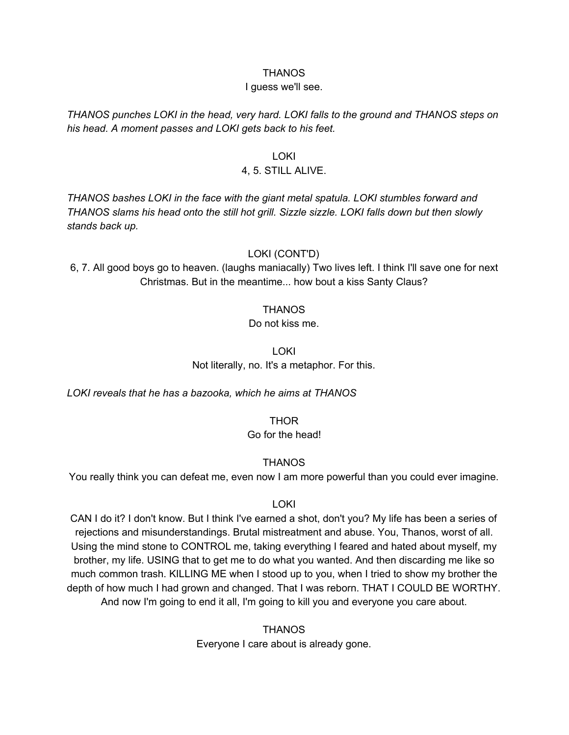THANOS

I guess we'll see.

*THANOS punches LOKI in the head, very hard. LOKI falls to the ground and THANOS steps on his head. A moment passes and LOKI gets back to his feet.*

LOKI

4, 5. STILL ALIVE.

*THANOS bashes LOKI in the face with the giant metal spatula. LOKI stumbles forward and THANOS slams his head onto the still hot grill. Sizzle sizzle. LOKI falls down but then slowly stands back up.*

LOKI (CONT'D)

6, 7. All good boys go to heaven. (laughs maniacally) Two lives left. I think I'll save one for next Christmas. But in the meantime... how bout a kiss Santy Claus?

THANOS

Do not kiss me.

LOKI

Not literally, no. It's a metaphor. For this.

*LOKI reveals that he has a bazooka, which he aims at THANOS*

THOR

Go for the head!

THANOS

You really think you can defeat me, even now I am more powerful than you could ever imagine.

LOKI

CAN I do it? I don't know. But I think I've earned a shot, don't you? My life has been a series of rejections and misunderstandings. Brutal mistreatment and abuse. You, Thanos, worst of all. Using the mind stone to CONTROL me, taking everything I feared and hated about myself, my brother, my life. USING that to get me to do what you wanted. And then discarding me like so much common trash. KILLING ME when I stood up to you, when I tried to show my brother the depth of how much I had grown and changed. That I was reborn. THAT I COULD BE WORTHY. And now I'm going to end it all, I'm going to kill you and everyone you care about.

THANOS

Everyone I care about is already gone.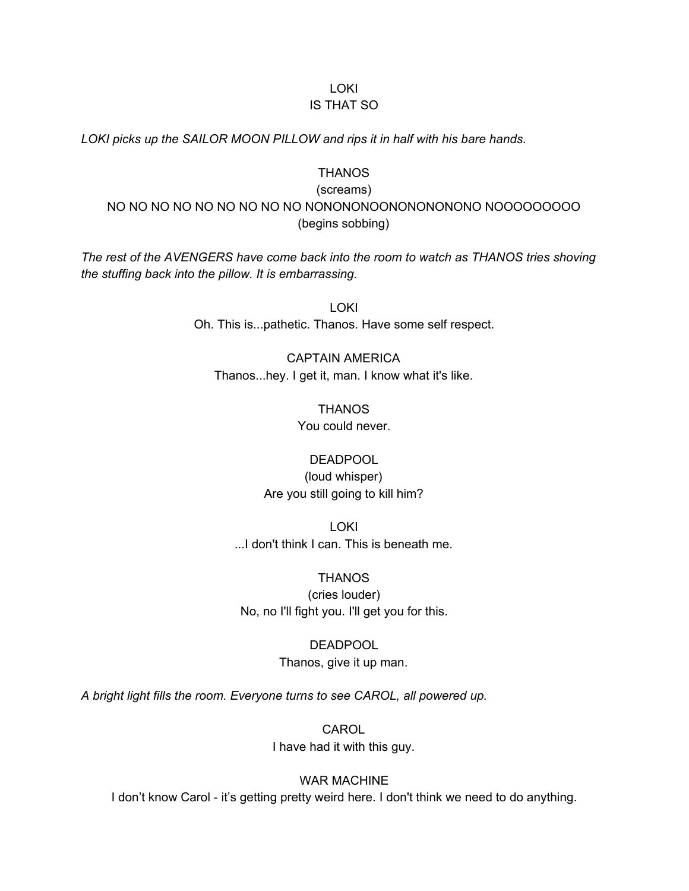LOKI
IS THAT SO

*LOKI picks up the SAILOR MOON PILLOW and rips it in half with his bare hands.*

THANOS
(screams)
NO NO NO NO NO NO NO NO NO NONONONOONONONONONO NOOOOOOOOO
(begins sobbing)

*The rest of the AVENGERS have come back into the room to watch as THANOS tries shoving the stuffing back into the pillow. It is embarrassing.*

LOKI
Oh. This is...pathetic. Thanos. Have some self respect.

CAPTAIN AMERICA
Thanos...hey. I get it, man. I know what it's like.

THANOS
You could never.

DEADPOOL
(loud whisper)
Are you still going to kill him?

LOKI
...I don't think I can. This is beneath me.

THANOS
(cries louder)
No, no I'll fight you. I'll get you for this.

DEADPOOL
Thanos, give it up man.

*A bright light fills the room. Everyone turns to see CAROL, all powered up.*

CAROL
I have had it with this guy.

WAR MACHINE
I don't know Carol - it's getting pretty weird here. I don't think we need to do anything.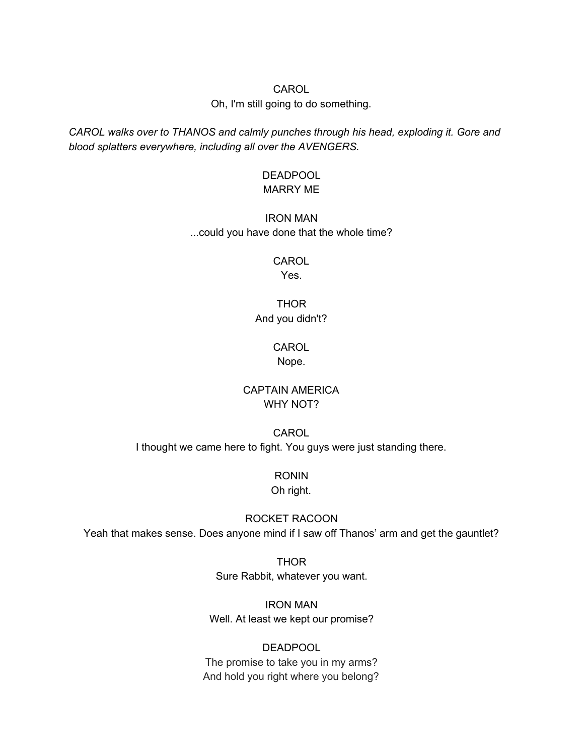CAROL
Oh, I'm still going to do something.

*CAROL walks over to THANOS and calmly punches through his head, exploding it. Gore and blood splatters everywhere, including all over the AVENGERS.*

DEADPOOL
MARRY ME

IRON MAN
...could you have done that the whole time?

CAROL
Yes.

THOR
And you didn't?

CAROL
Nope.

CAPTAIN AMERICA
WHY NOT?

CAROL
I thought we came here to fight. You guys were just standing there.

RONIN
Oh right.

ROCKET RACOON
Yeah that makes sense. Does anyone mind if I saw off Thanos' arm and get the gauntlet?

THOR
Sure Rabbit, whatever you want.

IRON MAN
Well. At least we kept our promise?

DEADPOOL
The promise to take you in my arms?
And hold you right where you belong?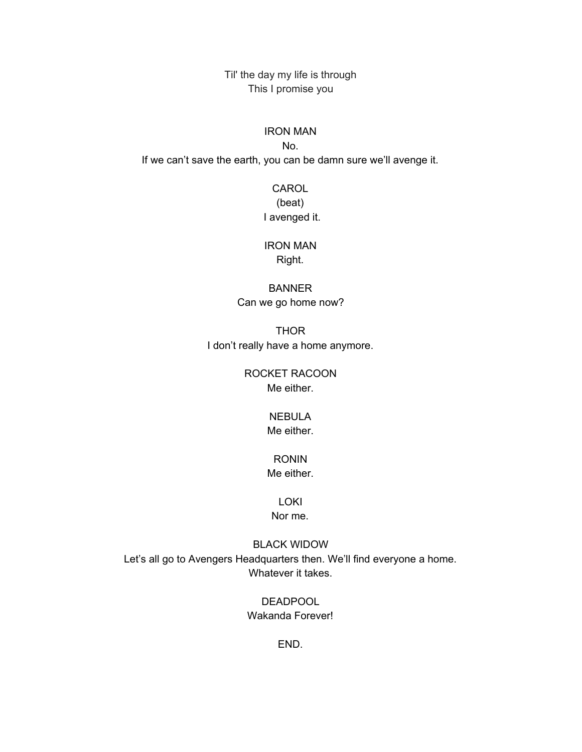Til' the day my life is through
This I promise you

IRON MAN
No.
If we can't save the earth, you can be damn sure we'll avenge it.

CAROL
(beat)
I avenged it.

IRON MAN
Right.

BANNER
Can we go home now?

THOR
I don't really have a home anymore.

ROCKET RACOON
Me either.

NEBULA
Me either.

RONIN
Me either.

LOKI
Nor me.

BLACK WIDOW
Let's all go to Avengers Headquarters then. We'll find everyone a home.
Whatever it takes.

DEADPOOL
Wakanda Forever!

END.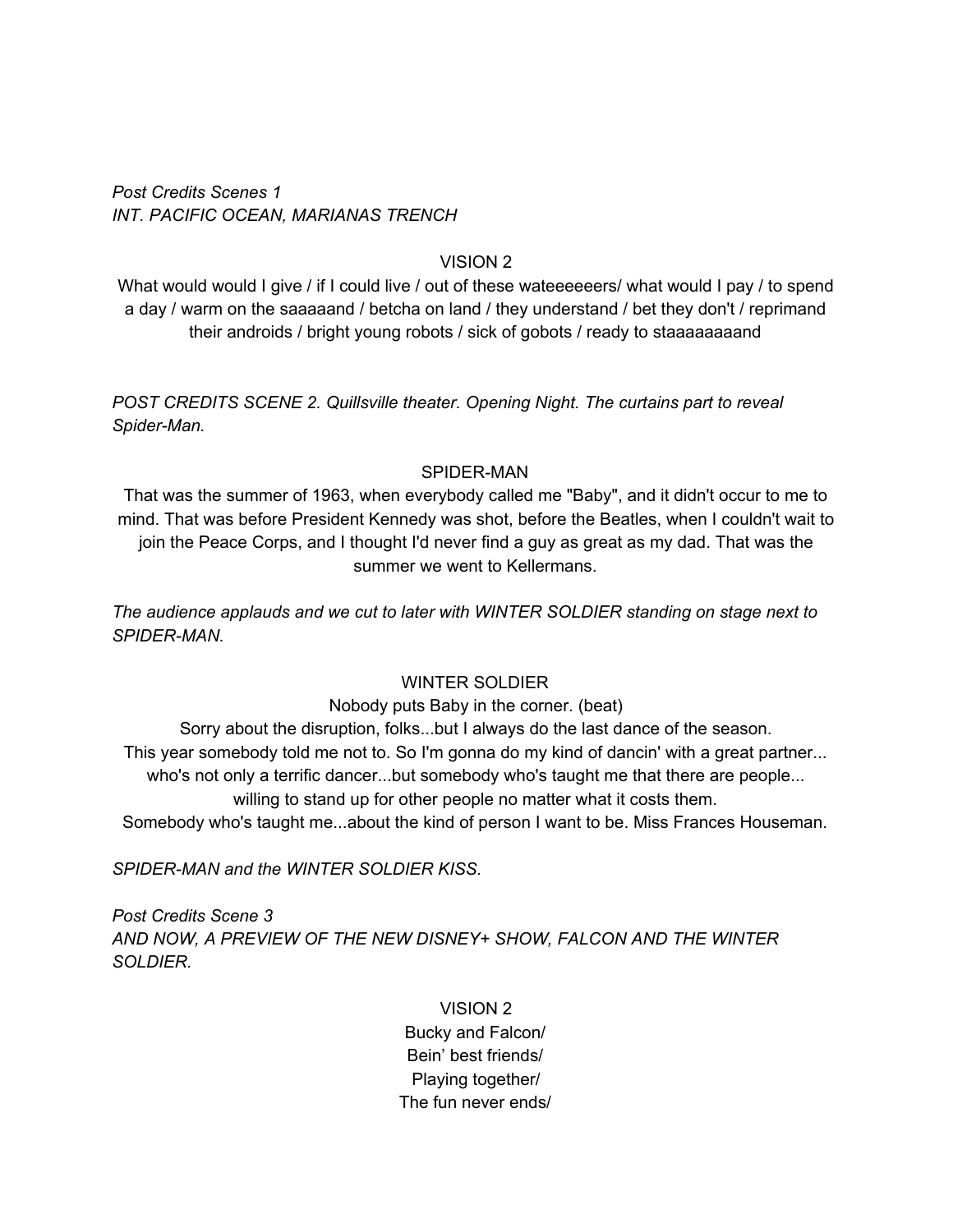*Post Credits Scenes 1*
*INT. PACIFIC OCEAN, MARIANAS TRENCH*

VISION 2

What would would I give / if I could live / out of these wateeeeeers/ what would I pay / to spend a day / warm on the saaaaand / betcha on land / they understand / bet they don't / reprimand their androids / bright young robots / sick of gobots / ready to staaaaaaaand

*POST CREDITS SCENE 2. Quillsville theater. Opening Night. The curtains part to reveal Spider-Man.*

SPIDER-MAN

That was the summer of 1963, when everybody called me "Baby", and it didn't occur to me to mind. That was before President Kennedy was shot, before the Beatles, when I couldn't wait to join the Peace Corps, and I thought I'd never find a guy as great as my dad. That was the summer we went to Kellermans.

*The audience applauds and we cut to later with WINTER SOLDIER standing on stage next to SPIDER-MAN.*

WINTER SOLDIER

Nobody puts Baby in the corner. (beat)
Sorry about the disruption, folks...but I always do the last dance of the season.
This year somebody told me not to. So I'm gonna do my kind of dancin' with a great partner... who's not only a terrific dancer...but somebody who's taught me that there are people... willing to stand up for other people no matter what it costs them.
Somebody who's taught me...about the kind of person I want to be. Miss Frances Houseman.

*SPIDER-MAN and the WINTER SOLDIER KISS.*

*Post Credits Scene 3*
*AND NOW, A PREVIEW OF THE NEW DISNEY+ SHOW, FALCON AND THE WINTER SOLDIER.*

VISION 2

Bucky and Falcon/
Bein' best friends/
Playing together/
The fun never ends/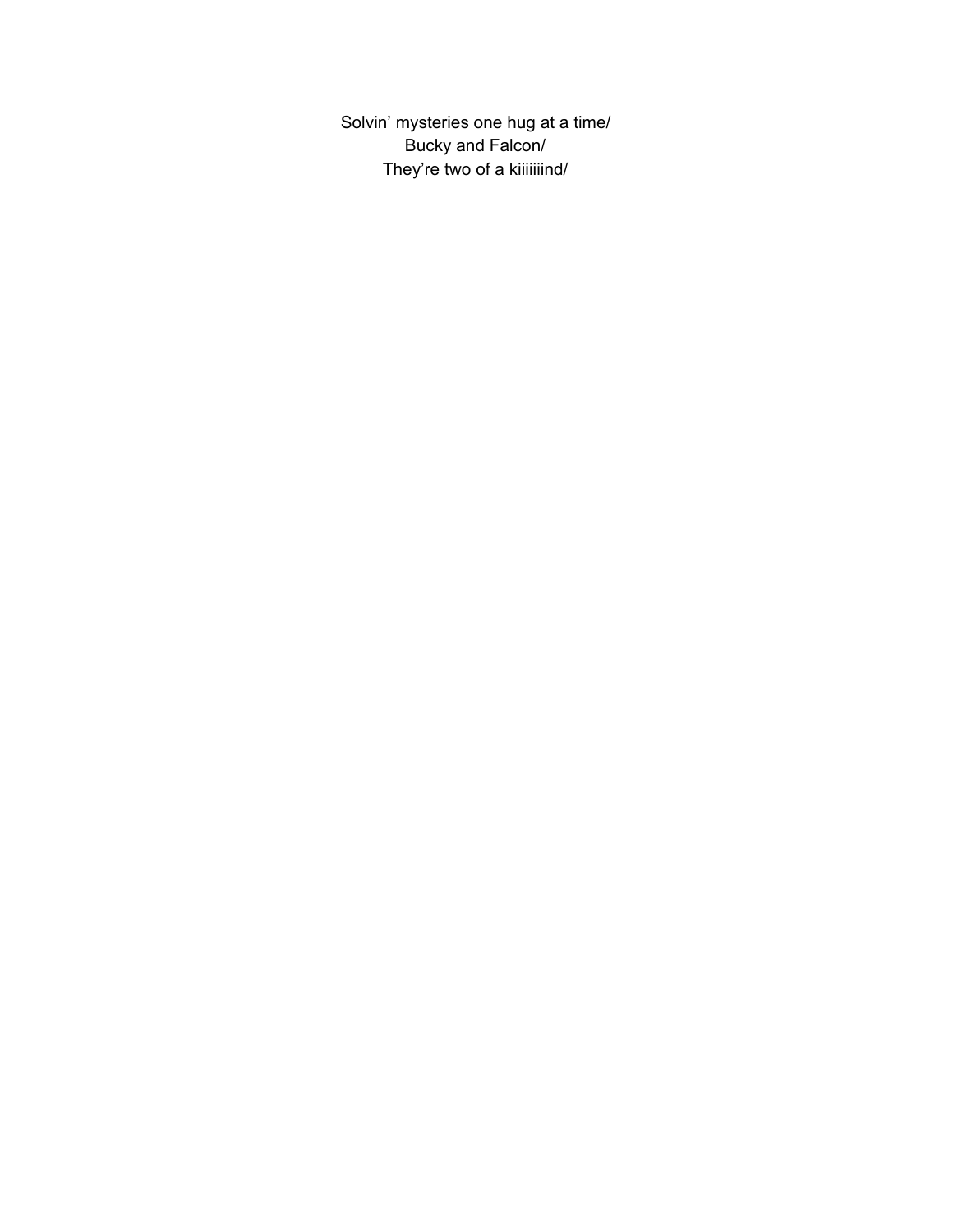Solvin' mysteries one hug at a time/
Bucky and Falcon/
They're two of a kiiiiiiind/